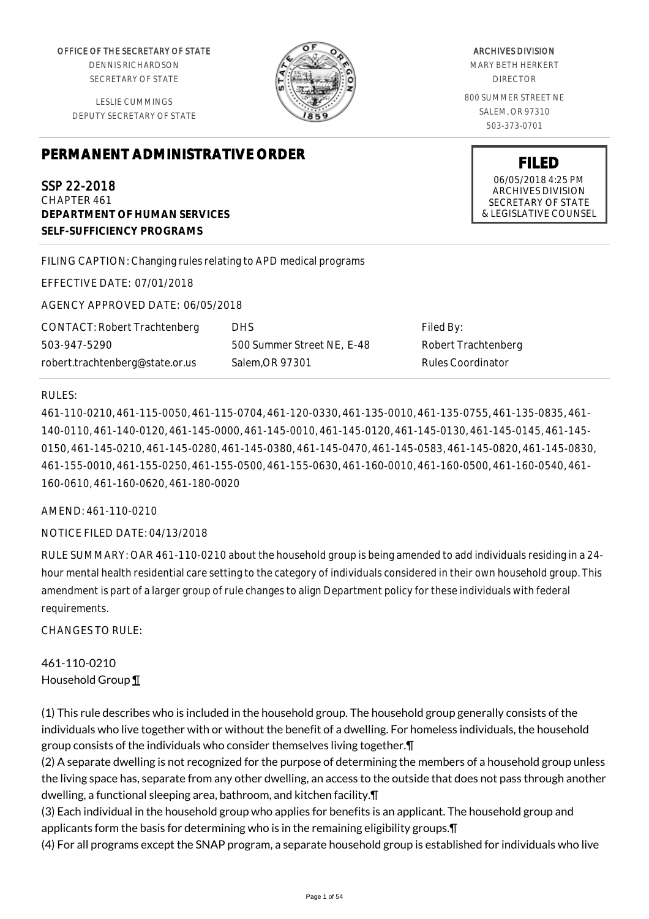OFFICE OF THE SECRETARY OF STATE
DENNIS RICHARDSON
SECRETARY OF STATE

LESLIE CUMMINGS
DEPUTY SECRETARY OF STATE

ARCHIVES DIVISION
MARY BETH HERKERT
DIRECTOR

800 SUMMER STREET NE
SALEM, OR 97310
503-373-0701

**FILED**
06/05/2018 4:25 PM
ARCHIVES DIVISION
SECRETARY OF STATE
& LEGISLATIVE COUNSEL

# PERMANENT ADMINISTRATIVE ORDER

SSP 22-2018
CHAPTER 461
**DEPARTMENT OF HUMAN SERVICES**
**SELF-SUFFICIENCY PROGRAMS**

FILING CAPTION: Changing rules relating to APD medical programs

EFFECTIVE DATE: 07/01/2018

AGENCY APPROVED DATE: 06/05/2018

| CONTACT: Robert Trachtenberg | DHS | Filed By: |
|---|---|---|
| 503-947-5290 | 500 Summer Street NE, E-48 | Robert Trachtenberg |
| robert.trachtenberg@state.or.us | Salem,OR 97301 | Rules Coordinator |

RULES:

461-110-0210, 461-115-0050, 461-115-0704, 461-120-0330, 461-135-0010, 461-135-0755, 461-135-0835, 461-140-0110, 461-140-0120, 461-145-0000, 461-145-0010, 461-145-0120, 461-145-0130, 461-145-0145, 461-145-0150, 461-145-0210, 461-145-0280, 461-145-0380, 461-145-0470, 461-145-0583, 461-145-0820, 461-145-0830, 461-155-0010, 461-155-0250, 461-155-0500, 461-155-0630, 461-160-0010, 461-160-0500, 461-160-0540, 461-160-0610, 461-160-0620, 461-180-0020

AMEND: 461-110-0210

NOTICE FILED DATE: 04/13/2018

RULE SUMMARY: OAR 461-110-0210 about the household group is being amended to add individuals residing in a 24-hour mental health residential care setting to the category of individuals considered in their own household group. This amendment is part of a larger group of rule changes to align Department policy for these individuals with federal requirements.

CHANGES TO RULE:

461-110-0210
Household Group ¶

(1) This rule describes who is included in the household group. The household group generally consists of the individuals who live together with or without the benefit of a dwelling. For homeless individuals, the household group consists of the individuals who consider themselves living together.¶
(2) A separate dwelling is not recognized for the purpose of determining the members of a household group unless the living space has, separate from any other dwelling, an access to the outside that does not pass through another dwelling, a functional sleeping area, bathroom, and kitchen facility.¶
(3) Each individual in the household group who applies for benefits is an applicant. The household group and applicants form the basis for determining who is in the remaining eligibility groups.¶
(4) For all programs except the SNAP program, a separate household group is established for individuals who live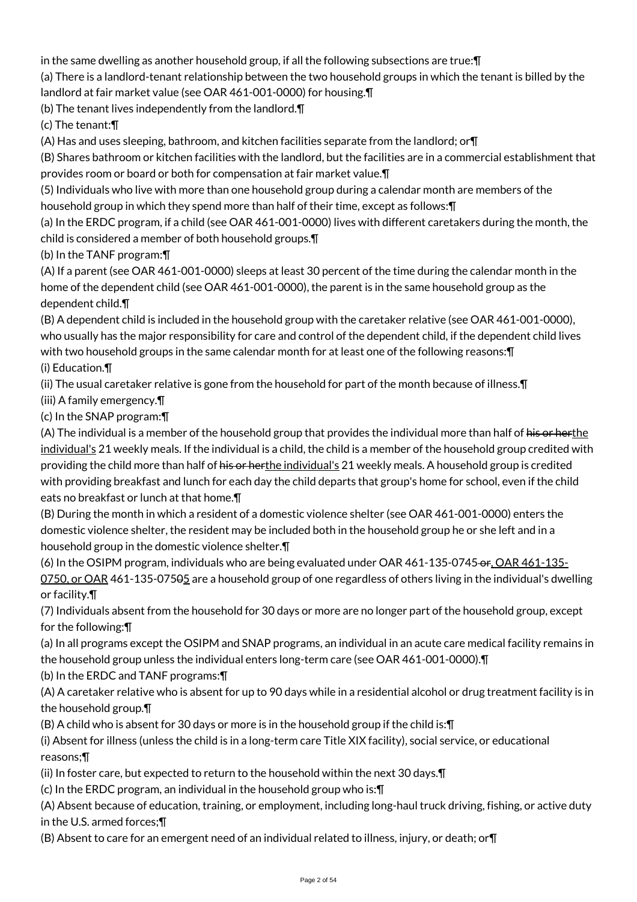in the same dwelling as another household group, if all the following subsections are true:¶

(a) There is a landlord-tenant relationship between the two household groups in which the tenant is billed by the landlord at fair market value (see OAR 461-001-0000) for housing.¶

(b) The tenant lives independently from the landlord.¶

(c) The tenant:¶

(A) Has and uses sleeping, bathroom, and kitchen facilities separate from the landlord; or¶

(B) Shares bathroom or kitchen facilities with the landlord, but the facilities are in a commercial establishment that provides room or board or both for compensation at fair market value.¶

(5) Individuals who live with more than one household group during a calendar month are members of the household group in which they spend more than half of their time, except as follows:¶

(a) In the ERDC program, if a child (see OAR 461-001-0000) lives with different caretakers during the month, the child is considered a member of both household groups.¶

(b) In the TANF program:¶

(A) If a parent (see OAR 461-001-0000) sleeps at least 30 percent of the time during the calendar month in the home of the dependent child (see OAR 461-001-0000), the parent is in the same household group as the dependent child.¶

(B) A dependent child is included in the household group with the caretaker relative (see OAR 461-001-0000), who usually has the major responsibility for care and control of the dependent child, if the dependent child lives with two household groups in the same calendar month for at least one of the following reasons:¶

(i) Education.¶

(ii) The usual caretaker relative is gone from the household for part of the month because of illness.¶

(iii) A family emergency.¶

(c) In the SNAP program:¶

(A) The individual is a member of the household group that provides the individual more than half of ~~his or her~~the individual's 21 weekly meals. If the individual is a child, the child is a member of the household group credited with providing the child more than half of ~~his or her~~the individual's 21 weekly meals. A household group is credited with providing breakfast and lunch for each day the child departs that group's home for school, even if the child eats no breakfast or lunch at that home.¶

(B) During the month in which a resident of a domestic violence shelter (see OAR 461-001-0000) enters the domestic violence shelter, the resident may be included both in the household group he or she left and in a household group in the domestic violence shelter.¶

(6) In the OSIPM program, individuals who are being evaluated under OAR 461-135-0745~~ or~~, OAR 461-135-0750, or OAR 461-135-075~~0~~5 are a household group of one regardless of others living in the individual's dwelling or facility.¶

(7) Individuals absent from the household for 30 days or more are no longer part of the household group, except for the following:¶

(a) In all programs except the OSIPM and SNAP programs, an individual in an acute care medical facility remains in the household group unless the individual enters long-term care (see OAR 461-001-0000).¶

(b) In the ERDC and TANF programs:¶

(A) A caretaker relative who is absent for up to 90 days while in a residential alcohol or drug treatment facility is in the household group.¶

(B) A child who is absent for 30 days or more is in the household group if the child is:¶

(i) Absent for illness (unless the child is in a long-term care Title XIX facility), social service, or educational reasons;¶

(ii) In foster care, but expected to return to the household within the next 30 days.¶

(c) In the ERDC program, an individual in the household group who is:¶

(A) Absent because of education, training, or employment, including long-haul truck driving, fishing, or active duty in the U.S. armed forces;¶

(B) Absent to care for an emergent need of an individual related to illness, injury, or death; or¶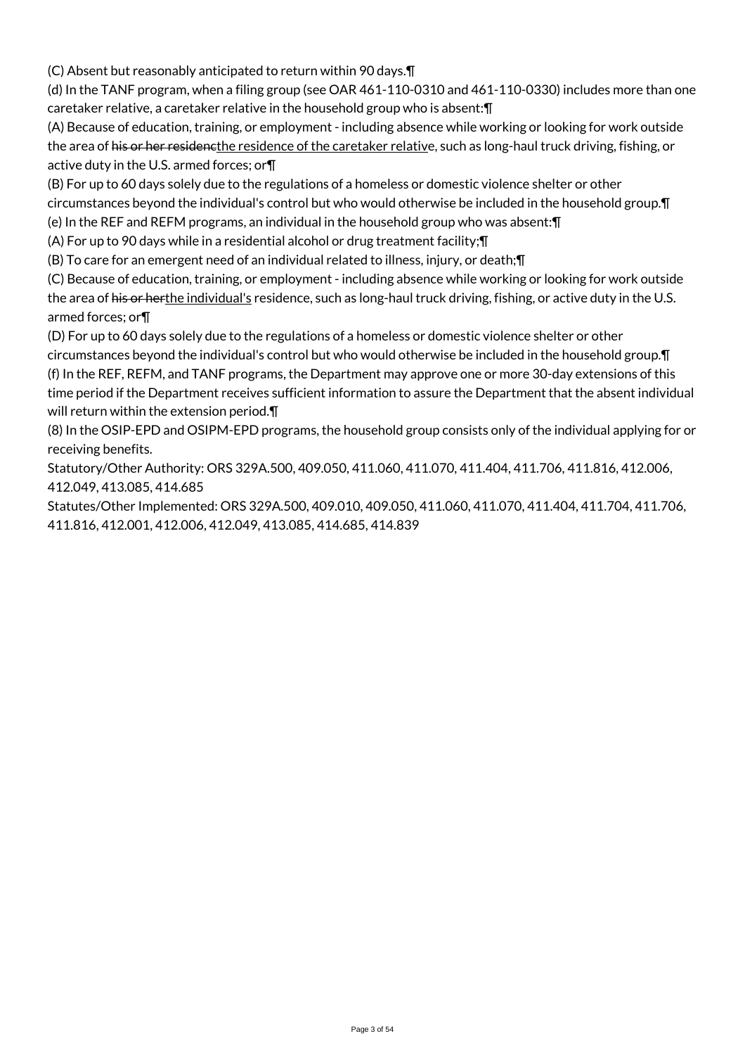(C) Absent but reasonably anticipated to return within 90 days.¶

(d) In the TANF program, when a filing group (see OAR 461-110-0310 and 461-110-0330) includes more than one caretaker relative, a caretaker relative in the household group who is absent:¶

(A) Because of education, training, or employment - including absence while working or looking for work outside the area of ~~his or her residenc~~<u>the residence of the caretaker relativ</u>e, such as long-haul truck driving, fishing, or active duty in the U.S. armed forces; or¶

(B) For up to 60 days solely due to the regulations of a homeless or domestic violence shelter or other circumstances beyond the individual's control but who would otherwise be included in the household group.¶

(e) In the REF and REFM programs, an individual in the household group who was absent:¶

(A) For up to 90 days while in a residential alcohol or drug treatment facility;¶

(B) To care for an emergent need of an individual related to illness, injury, or death;¶

(C) Because of education, training, or employment - including absence while working or looking for work outside the area of ~~his or her~~<u>the individual's</u> residence, such as long-haul truck driving, fishing, or active duty in the U.S. armed forces; or¶

(D) For up to 60 days solely due to the regulations of a homeless or domestic violence shelter or other circumstances beyond the individual's control but who would otherwise be included in the household group.¶

(f) In the REF, REFM, and TANF programs, the Department may approve one or more 30-day extensions of this time period if the Department receives sufficient information to assure the Department that the absent individual will return within the extension period.¶

(8) In the OSIP-EPD and OSIPM-EPD programs, the household group consists only of the individual applying for or receiving benefits.

Statutory/Other Authority: ORS 329A.500, 409.050, 411.060, 411.070, 411.404, 411.706, 411.816, 412.006, 412.049, 413.085, 414.685

Statutes/Other Implemented: ORS 329A.500, 409.010, 409.050, 411.060, 411.070, 411.404, 411.704, 411.706, 411.816, 412.001, 412.006, 412.049, 413.085, 414.685, 414.839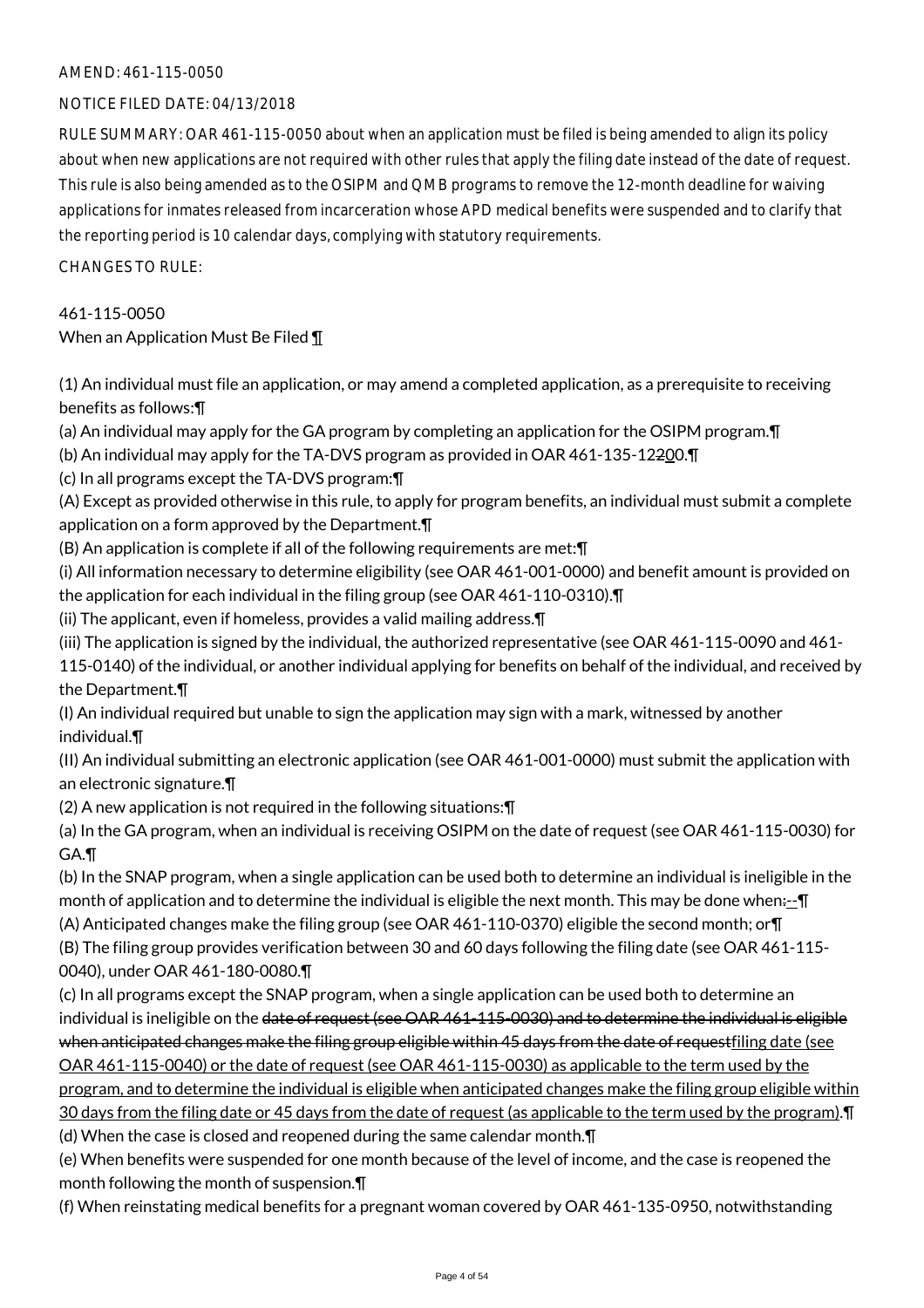AMEND: 461-115-0050

NOTICE FILED DATE: 04/13/2018

RULE SUMMARY: OAR 461-115-0050 about when an application must be filed is being amended to align its policy about when new applications are not required with other rules that apply the filing date instead of the date of request. This rule is also being amended as to the OSIPM and QMB programs to remove the 12-month deadline for waiving applications for inmates released from incarceration whose APD medical benefits were suspended and to clarify that the reporting period is 10 calendar days, complying with statutory requirements.

CHANGES TO RULE:

461-115-0050
When an Application Must Be Filed ¶

(1) An individual must file an application, or may amend a completed application, as a prerequisite to receiving benefits as follows:¶
(a) An individual may apply for the GA program by completing an application for the OSIPM program.¶
(b) An individual may apply for the TA-DVS program as provided in OAR 461-135-1~~2~~2~~0~~00.¶
(c) In all programs except the TA-DVS program:¶
(A) Except as provided otherwise in this rule, to apply for program benefits, an individual must submit a complete application on a form approved by the Department.¶
(B) An application is complete if all of the following requirements are met:¶
(i) All information necessary to determine eligibility (see OAR 461-001-0000) and benefit amount is provided on the application for each individual in the filing group (see OAR 461-110-0310).¶
(ii) The applicant, even if homeless, provides a valid mailing address.¶
(iii) The application is signed by the individual, the authorized representative (see OAR 461-115-0090 and 461-115-0140) of the individual, or another individual applying for benefits on behalf of the individual, and received by the Department.¶
(I) An individual required but unable to sign the application may sign with a mark, witnessed by another individual.¶
(II) An individual submitting an electronic application (see OAR 461-001-0000) must submit the application with an electronic signature.¶
(2) A new application is not required in the following situations:¶
(a) In the GA program, when an individual is receiving OSIPM on the date of request (see OAR 461-115-0030) for GA.¶
(b) In the SNAP program, when a single application can be used both to determine an individual is ineligible in the month of application and to determine the individual is eligible the next month. This may be done when~~:~~--¶
(A) Anticipated changes make the filing group (see OAR 461-110-0370) eligible the second month; or¶
(B) The filing group provides verification between 30 and 60 days following the filing date (see OAR 461-115-0040), under OAR 461-180-0080.¶
(c) In all programs except the SNAP program, when a single application can be used both to determine an individual is ineligible on the ~~date of request (see OAR 461-115-0030) and to determine the individual is eligible when anticipated changes make the filing group eligible within 45 days from the date of request~~filing date (see OAR 461-115-0040) or the date of request (see OAR 461-115-0030) as applicable to the term used by the program, and to determine the individual is eligible when anticipated changes make the filing group eligible within 30 days from the filing date or 45 days from the date of request (as applicable to the term used by the program).¶
(d) When the case is closed and reopened during the same calendar month.¶
(e) When benefits were suspended for one month because of the level of income, and the case is reopened the month following the month of suspension.¶
(f) When reinstating medical benefits for a pregnant woman covered by OAR 461-135-0950, notwithstanding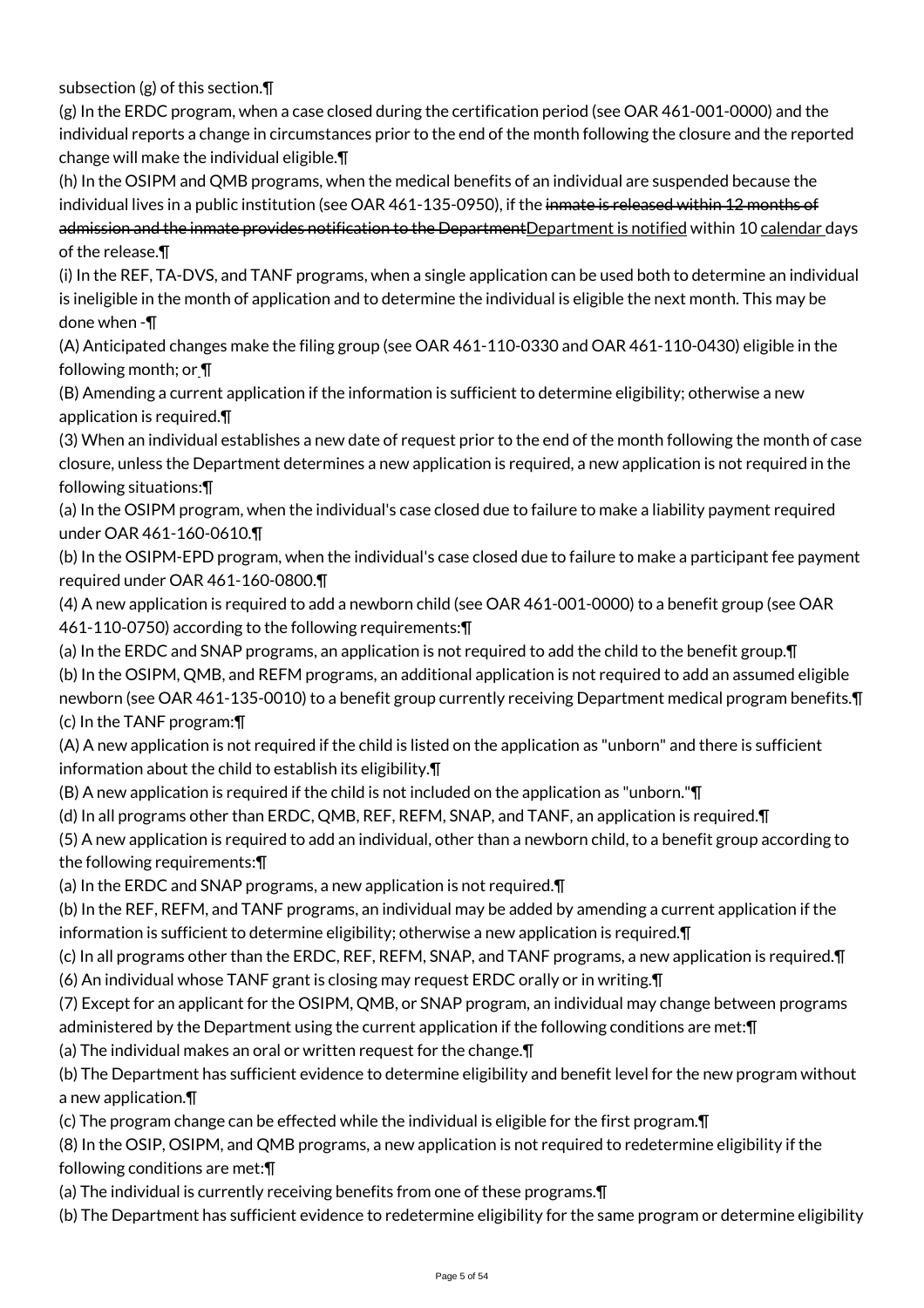subsection (g) of this section.¶

(g) In the ERDC program, when a case closed during the certification period (see OAR 461-001-0000) and the individual reports a change in circumstances prior to the end of the month following the closure and the reported change will make the individual eligible.¶

(h) In the OSIPM and QMB programs, when the medical benefits of an individual are suspended because the individual lives in a public institution (see OAR 461-135-0950), if the ~~inmate is released within 12 months of admission and the inmate provides notification to the Department~~Department is notified within 10 calendar days of the release.¶

(i) In the REF, TA-DVS, and TANF programs, when a single application can be used both to determine an individual is ineligible in the month of application and to determine the individual is eligible the next month. This may be done when -¶

(A) Anticipated changes make the filing group (see OAR 461-110-0330 and OAR 461-110-0430) eligible in the following month; or ¶

(B) Amending a current application if the information is sufficient to determine eligibility; otherwise a new application is required.¶

(3) When an individual establishes a new date of request prior to the end of the month following the month of case closure, unless the Department determines a new application is required, a new application is not required in the following situations:¶

(a) In the OSIPM program, when the individual's case closed due to failure to make a liability payment required under OAR 461-160-0610.¶

(b) In the OSIPM-EPD program, when the individual's case closed due to failure to make a participant fee payment required under OAR 461-160-0800.¶

(4) A new application is required to add a newborn child (see OAR 461-001-0000) to a benefit group (see OAR 461-110-0750) according to the following requirements:¶

(a) In the ERDC and SNAP programs, an application is not required to add the child to the benefit group.¶

(b) In the OSIPM, QMB, and REFM programs, an additional application is not required to add an assumed eligible newborn (see OAR 461-135-0010) to a benefit group currently receiving Department medical program benefits.¶

(c) In the TANF program:¶

(A) A new application is not required if the child is listed on the application as "unborn" and there is sufficient information about the child to establish its eligibility.¶

(B) A new application is required if the child is not included on the application as "unborn."¶

(d) In all programs other than ERDC, QMB, REF, REFM, SNAP, and TANF, an application is required.¶

(5) A new application is required to add an individual, other than a newborn child, to a benefit group according to the following requirements:¶

(a) In the ERDC and SNAP programs, a new application is not required.¶

(b) In the REF, REFM, and TANF programs, an individual may be added by amending a current application if the information is sufficient to determine eligibility; otherwise a new application is required.¶

(c) In all programs other than the ERDC, REF, REFM, SNAP, and TANF programs, a new application is required.¶

(6) An individual whose TANF grant is closing may request ERDC orally or in writing.¶

(7) Except for an applicant for the OSIPM, QMB, or SNAP program, an individual may change between programs administered by the Department using the current application if the following conditions are met:¶

(a) The individual makes an oral or written request for the change.¶

(b) The Department has sufficient evidence to determine eligibility and benefit level for the new program without a new application.¶

(c) The program change can be effected while the individual is eligible for the first program.¶

(8) In the OSIP, OSIPM, and QMB programs, a new application is not required to redetermine eligibility if the following conditions are met:¶

(a) The individual is currently receiving benefits from one of these programs.¶

(b) The Department has sufficient evidence to redetermine eligibility for the same program or determine eligibility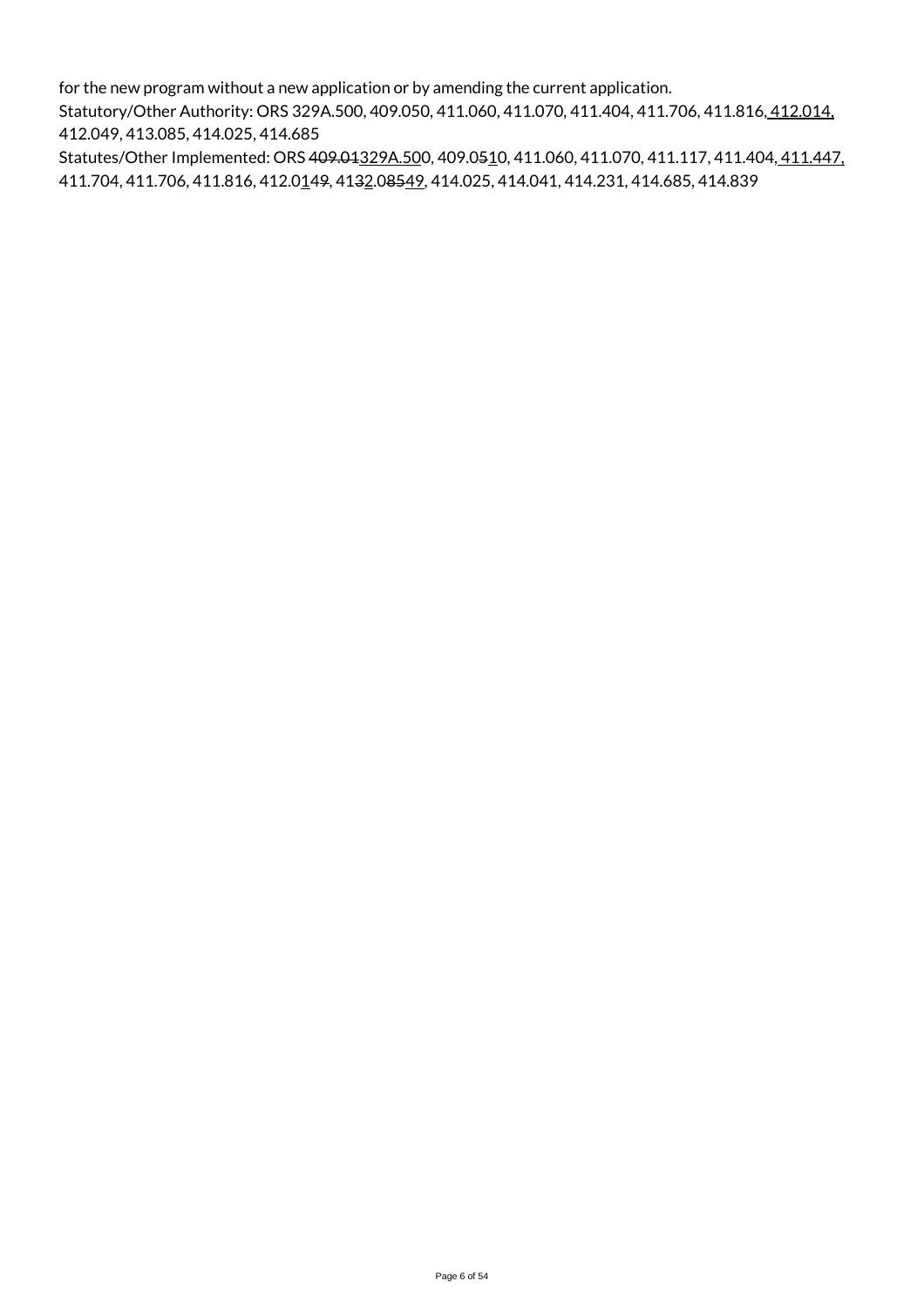for the new program without a new application or by amending the current application.

Statutory/Other Authority: ORS 329A.500, 409.050, 411.060, 411.070, 411.404, 411.706, 411.816, 412.014, 412.049, 413.085, 414.025, 414.685

Statutes/Other Implemented: ORS 409.01329A.500, 409.0510, 411.060, 411.070, 411.117, 411.404, 411.447, 411.704, 411.706, 411.816, 412.0149, 4132.08549, 414.025, 414.041, 414.231, 414.685, 414.839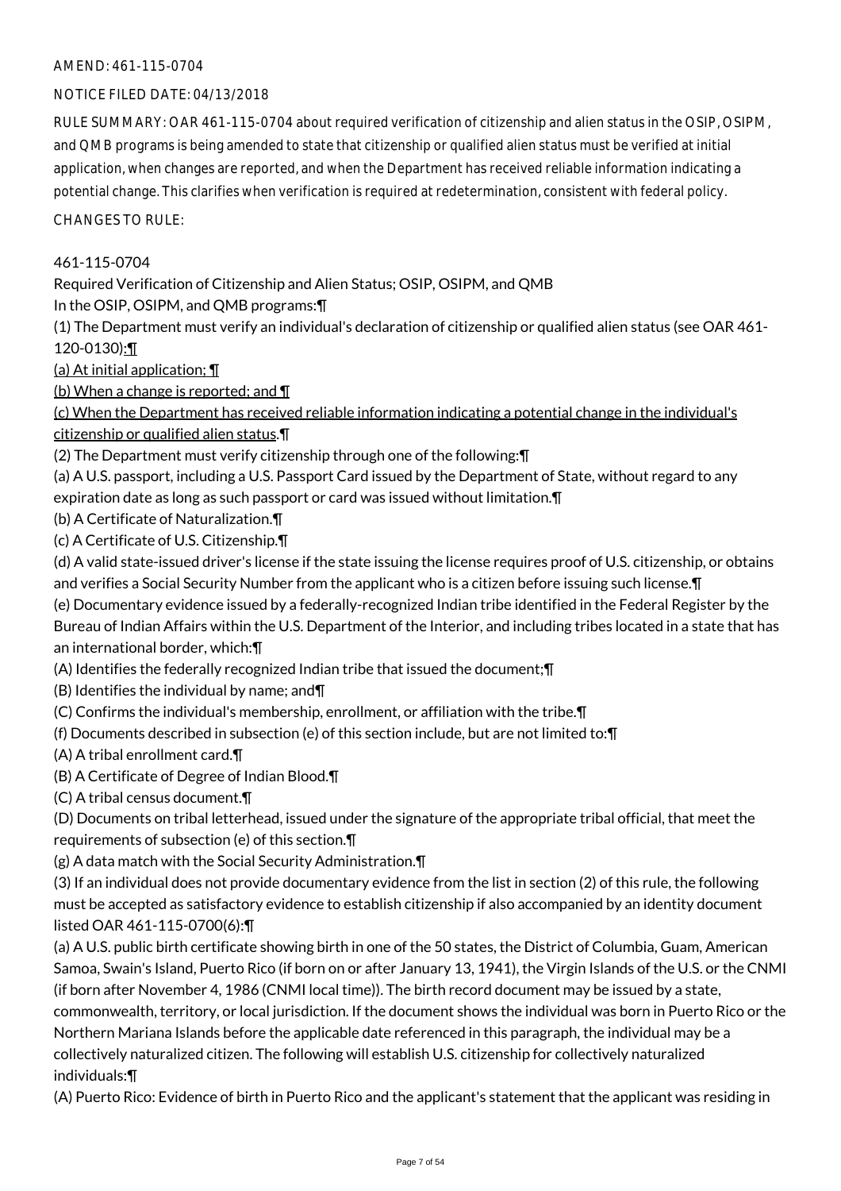AMEND: 461-115-0704

NOTICE FILED DATE: 04/13/2018

RULE SUMMARY: OAR 461-115-0704 about required verification of citizenship and alien status in the OSIP, OSIPM, and QMB programs is being amended to state that citizenship or qualified alien status must be verified at initial application, when changes are reported, and when the Department has received reliable information indicating a potential change. This clarifies when verification is required at redetermination, consistent with federal policy.

CHANGES TO RULE:

461-115-0704

Required Verification of Citizenship and Alien Status; OSIP, OSIPM, and QMB

In the OSIP, OSIPM, and QMB programs:¶

(1) The Department must verify an individual's declaration of citizenship or qualified alien status (see OAR 461-120-0130):¶

(a) At initial application; ¶

(b) When a change is reported; and ¶

(c) When the Department has received reliable information indicating a potential change in the individual's citizenship or qualified alien status.¶

(2) The Department must verify citizenship through one of the following:¶

(a) A U.S. passport, including a U.S. Passport Card issued by the Department of State, without regard to any expiration date as long as such passport or card was issued without limitation.¶

(b) A Certificate of Naturalization.¶

(c) A Certificate of U.S. Citizenship.¶

(d) A valid state-issued driver's license if the state issuing the license requires proof of U.S. citizenship, or obtains and verifies a Social Security Number from the applicant who is a citizen before issuing such license.¶

(e) Documentary evidence issued by a federally-recognized Indian tribe identified in the Federal Register by the Bureau of Indian Affairs within the U.S. Department of the Interior, and including tribes located in a state that has an international border, which:¶

(A) Identifies the federally recognized Indian tribe that issued the document;¶

(B) Identifies the individual by name; and¶

(C) Confirms the individual's membership, enrollment, or affiliation with the tribe.¶

(f) Documents described in subsection (e) of this section include, but are not limited to:¶

(A) A tribal enrollment card.¶

(B) A Certificate of Degree of Indian Blood.¶

(C) A tribal census document.¶

(D) Documents on tribal letterhead, issued under the signature of the appropriate tribal official, that meet the requirements of subsection (e) of this section.¶

(g) A data match with the Social Security Administration.¶

(3) If an individual does not provide documentary evidence from the list in section (2) of this rule, the following must be accepted as satisfactory evidence to establish citizenship if also accompanied by an identity document listed OAR 461-115-0700(6):¶

(a) A U.S. public birth certificate showing birth in one of the 50 states, the District of Columbia, Guam, American Samoa, Swain's Island, Puerto Rico (if born on or after January 13, 1941), the Virgin Islands of the U.S. or the CNMI (if born after November 4, 1986 (CNMI local time)). The birth record document may be issued by a state, commonwealth, territory, or local jurisdiction. If the document shows the individual was born in Puerto Rico or the Northern Mariana Islands before the applicable date referenced in this paragraph, the individual may be a collectively naturalized citizen. The following will establish U.S. citizenship for collectively naturalized individuals:¶

(A) Puerto Rico: Evidence of birth in Puerto Rico and the applicant's statement that the applicant was residing in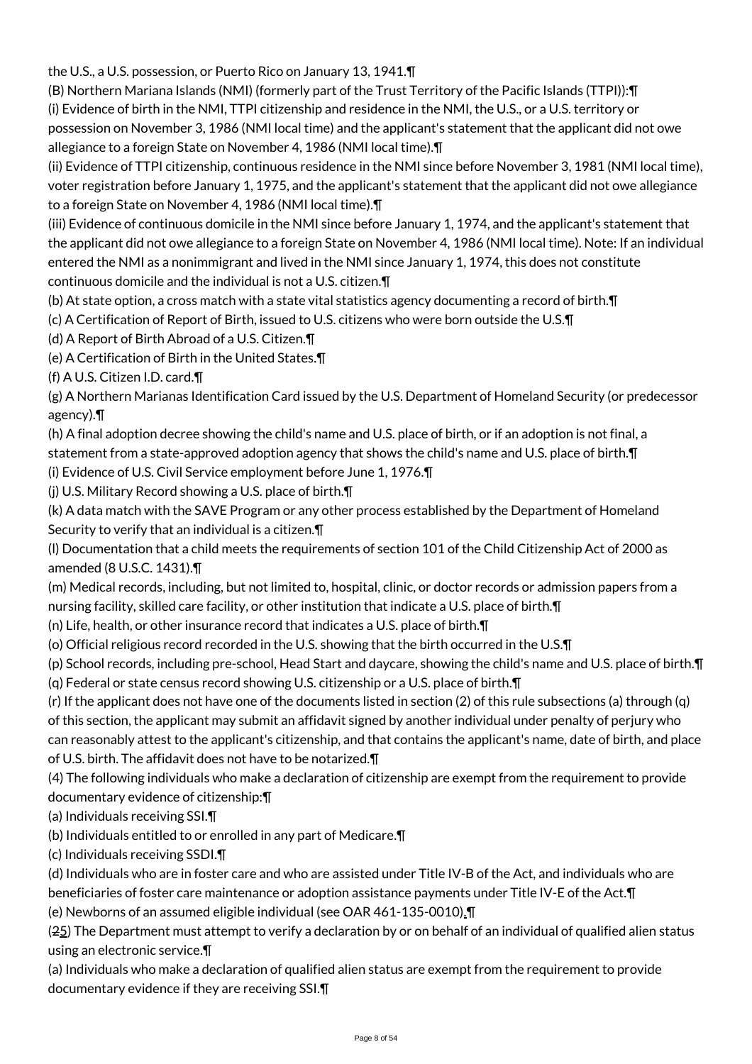the U.S., a U.S. possession, or Puerto Rico on January 13, 1941.¶

(B) Northern Mariana Islands (NMI) (formerly part of the Trust Territory of the Pacific Islands (TTPI)):¶

(i) Evidence of birth in the NMI, TTPI citizenship and residence in the NMI, the U.S., or a U.S. territory or possession on November 3, 1986 (NMI local time) and the applicant's statement that the applicant did not owe allegiance to a foreign State on November 4, 1986 (NMI local time).¶

(ii) Evidence of TTPI citizenship, continuous residence in the NMI since before November 3, 1981 (NMI local time), voter registration before January 1, 1975, and the applicant's statement that the applicant did not owe allegiance to a foreign State on November 4, 1986 (NMI local time).¶

(iii) Evidence of continuous domicile in the NMI since before January 1, 1974, and the applicant's statement that the applicant did not owe allegiance to a foreign State on November 4, 1986 (NMI local time). Note: If an individual entered the NMI as a nonimmigrant and lived in the NMI since January 1, 1974, this does not constitute continuous domicile and the individual is not a U.S. citizen.¶

(b) At state option, a cross match with a state vital statistics agency documenting a record of birth.¶

(c) A Certification of Report of Birth, issued to U.S. citizens who were born outside the U.S.¶

(d) A Report of Birth Abroad of a U.S. Citizen.¶

(e) A Certification of Birth in the United States.¶

(f) A U.S. Citizen I.D. card.¶

(g) A Northern Marianas Identification Card issued by the U.S. Department of Homeland Security (or predecessor agency).¶

(h) A final adoption decree showing the child's name and U.S. place of birth, or if an adoption is not final, a statement from a state-approved adoption agency that shows the child's name and U.S. place of birth.¶

(i) Evidence of U.S. Civil Service employment before June 1, 1976.¶

(j) U.S. Military Record showing a U.S. place of birth.¶

(k) A data match with the SAVE Program or any other process established by the Department of Homeland Security to verify that an individual is a citizen.¶

(l) Documentation that a child meets the requirements of section 101 of the Child Citizenship Act of 2000 as amended (8 U.S.C. 1431).¶

(m) Medical records, including, but not limited to, hospital, clinic, or doctor records or admission papers from a nursing facility, skilled care facility, or other institution that indicate a U.S. place of birth.¶

(n) Life, health, or other insurance record that indicates a U.S. place of birth.¶

(o) Official religious record recorded in the U.S. showing that the birth occurred in the U.S.¶

(p) School records, including pre-school, Head Start and daycare, showing the child's name and U.S. place of birth.¶

(q) Federal or state census record showing U.S. citizenship or a U.S. place of birth.¶

(r) If the applicant does not have one of the documents listed in section (2) of this rule subsections (a) through (q) of this section, the applicant may submit an affidavit signed by another individual under penalty of perjury who can reasonably attest to the applicant's citizenship, and that contains the applicant's name, date of birth, and place of U.S. birth. The affidavit does not have to be notarized.¶

(4) The following individuals who make a declaration of citizenship are exempt from the requirement to provide documentary evidence of citizenship:¶

(a) Individuals receiving SSI.¶

(b) Individuals entitled to or enrolled in any part of Medicare.¶

(c) Individuals receiving SSDI.¶

(d) Individuals who are in foster care and who are assisted under Title IV-B of the Act, and individuals who are beneficiaries of foster care maintenance or adoption assistance payments under Title IV-E of the Act.¶

(e) Newborns of an assumed eligible individual (see OAR 461-135-0010).¶

(25) The Department must attempt to verify a declaration by or on behalf of an individual of qualified alien status using an electronic service.¶

(a) Individuals who make a declaration of qualified alien status are exempt from the requirement to provide documentary evidence if they are receiving SSI.¶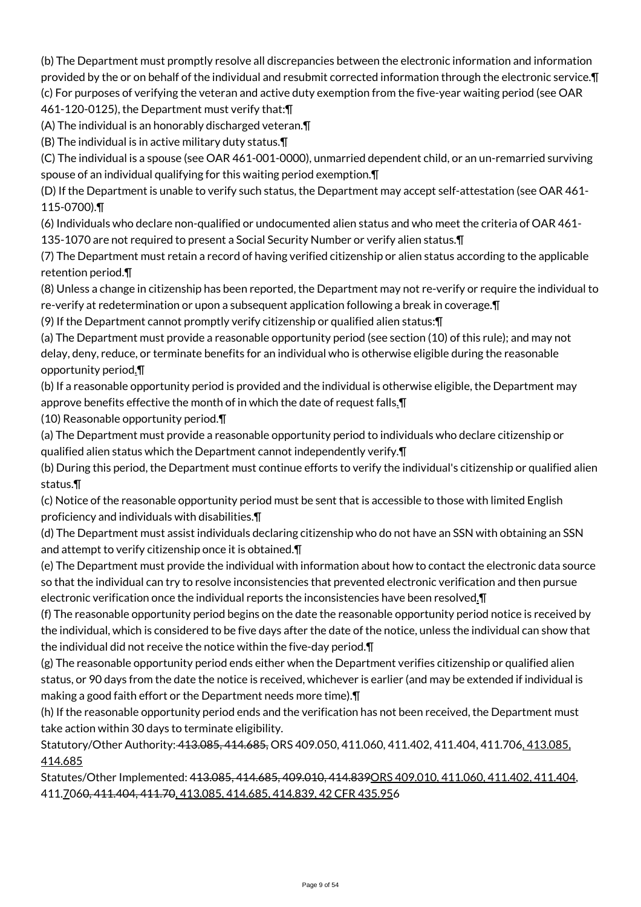(b) The Department must promptly resolve all discrepancies between the electronic information and information provided by the or on behalf of the individual and resubmit corrected information through the electronic service.¶

(c) For purposes of verifying the veteran and active duty exemption from the five-year waiting period (see OAR 461-120-0125), the Department must verify that:¶

(A) The individual is an honorably discharged veteran.¶

(B) The individual is in active military duty status.¶

(C) The individual is a spouse (see OAR 461-001-0000), unmarried dependent child, or an un-remarried surviving spouse of an individual qualifying for this waiting period exemption.¶

(D) If the Department is unable to verify such status, the Department may accept self-attestation (see OAR 461-115-0700).¶

(6) Individuals who declare non-qualified or undocumented alien status and who meet the criteria of OAR 461-135-1070 are not required to present a Social Security Number or verify alien status.¶

(7) The Department must retain a record of having verified citizenship or alien status according to the applicable retention period.¶

(8) Unless a change in citizenship has been reported, the Department may not re-verify or require the individual to re-verify at redetermination or upon a subsequent application following a break in coverage.¶

(9) If the Department cannot promptly verify citizenship or qualified alien status:¶

(a) The Department must provide a reasonable opportunity period (see section (10) of this rule); and may not delay, deny, reduce, or terminate benefits for an individual who is otherwise eligible during the reasonable opportunity period.¶

(b) If a reasonable opportunity period is provided and the individual is otherwise eligible, the Department may approve benefits effective the month of in which the date of request falls.¶

(10) Reasonable opportunity period.¶

(a) The Department must provide a reasonable opportunity period to individuals who declare citizenship or qualified alien status which the Department cannot independently verify.¶

(b) During this period, the Department must continue efforts to verify the individual's citizenship or qualified alien status.¶

(c) Notice of the reasonable opportunity period must be sent that is accessible to those with limited English proficiency and individuals with disabilities.¶

(d) The Department must assist individuals declaring citizenship who do not have an SSN with obtaining an SSN and attempt to verify citizenship once it is obtained.¶

(e) The Department must provide the individual with information about how to contact the electronic data source so that the individual can try to resolve inconsistencies that prevented electronic verification and then pursue electronic verification once the individual reports the inconsistencies have been resolved.¶

(f) The reasonable opportunity period begins on the date the reasonable opportunity period notice is received by the individual, which is considered to be five days after the date of the notice, unless the individual can show that the individual did not receive the notice within the five-day period.¶

(g) The reasonable opportunity period ends either when the Department verifies citizenship or qualified alien status, or 90 days from the date the notice is received, whichever is earlier (and may be extended if individual is making a good faith effort or the Department needs more time).¶

(h) If the reasonable opportunity period ends and the verification has not been received, the Department must take action within 30 days to terminate eligibility.

Statutory/Other Authority: ~~413.085, 414.685,~~ ORS 409.050, 411.060, 411.402, 411.404, 411.706, 413.085, 414.685

Statutes/Other Implemented: 4~~13.085, 414.685, 409.010, 414.839~~ORS 409.010, 411.060, 411.402, 411.404, 411.706~~0, 411.404, 411.70~~, 413.085, 414.685, 414.839, 42 CFR 435.956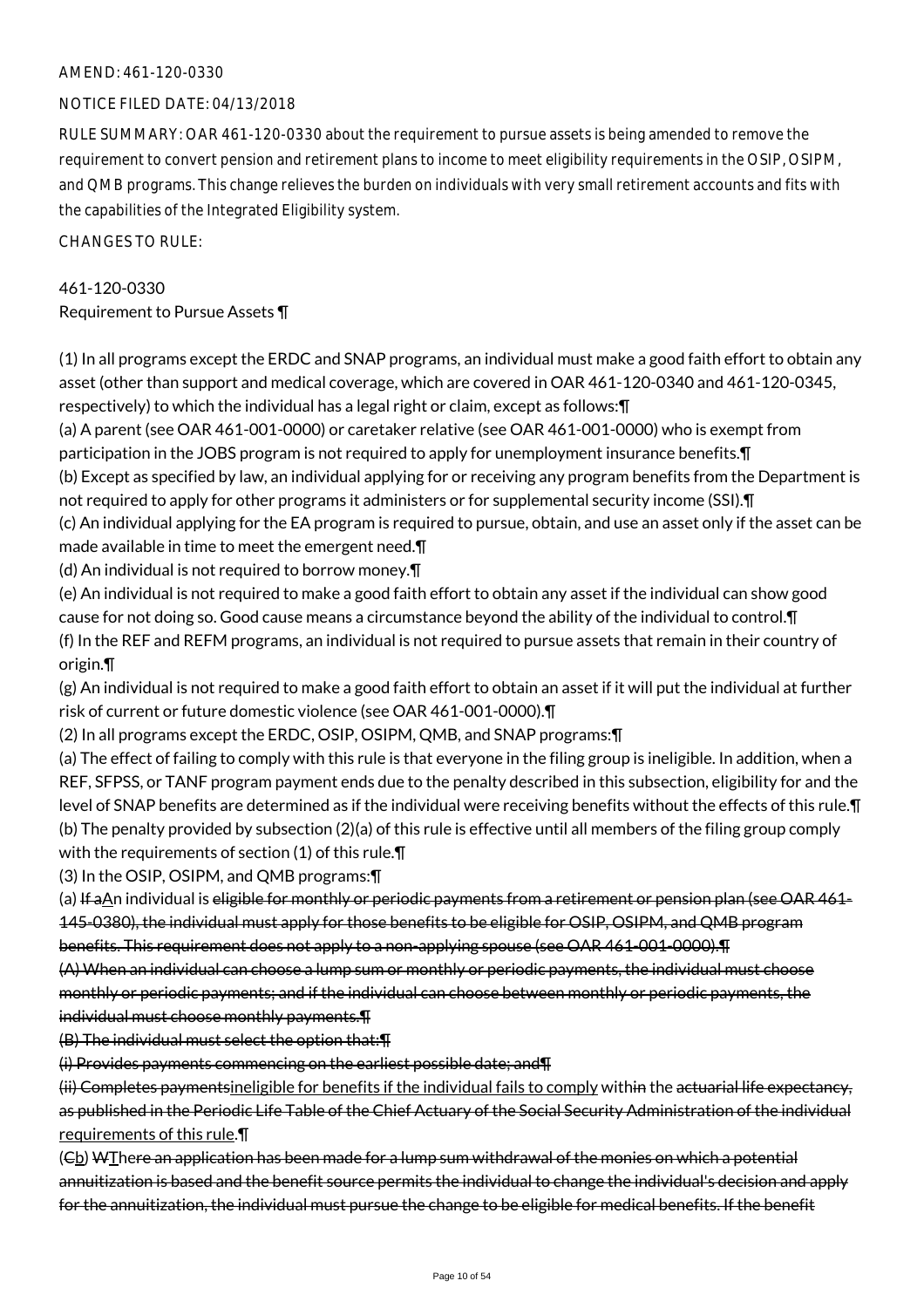AMEND: 461-120-0330

NOTICE FILED DATE: 04/13/2018

RULE SUMMARY: OAR 461-120-0330 about the requirement to pursue assets is being amended to remove the requirement to convert pension and retirement plans to income to meet eligibility requirements in the OSIP, OSIPM, and QMB programs. This change relieves the burden on individuals with very small retirement accounts and fits with the capabilities of the Integrated Eligibility system.

CHANGES TO RULE:

461-120-0330
Requirement to Pursue Assets ¶

(1) In all programs except the ERDC and SNAP programs, an individual must make a good faith effort to obtain any asset (other than support and medical coverage, which are covered in OAR 461-120-0340 and 461-120-0345, respectively) to which the individual has a legal right or claim, except as follows:¶
(a) A parent (see OAR 461-001-0000) or caretaker relative (see OAR 461-001-0000) who is exempt from participation in the JOBS program is not required to apply for unemployment insurance benefits.¶
(b) Except as specified by law, an individual applying for or receiving any program benefits from the Department is not required to apply for other programs it administers or for supplemental security income (SSI).¶
(c) An individual applying for the EA program is required to pursue, obtain, and use an asset only if the asset can be made available in time to meet the emergent need.¶
(d) An individual is not required to borrow money.¶
(e) An individual is not required to make a good faith effort to obtain any asset if the individual can show good cause for not doing so. Good cause means a circumstance beyond the ability of the individual to control.¶
(f) In the REF and REFM programs, an individual is not required to pursue assets that remain in their country of origin.¶
(g) An individual is not required to make a good faith effort to obtain an asset if it will put the individual at further risk of current or future domestic violence (see OAR 461-001-0000).¶
(2) In all programs except the ERDC, OSIP, OSIPM, QMB, and SNAP programs:¶
(a) The effect of failing to comply with this rule is that everyone in the filing group is ineligible. In addition, when a REF, SFPSS, or TANF program payment ends due to the penalty described in this subsection, eligibility for and the level of SNAP benefits are determined as if the individual were receiving benefits without the effects of this rule.¶
(b) The penalty provided by subsection (2)(a) of this rule is effective until all members of the filing group comply with the requirements of section (1) of this rule.¶
(3) In the OSIP, OSIPM, and QMB programs:¶
(a) ~~If a~~An individual is ~~eligible for monthly or periodic payments from a retirement or pension plan (see OAR 461-145-0380), the individual must apply for those benefits to be eligible for OSIP, OSIPM, and QMB program benefits. This requirement does not apply to a non-applying spouse (see OAR 461-001-0000).¶~~
~~(A) When an individual can choose a lump sum or monthly or periodic payments, the individual must choose monthly or periodic payments; and if the individual can choose between monthly or periodic payments, the individual must choose monthly payments.¶~~
~~(B) The individual must select the option that:¶~~
~~(i) Provides payments commencing on the earliest possible date; and¶~~
~~(ii) Completes payments~~ineligible for benefits if the individual fails to comply with~~in~~ the ~~actuarial life expectancy, as published in the Periodic Life Table of the Chief Actuary of the Social Security Administration of the individual~~ requirements of this rule.¶
(~~C~~b) ~~W~~There an application has been made for a lump sum withdrawal of the monies on which a potential annuitization is based and the benefit source permits the individual to change the individual's decision and apply for the annuitization, the individual must pursue the change to be eligible for medical benefits. If the benefit~~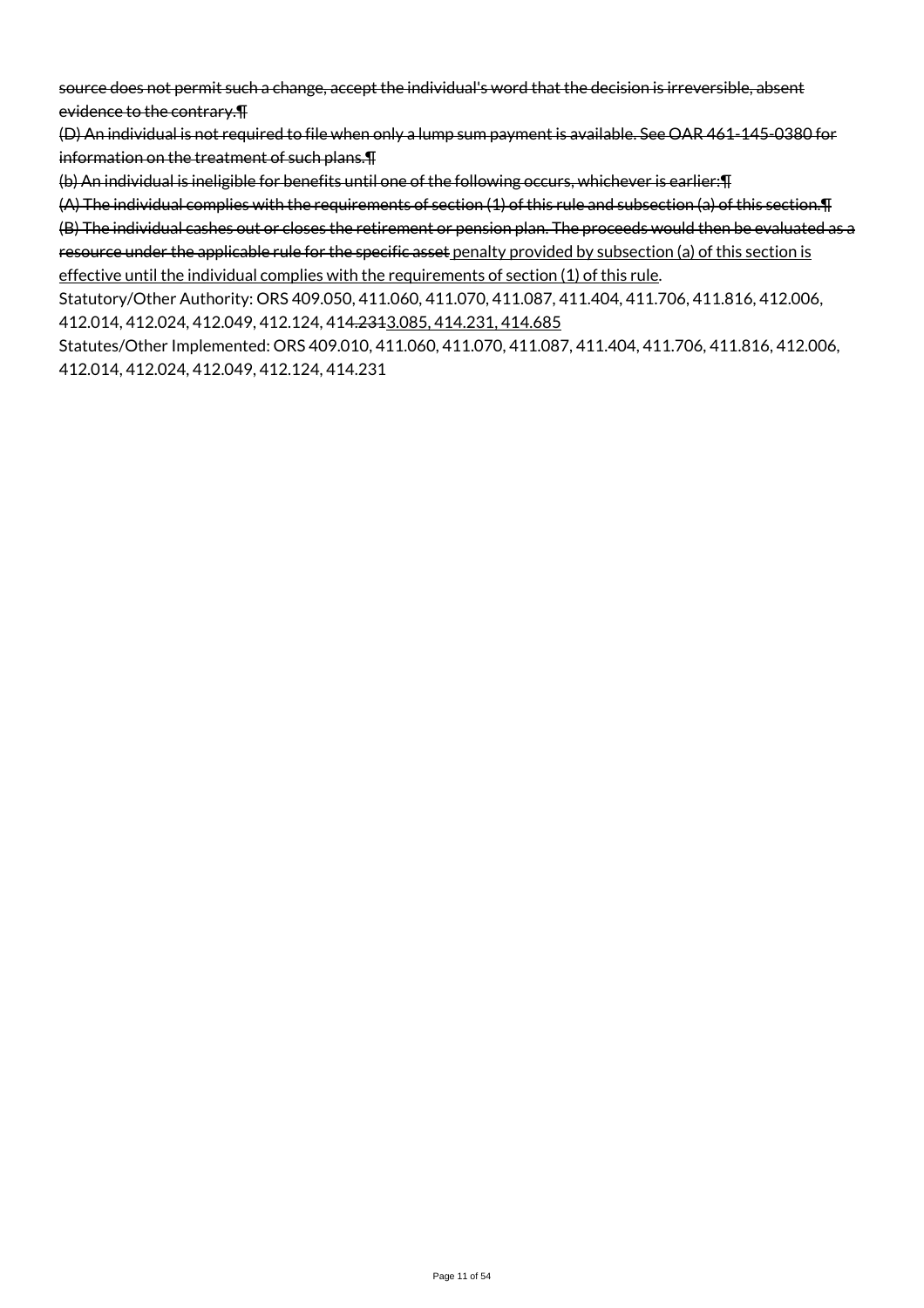~~source does not permit such a change, accept the individual's word that the decision is irreversible, absent evidence to the contrary.¶~~

~~(D) An individual is not required to file when only a lump sum payment is available. See OAR 461-145-0380 for information on the treatment of such plans.¶~~

~~(b) An individual is ineligible for benefits until one of the following occurs, whichever is earlier:¶~~

~~(A) The individual complies with the requirements of section (1) of this rule and subsection (a) of this section.¶~~

~~(B) The individual cashes out or closes the retirement or pension plan. The proceeds would then be evaluated as a resource under the applicable rule for the specific asset~~ <u>penalty provided by subsection (a) of this section is effective until the individual complies with the requirements of section (1) of this rule</u>.

Statutory/Other Authority: ORS 409.050, 411.060, 411.070, 411.087, 411.404, 411.706, 411.816, 412.006, 412.014, 412.024, 412.049, 412.124, 41~~4.231~~<u>3.085, 414.231, 414.685</u>

Statutes/Other Implemented: ORS 409.010, 411.060, 411.070, 411.087, 411.404, 411.706, 411.816, 412.006, 412.014, 412.024, 412.049, 412.124, 414.231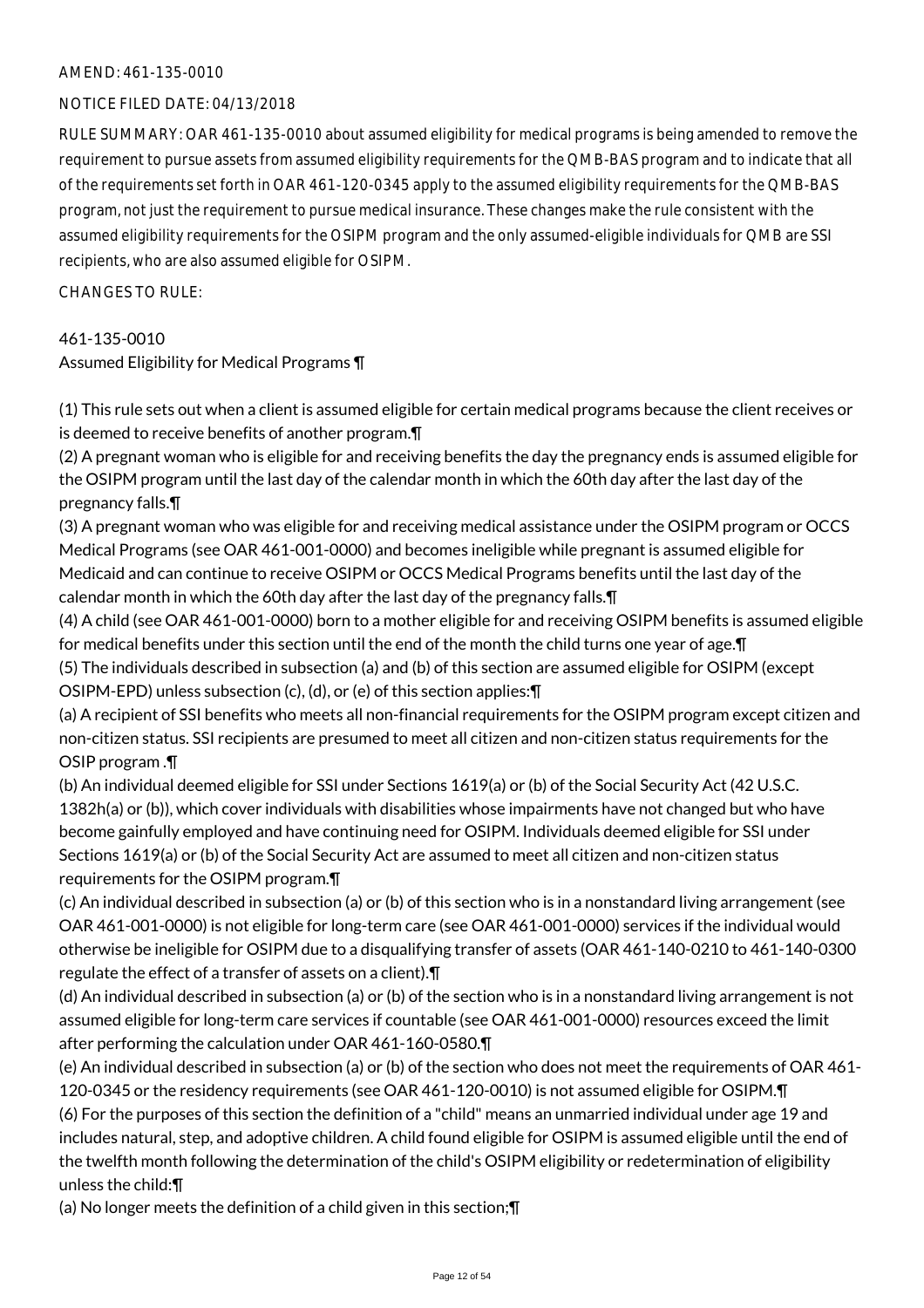AMEND: 461-135-0010

NOTICE FILED DATE: 04/13/2018

RULE SUMMARY: OAR 461-135-0010 about assumed eligibility for medical programs is being amended to remove the requirement to pursue assets from assumed eligibility requirements for the QMB-BAS program and to indicate that all of the requirements set forth in OAR 461-120-0345 apply to the assumed eligibility requirements for the QMB-BAS program, not just the requirement to pursue medical insurance. These changes make the rule consistent with the assumed eligibility requirements for the OSIPM program and the only assumed-eligible individuals for QMB are SSI recipients, who are also assumed eligible for OSIPM.

CHANGES TO RULE:

461-135-0010
Assumed Eligibility for Medical Programs ¶

(1) This rule sets out when a client is assumed eligible for certain medical programs because the client receives or is deemed to receive benefits of another program.¶
(2) A pregnant woman who is eligible for and receiving benefits the day the pregnancy ends is assumed eligible for the OSIPM program until the last day of the calendar month in which the 60th day after the last day of the pregnancy falls.¶
(3) A pregnant woman who was eligible for and receiving medical assistance under the OSIPM program or OCCS Medical Programs (see OAR 461-001-0000) and becomes ineligible while pregnant is assumed eligible for Medicaid and can continue to receive OSIPM or OCCS Medical Programs benefits until the last day of the calendar month in which the 60th day after the last day of the pregnancy falls.¶
(4) A child (see OAR 461-001-0000) born to a mother eligible for and receiving OSIPM benefits is assumed eligible for medical benefits under this section until the end of the month the child turns one year of age.¶
(5) The individuals described in subsection (a) and (b) of this section are assumed eligible for OSIPM (except OSIPM-EPD) unless subsection (c), (d), or (e) of this section applies:¶
(a) A recipient of SSI benefits who meets all non-financial requirements for the OSIPM program except citizen and non-citizen status. SSI recipients are presumed to meet all citizen and non-citizen status requirements for the OSIP program .¶
(b) An individual deemed eligible for SSI under Sections 1619(a) or (b) of the Social Security Act (42 U.S.C. 1382h(a) or (b)), which cover individuals with disabilities whose impairments have not changed but who have become gainfully employed and have continuing need for OSIPM. Individuals deemed eligible for SSI under Sections 1619(a) or (b) of the Social Security Act are assumed to meet all citizen and non-citizen status requirements for the OSIPM program.¶
(c) An individual described in subsection (a) or (b) of this section who is in a nonstandard living arrangement (see OAR 461-001-0000) is not eligible for long-term care (see OAR 461-001-0000) services if the individual would otherwise be ineligible for OSIPM due to a disqualifying transfer of assets (OAR 461-140-0210 to 461-140-0300 regulate the effect of a transfer of assets on a client).¶
(d) An individual described in subsection (a) or (b) of the section who is in a nonstandard living arrangement is not assumed eligible for long-term care services if countable (see OAR 461-001-0000) resources exceed the limit after performing the calculation under OAR 461-160-0580.¶
(e) An individual described in subsection (a) or (b) of the section who does not meet the requirements of OAR 461-120-0345 or the residency requirements (see OAR 461-120-0010) is not assumed eligible for OSIPM.¶
(6) For the purposes of this section the definition of a "child" means an unmarried individual under age 19 and includes natural, step, and adoptive children. A child found eligible for OSIPM is assumed eligible until the end of the twelfth month following the determination of the child's OSIPM eligibility or redetermination of eligibility unless the child:¶
(a) No longer meets the definition of a child given in this section;¶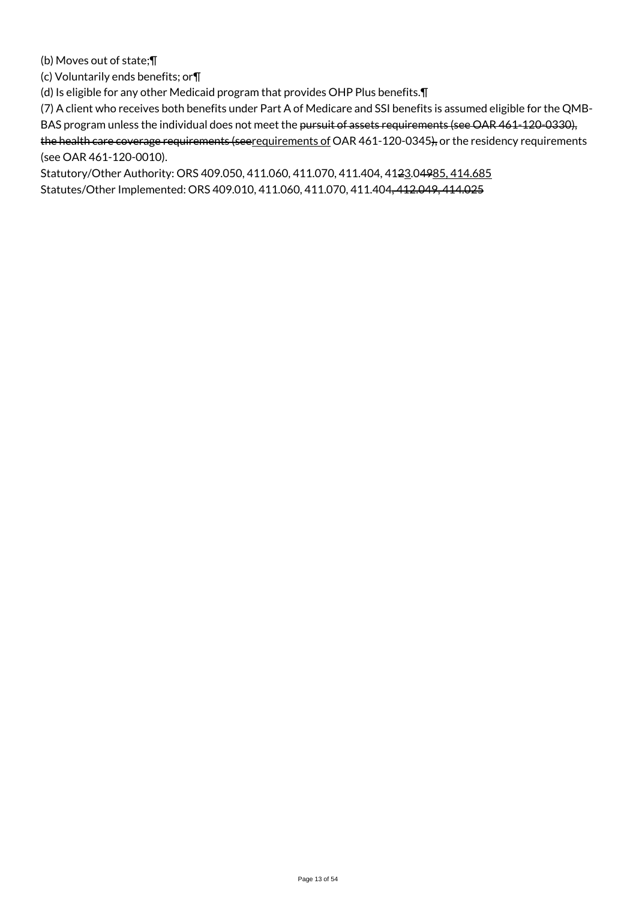(b) Moves out of state;¶

(c) Voluntarily ends benefits; or¶

(d) Is eligible for any other Medicaid program that provides OHP Plus benefits.¶

(7) A client who receives both benefits under Part A of Medicare and SSI benefits is assumed eligible for the QMB-BAS program unless the individual does not meet the ~~pursuit of assets requirements (see OAR 461-120-0330), the health care coverage requirements (see~~requirements of OAR 461-120-0345~~),~~ or the residency requirements (see OAR 461-120-0010).

Statutory/Other Authority: ORS 409.050, 411.060, 411.070, 411.404, 41~~2~~3.0~~49~~85, 414.685

Statutes/Other Implemented: ORS 409.010, 411.060, 411.070, 411.404~~, 412.049, 414.025~~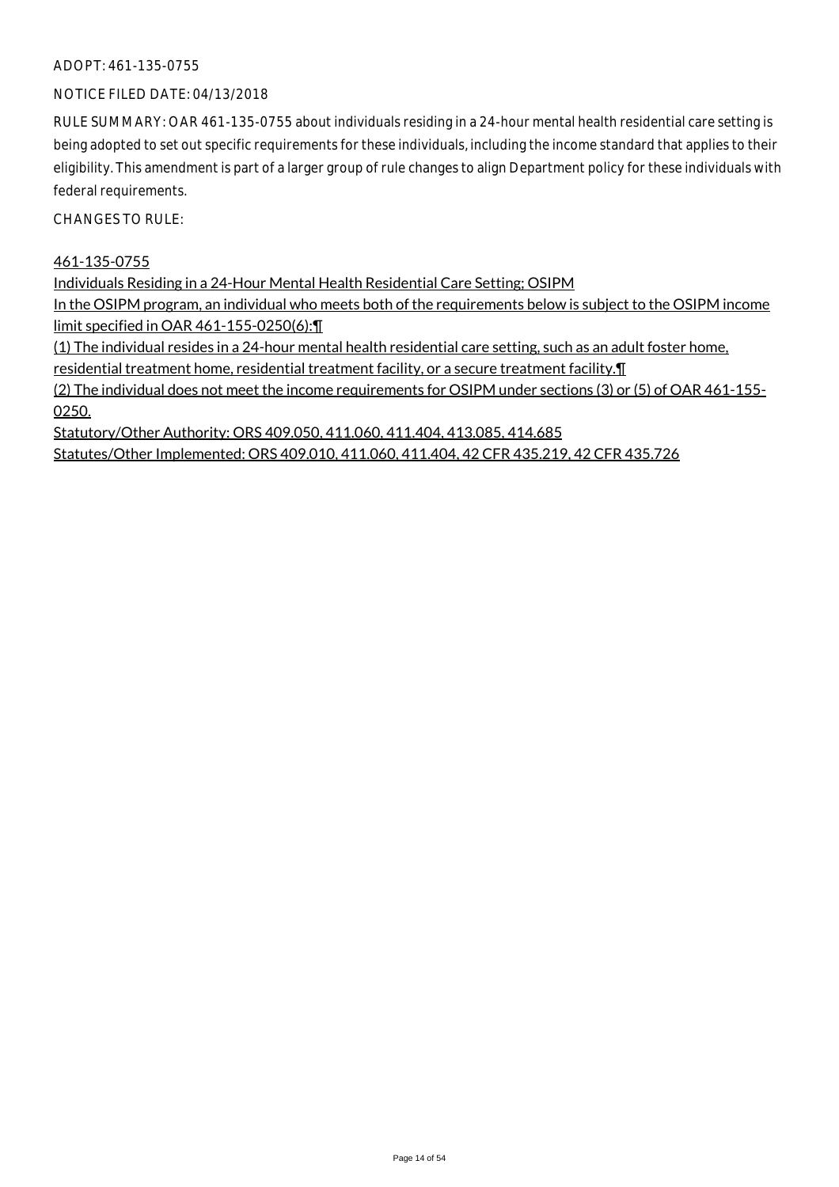ADOPT: 461-135-0755

NOTICE FILED DATE: 04/13/2018

RULE SUMMARY: OAR 461-135-0755 about individuals residing in a 24-hour mental health residential care setting is being adopted to set out specific requirements for these individuals, including the income standard that applies to their eligibility. This amendment is part of a larger group of rule changes to align Department policy for these individuals with federal requirements.

CHANGES TO RULE:

461-135-0755

Individuals Residing in a 24-Hour Mental Health Residential Care Setting; OSIPM

In the OSIPM program, an individual who meets both of the requirements below is subject to the OSIPM income limit specified in OAR 461-155-0250(6):¶

(1) The individual resides in a 24-hour mental health residential care setting, such as an adult foster home, residential treatment home, residential treatment facility, or a secure treatment facility.¶

(2) The individual does not meet the income requirements for OSIPM under sections (3) or (5) of OAR 461-155-0250.

Statutory/Other Authority: ORS 409.050, 411.060, 411.404, 413.085, 414.685

Statutes/Other Implemented: ORS 409.010, 411.060, 411.404, 42 CFR 435.219, 42 CFR 435.726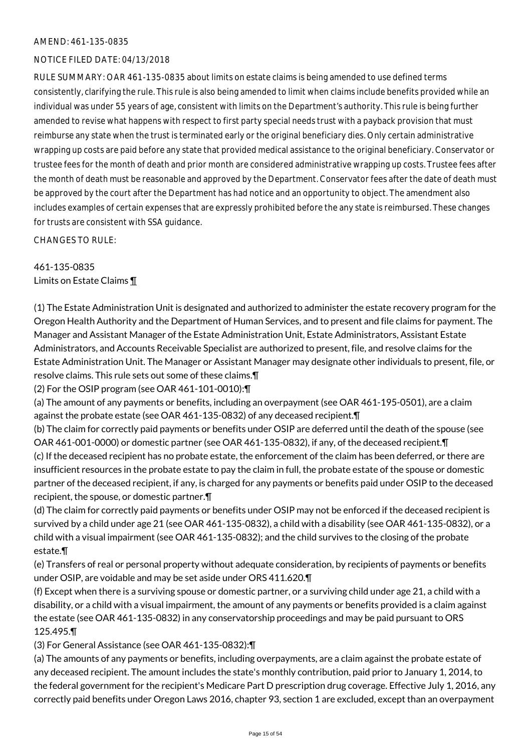AMEND: 461-135-0835

NOTICE FILED DATE: 04/13/2018

RULE SUMMARY: OAR 461-135-0835 about limits on estate claims is being amended to use defined terms consistently, clarifying the rule. This rule is also being amended to limit when claims include benefits provided while an individual was under 55 years of age, consistent with limits on the Department's authority. This rule is being further amended to revise what happens with respect to first party special needs trust with a payback provision that must reimburse any state when the trust is terminated early or the original beneficiary dies. Only certain administrative wrapping up costs are paid before any state that provided medical assistance to the original beneficiary. Conservator or trustee fees for the month of death and prior month are considered administrative wrapping up costs. Trustee fees after the month of death must be reasonable and approved by the Department. Conservator fees after the date of death must be approved by the court after the Department has had notice and an opportunity to object. The amendment also includes examples of certain expenses that are expressly prohibited before the any state is reimbursed. These changes for trusts are consistent with SSA guidance.

CHANGES TO RULE:

461-135-0835
Limits on Estate Claims ¶

(1) The Estate Administration Unit is designated and authorized to administer the estate recovery program for the Oregon Health Authority and the Department of Human Services, and to present and file claims for payment. The Manager and Assistant Manager of the Estate Administration Unit, Estate Administrators, Assistant Estate Administrators, and Accounts Receivable Specialist are authorized to present, file, and resolve claims for the Estate Administration Unit. The Manager or Assistant Manager may designate other individuals to present, file, or resolve claims. This rule sets out some of these claims.¶

(2) For the OSIP program (see OAR 461-101-0010):¶

(a) The amount of any payments or benefits, including an overpayment (see OAR 461-195-0501), are a claim against the probate estate (see OAR 461-135-0832) of any deceased recipient.¶

(b) The claim for correctly paid payments or benefits under OSIP are deferred until the death of the spouse (see OAR 461-001-0000) or domestic partner (see OAR 461-135-0832), if any, of the deceased recipient.¶

(c) If the deceased recipient has no probate estate, the enforcement of the claim has been deferred, or there are insufficient resources in the probate estate to pay the claim in full, the probate estate of the spouse or domestic partner of the deceased recipient, if any, is charged for any payments or benefits paid under OSIP to the deceased recipient, the spouse, or domestic partner.¶

(d) The claim for correctly paid payments or benefits under OSIP may not be enforced if the deceased recipient is survived by a child under age 21 (see OAR 461-135-0832), a child with a disability (see OAR 461-135-0832), or a child with a visual impairment (see OAR 461-135-0832); and the child survives to the closing of the probate estate.¶

(e) Transfers of real or personal property without adequate consideration, by recipients of payments or benefits under OSIP, are voidable and may be set aside under ORS 411.620.¶

(f) Except when there is a surviving spouse or domestic partner, or a surviving child under age 21, a child with a disability, or a child with a visual impairment, the amount of any payments or benefits provided is a claim against the estate (see OAR 461-135-0832) in any conservatorship proceedings and may be paid pursuant to ORS 125.495.¶

(3) For General Assistance (see OAR 461-135-0832):¶

(a) The amounts of any payments or benefits, including overpayments, are a claim against the probate estate of any deceased recipient. The amount includes the state's monthly contribution, paid prior to January 1, 2014, to the federal government for the recipient's Medicare Part D prescription drug coverage. Effective July 1, 2016, any correctly paid benefits under Oregon Laws 2016, chapter 93, section 1 are excluded, except than an overpayment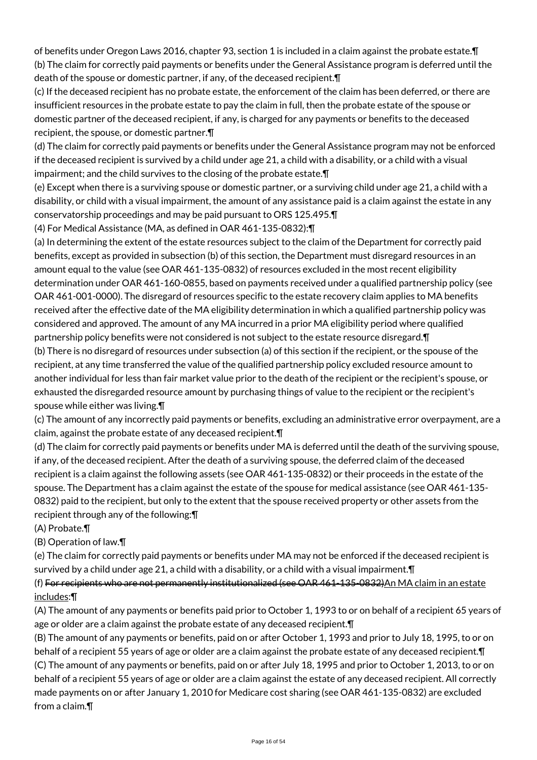of benefits under Oregon Laws 2016, chapter 93, section 1 is included in a claim against the probate estate.¶
(b) The claim for correctly paid payments or benefits under the General Assistance program is deferred until the death of the spouse or domestic partner, if any, of the deceased recipient.¶
(c) If the deceased recipient has no probate estate, the enforcement of the claim has been deferred, or there are insufficient resources in the probate estate to pay the claim in full, then the probate estate of the spouse or domestic partner of the deceased recipient, if any, is charged for any payments or benefits to the deceased recipient, the spouse, or domestic partner.¶
(d) The claim for correctly paid payments or benefits under the General Assistance program may not be enforced if the deceased recipient is survived by a child under age 21, a child with a disability, or a child with a visual impairment; and the child survives to the closing of the probate estate.¶
(e) Except when there is a surviving spouse or domestic partner, or a surviving child under age 21, a child with a disability, or child with a visual impairment, the amount of any assistance paid is a claim against the estate in any conservatorship proceedings and may be paid pursuant to ORS 125.495.¶
(4) For Medical Assistance (MA, as defined in OAR 461-135-0832):¶
(a) In determining the extent of the estate resources subject to the claim of the Department for correctly paid benefits, except as provided in subsection (b) of this section, the Department must disregard resources in an amount equal to the value (see OAR 461-135-0832) of resources excluded in the most recent eligibility determination under OAR 461-160-0855, based on payments received under a qualified partnership policy (see OAR 461-001-0000). The disregard of resources specific to the estate recovery claim applies to MA benefits received after the effective date of the MA eligibility determination in which a qualified partnership policy was considered and approved. The amount of any MA incurred in a prior MA eligibility period where qualified partnership policy benefits were not considered is not subject to the estate resource disregard.¶
(b) There is no disregard of resources under subsection (a) of this section if the recipient, or the spouse of the recipient, at any time transferred the value of the qualified partnership policy excluded resource amount to another individual for less than fair market value prior to the death of the recipient or the recipient's spouse, or exhausted the disregarded resource amount by purchasing things of value to the recipient or the recipient's spouse while either was living.¶
(c) The amount of any incorrectly paid payments or benefits, excluding an administrative error overpayment, are a claim, against the probate estate of any deceased recipient.¶
(d) The claim for correctly paid payments or benefits under MA is deferred until the death of the surviving spouse, if any, of the deceased recipient. After the death of a surviving spouse, the deferred claim of the deceased recipient is a claim against the following assets (see OAR 461-135-0832) or their proceeds in the estate of the spouse. The Department has a claim against the estate of the spouse for medical assistance (see OAR 461-135-0832) paid to the recipient, but only to the extent that the spouse received property or other assets from the recipient through any of the following:¶
(A) Probate.¶
(B) Operation of law.¶
(e) The claim for correctly paid payments or benefits under MA may not be enforced if the deceased recipient is survived by a child under age 21, a child with a disability, or a child with a visual impairment.¶
(f) ~~For recipients who are not permanently institutionalized (see OAR 461-135-0832)~~An MA claim in an estate includes:¶
(A) The amount of any payments or benefits paid prior to October 1, 1993 to or on behalf of a recipient 65 years of age or older are a claim against the probate estate of any deceased recipient.¶
(B) The amount of any payments or benefits, paid on or after October 1, 1993 and prior to July 18, 1995, to or on behalf of a recipient 55 years of age or older are a claim against the probate estate of any deceased recipient.¶
(C) The amount of any payments or benefits, paid on or after July 18, 1995 and prior to October 1, 2013, to or on behalf of a recipient 55 years of age or older are a claim against the estate of any deceased recipient. All correctly made payments on or after January 1, 2010 for Medicare cost sharing (see OAR 461-135-0832) are excluded from a claim.¶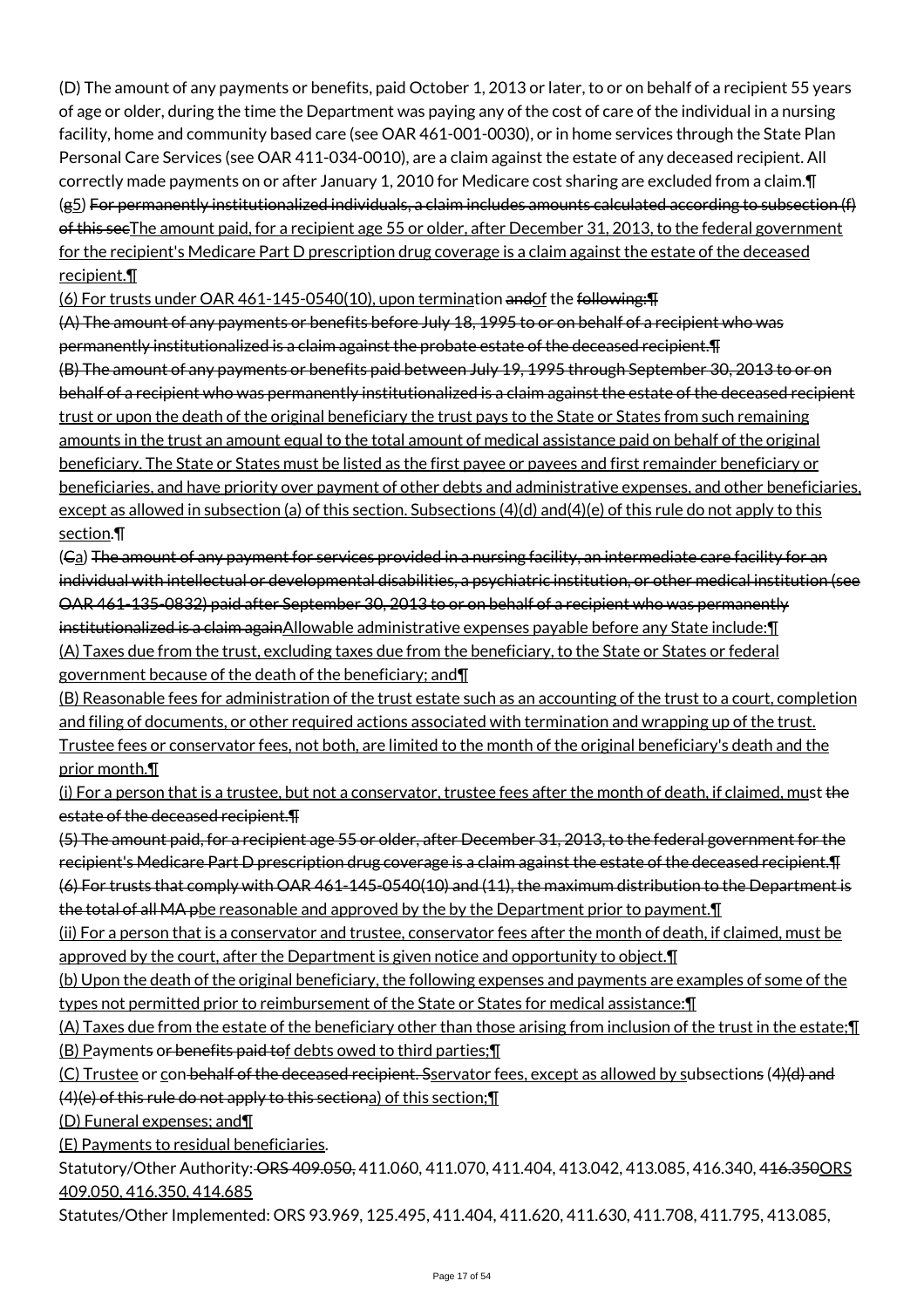(D) The amount of any payments or benefits, paid October 1, 2013 or later, to or on behalf of a recipient 55 years of age or older, during the time the Department was paying any of the cost of care of the individual in a nursing facility, home and community based care (see OAR 461-001-0030), or in home services through the State Plan Personal Care Services (see OAR 411-034-0010), are a claim against the estate of any deceased recipient. All correctly made payments on or after January 1, 2010 for Medicare cost sharing are excluded from a claim.¶

(g5) For permanently institutionalized individuals, a claim includes amounts calculated according to subsection (f) of this secThe amount paid, for a recipient age 55 or older, after December 31, 2013, to the federal government for the recipient's Medicare Part D prescription drug coverage is a claim against the estate of the deceased recipient.¶

(6) For trusts under OAR 461-145-0540(10), upon termination andof the following:¶

(A) The amount of any payments or benefits before July 18, 1995 to or on behalf of a recipient who was permanently institutionalized is a claim against the probate estate of the deceased recipient.¶

(B) The amount of any payments or benefits paid between July 19, 1995 through September 30, 2013 to or on behalf of a recipient who was permanently institutionalized is a claim against the estate of the deceased recipient trust or upon the death of the original beneficiary the trust pays to the State or States from such remaining amounts in the trust an amount equal to the total amount of medical assistance paid on behalf of the original beneficiary. The State or States must be listed as the first payee or payees and first remainder beneficiary or beneficiaries, and have priority over payment of other debts and administrative expenses, and other beneficiaries, except as allowed in subsection (a) of this section. Subsections (4)(d) and(4)(e) of this rule do not apply to this section.¶

(Ca) The amount of any payment for services provided in a nursing facility, an intermediate care facility for an individual with intellectual or developmental disabilities, a psychiatric institution, or other medical institution (see OAR 461-135-0832) paid after September 30, 2013 to or on behalf of a recipient who was permanently institutionalized is a claim againAllowable administrative expenses payable before any State include:¶

(A) Taxes due from the trust, excluding taxes due from the beneficiary, to the State or States or federal government because of the death of the beneficiary; and¶

(B) Reasonable fees for administration of the trust estate such as an accounting of the trust to a court, completion and filing of documents, or other required actions associated with termination and wrapping up of the trust. Trustee fees or conservator fees, not both, are limited to the month of the original beneficiary's death and the prior month.¶

(i) For a person that is a trustee, but not a conservator, trustee fees after the month of death, if claimed, must the estate of the deceased recipient.¶

(5) The amount paid, for a recipient age 55 or older, after December 31, 2013, to the federal government for the recipient's Medicare Part D prescription drug coverage is a claim against the estate of the deceased recipient.¶

(6) For trusts that comply with OAR 461-145-0540(10) and (11), the maximum distribution to the Department is the total of all MA pbe reasonable and approved by the by the Department prior to payment.¶

(ii) For a person that is a conservator and trustee, conservator fees after the month of death, if claimed, must be approved by the court, after the Department is given notice and opportunity to object.¶

(b) Upon the death of the original beneficiary, the following expenses and payments are examples of some of the types not permitted prior to reimbursement of the State or States for medical assistance:¶

(A) Taxes due from the estate of the beneficiary other than those arising from inclusion of the trust in the estate;¶

(B) Payments or benefits paid tof debts owed to third parties;¶

(C) Trustee or con behalf of the deceased recipient. Sservator fees, except as allowed by subsections (4)(d) and (4)(e) of this rule do not apply to this sectiona) of this section;¶

(D) Funeral expenses; and¶

(E) Payments to residual beneficiaries.

Statutory/Other Authority: ORS 409.050, 411.060, 411.070, 411.404, 413.042, 413.085, 416.340, 416.350ORS 409.050, 416.350, 414.685

Statutes/Other Implemented: ORS 93.969, 125.495, 411.404, 411.620, 411.630, 411.708, 411.795, 413.085,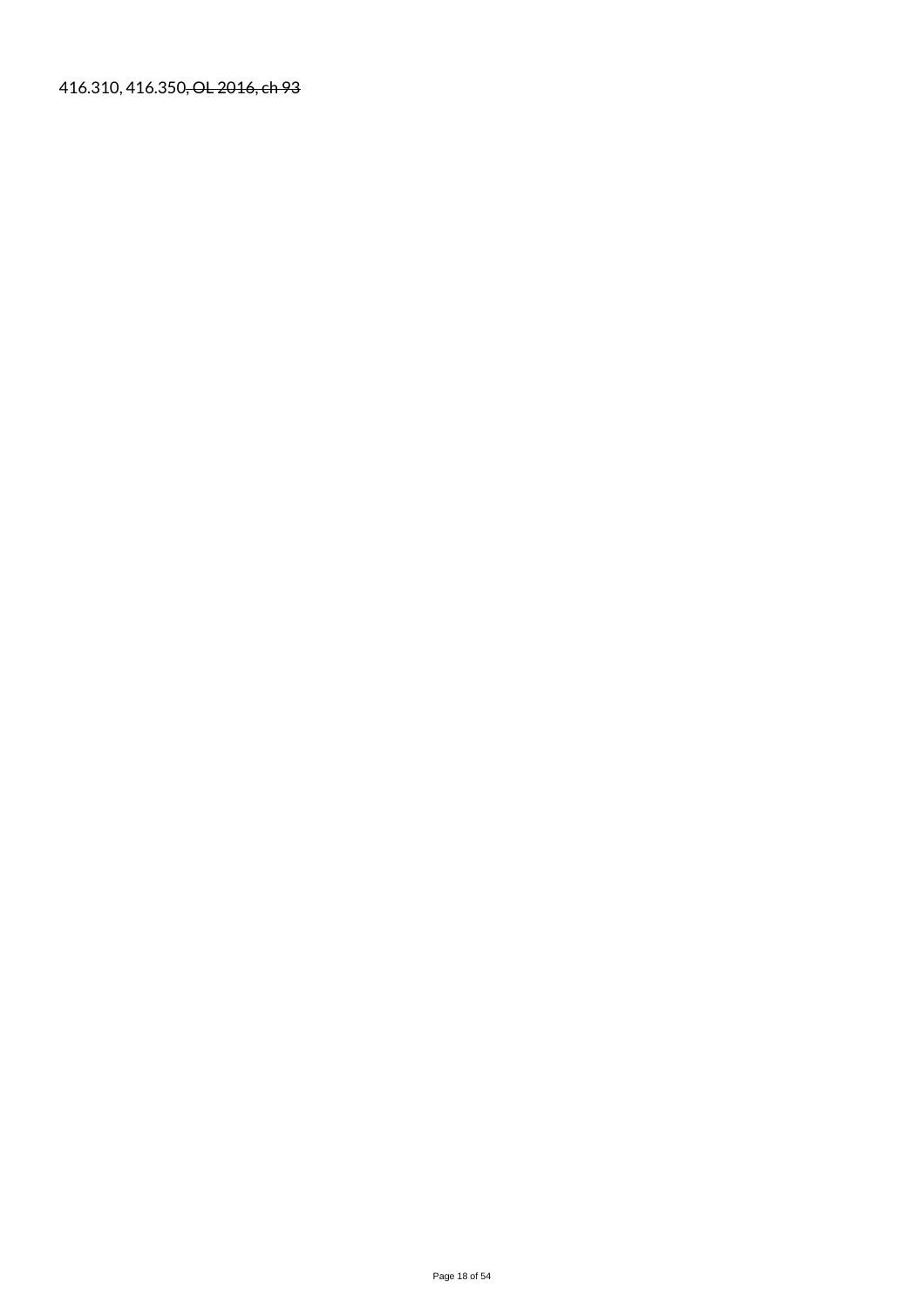416.310, 416.350~~, OL 2016, ch 93~~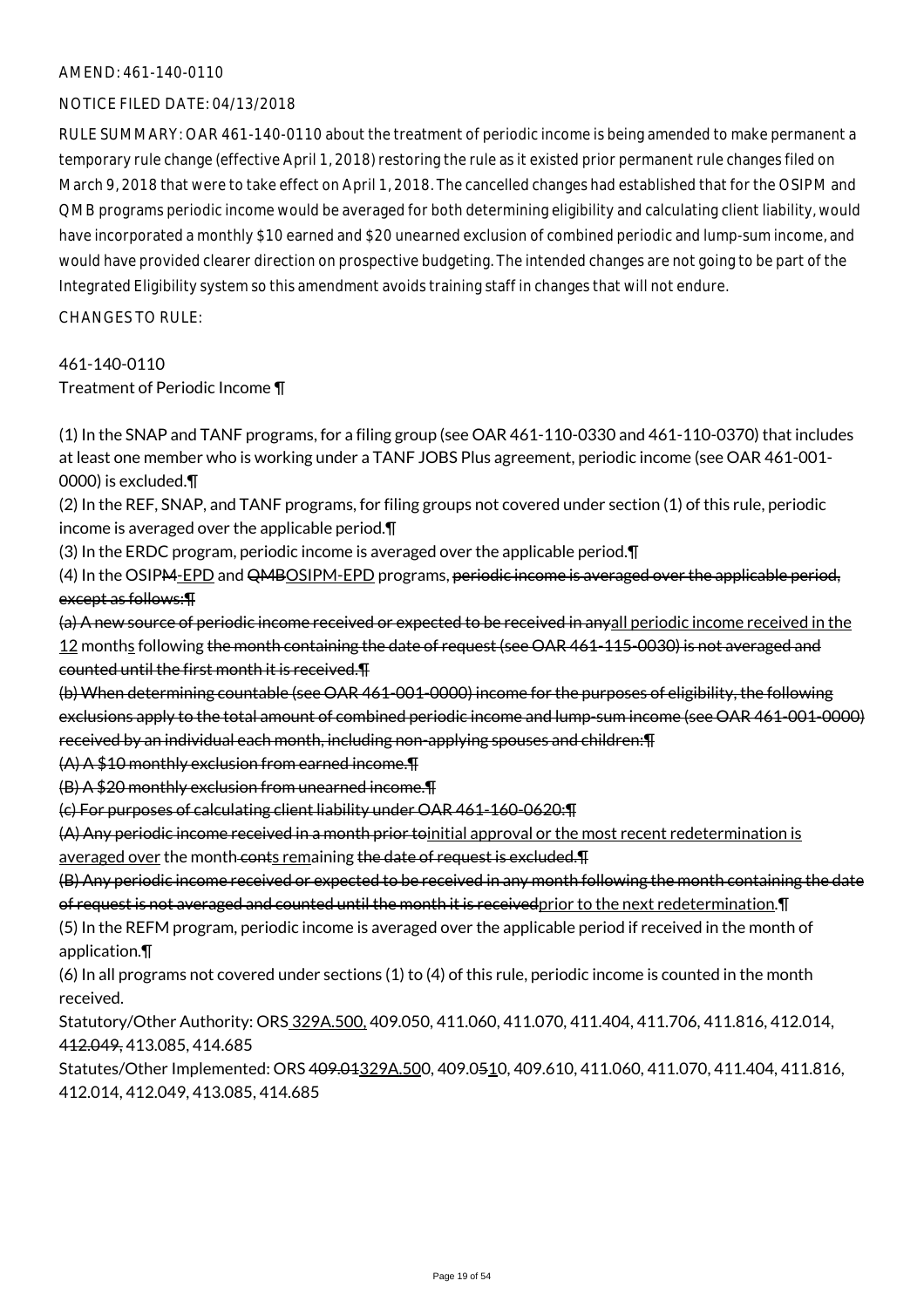AMEND: 461-140-0110

NOTICE FILED DATE: 04/13/2018

RULE SUMMARY: OAR 461-140-0110 about the treatment of periodic income is being amended to make permanent a temporary rule change (effective April 1, 2018) restoring the rule as it existed prior permanent rule changes filed on March 9, 2018 that were to take effect on April 1, 2018. The cancelled changes had established that for the OSIPM and QMB programs periodic income would be averaged for both determining eligibility and calculating client liability, would have incorporated a monthly $10 earned and $20 unearned exclusion of combined periodic and lump-sum income, and would have provided clearer direction on prospective budgeting. The intended changes are not going to be part of the Integrated Eligibility system so this amendment avoids training staff in changes that will not endure.

CHANGES TO RULE:

461-140-0110
Treatment of Periodic Income ¶

(1) In the SNAP and TANF programs, for a filing group (see OAR 461-110-0330 and 461-110-0370) that includes at least one member who is working under a TANF JOBS Plus agreement, periodic income (see OAR 461-001-0000) is excluded.¶

(2) In the REF, SNAP, and TANF programs, for filing groups not covered under section (1) of this rule, periodic income is averaged over the applicable period.¶

(3) In the ERDC program, periodic income is averaged over the applicable period.¶

(4) In the OSIP~~M~~<u>-EPD</u> and ~~QMB~~<u>OSIPM-EPD</u> programs, ~~periodic income is averaged over the applicable period, except as follows:¶~~

~~(a) A new source of periodic income received or expected to be received in any~~<u>all periodic income received in the 12</u> month<u>s</u> following ~~the month containing the date of request (see OAR 461-115-0030) is not averaged and counted until the first month it is received.¶~~

~~(b) When determining countable (see OAR 461-001-0000) income for the purposes of eligibility, the following exclusions apply to the total amount of combined periodic income and lump-sum income (see OAR 461-001-0000) received by an individual each month, including non-applying spouses and children:¶~~

~~(A) A $10 monthly exclusion from earned income.¶~~

~~(B) A $20 monthly exclusion from unearned income.¶~~

~~(c) For purposes of calculating client liability under OAR 461-160-0620:¶~~

~~(A) Any periodic income received in a month prior to~~<u>initial approval or the most recent redetermination is averaged over</u> the month~~ cont~~<u>s rem</u>aining ~~the date of request is excluded.¶~~

~~(B) Any periodic income received or expected to be received in any month following the month containing the date of request is not averaged and counted until the month it is received~~<u>prior to the next redetermination</u>.¶

(5) In the REFM program, periodic income is averaged over the applicable period if received in the month of application.¶

(6) In all programs not covered under sections (1) to (4) of this rule, periodic income is counted in the month received.

Statutory/Other Authority: ORS<u> 329A.500,</u> 409.050, 411.060, 411.070, 411.404, 411.706, 411.816, 412.014, ~~412.049,~~ 413.085, 414.685

Statutes/Other Implemented: ORS ~~409.01~~<u>329A.50</u>0, 409.0~~5~~<u>1</u>0, 409.610, 411.060, 411.070, 411.404, 411.816, 412.014, 412.049, 413.085, 414.685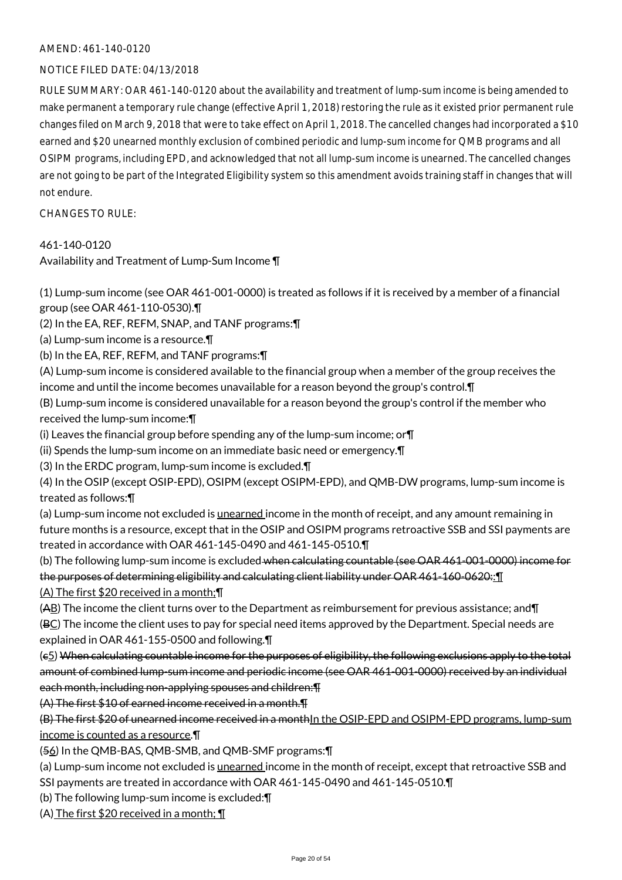AMEND: 461-140-0120

NOTICE FILED DATE: 04/13/2018

RULE SUMMARY: OAR 461-140-0120 about the availability and treatment of lump-sum income is being amended to make permanent a temporary rule change (effective April 1, 2018) restoring the rule as it existed prior permanent rule changes filed on March 9, 2018 that were to take effect on April 1, 2018. The cancelled changes had incorporated a $10 earned and $20 unearned monthly exclusion of combined periodic and lump-sum income for QMB programs and all OSIPM programs, including EPD, and acknowledged that not all lump-sum income is unearned. The cancelled changes are not going to be part of the Integrated Eligibility system so this amendment avoids training staff in changes that will not endure.

CHANGES TO RULE:

461-140-0120
Availability and Treatment of Lump-Sum Income ¶

(1) Lump-sum income (see OAR 461-001-0000) is treated as follows if it is received by a member of a financial group (see OAR 461-110-0530).¶
(2) In the EA, REF, REFM, SNAP, and TANF programs:¶
(a) Lump-sum income is a resource.¶
(b) In the EA, REF, REFM, and TANF programs:¶
(A) Lump-sum income is considered available to the financial group when a member of the group receives the income and until the income becomes unavailable for a reason beyond the group's control.¶
(B) Lump-sum income is considered unavailable for a reason beyond the group's control if the member who received the lump-sum income:¶
(i) Leaves the financial group before spending any of the lump-sum income; or¶
(ii) Spends the lump-sum income on an immediate basic need or emergency.¶
(3) In the ERDC program, lump-sum income is excluded.¶
(4) In the OSIP (except OSIP-EPD), OSIPM (except OSIPM-EPD), and QMB-DW programs, lump-sum income is treated as follows:¶
(a) Lump-sum income not excluded is <u>unearned </u>income in the month of receipt, and any amount remaining in future months is a resource, except that in the OSIP and OSIPM programs retroactive SSB and SSI payments are treated in accordance with OAR 461-145-0490 and 461-145-0510.¶
(b) The following lump-sum income is excluded~~ when calculating countable (see OAR 461-001-0000) income for the purposes of determining eligibility and calculating client liability under OAR 461-160-0620:~~<u>:¶
(A) The first $20 received in a month;</u>¶
(~~A~~<u>B</u>) The income the client turns over to the Department as reimbursement for previous assistance; and¶
(~~B~~<u>C</u>) The income the client uses to pay for special need items approved by the Department. Special needs are explained in OAR 461-155-0500 and following.¶
(~~c~~<u>5</u>) ~~When calculating countable income for the purposes of eligibility, the following exclusions apply to the total amount of combined lump-sum income and periodic income (see OAR 461-001-0000) received by an individual each month, including non-applying spouses and children:¶
(A) The first $10 of earned income received in a month.¶
(B) The first $20 of unearned income received in a month~~<u>In the OSIP-EPD and OSIPM-EPD programs, lump-sum income is counted as a resource</u>.¶
(~~5~~<u>6</u>) In the QMB-BAS, QMB-SMB, and QMB-SMF programs:¶
(a) Lump-sum income not excluded is <u>unearned </u>income in the month of receipt, except that retroactive SSB and SSI payments are treated in accordance with OAR 461-145-0490 and 461-145-0510.¶
(b) The following lump-sum income is excluded:¶
(A)<u> The first $20 received in a month; ¶</u>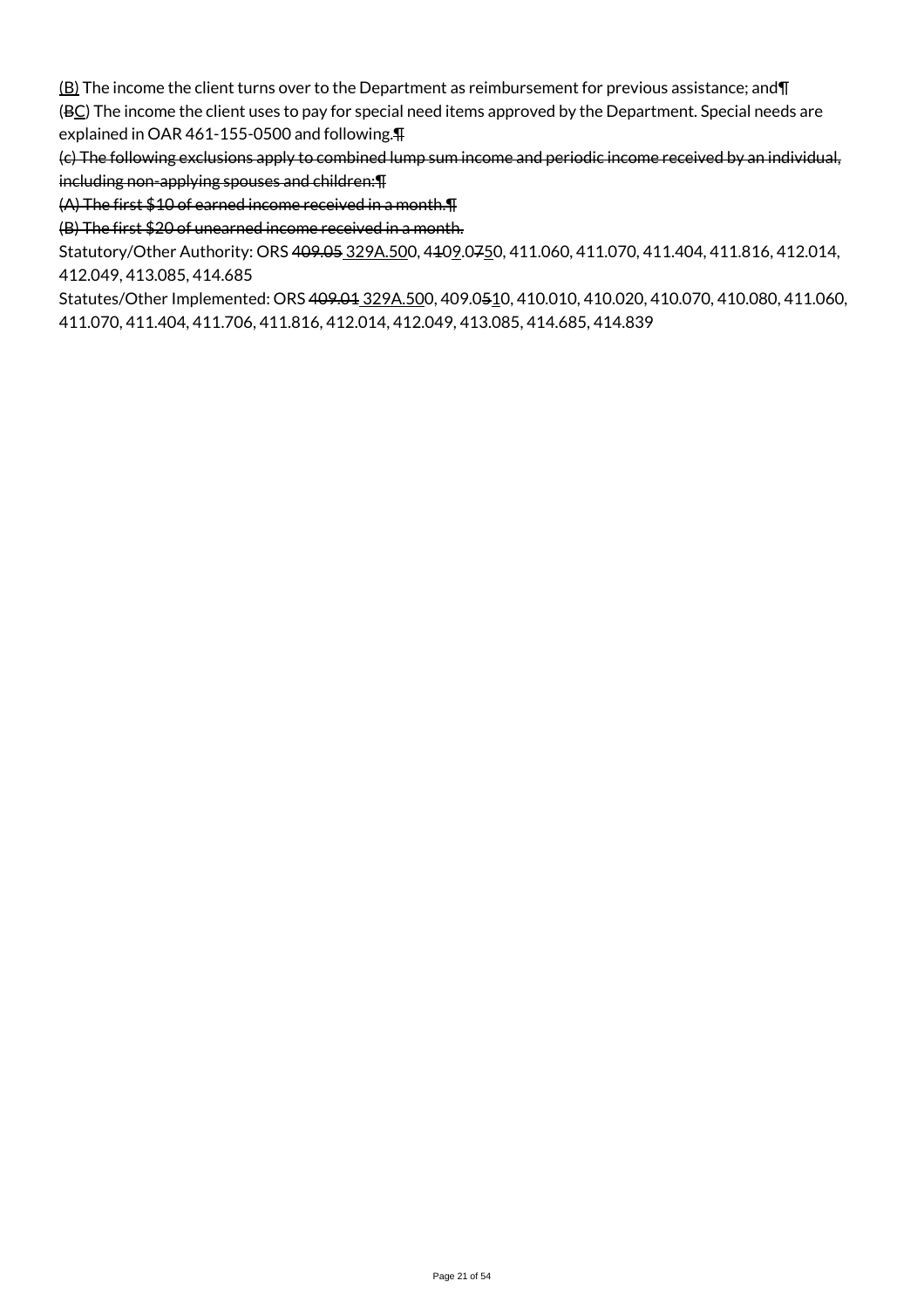<u>(B)</u> The income the client turns over to the Department as reimbursement for previous assistance; and¶
(~~B~~<u>C</u>) The income the client uses to pay for special need items approved by the Department. Special needs are explained in OAR 461-155-0500 and following.~~¶~~
~~(c) The following exclusions apply to combined lump sum income and periodic income received by an individual, including non-applying spouses and children:¶~~
~~(A) The first $10 of earned income received in a month.¶~~
~~(B) The first $20 of unearned income received in a month.~~
Statutory/Other Authority: ORS ~~409.05~~ <u>329A.50</u>0, 4~~1~~0<u>9</u>.0~~7~~<u>5</u>0, 411.060, 411.070, 411.404, 411.816, 412.014, 412.049, 413.085, 414.685
Statutes/Other Implemented: ORS ~~409.01~~ <u>329A.50</u>0, 409.0~~5~~<u>1</u>0, 410.010, 410.020, 410.070, 410.080, 411.060, 411.070, 411.404, 411.706, 411.816, 412.014, 412.049, 413.085, 414.685, 414.839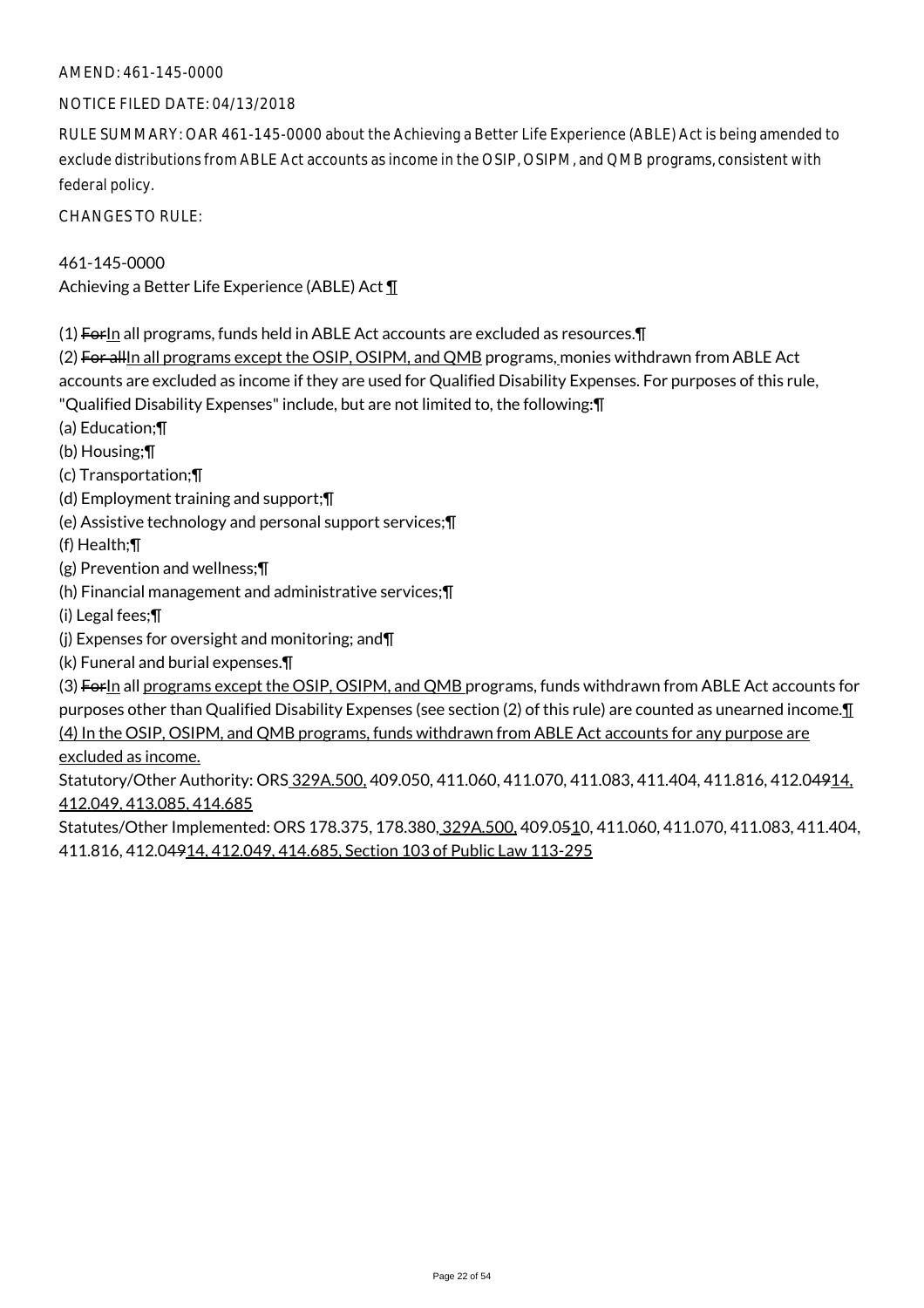AMEND: 461-145-0000

NOTICE FILED DATE: 04/13/2018

RULE SUMMARY: OAR 461-145-0000 about the Achieving a Better Life Experience (ABLE) Act is being amended to exclude distributions from ABLE Act accounts as income in the OSIP, OSIPM, and QMB programs, consistent with federal policy.

CHANGES TO RULE:

461-145-0000
Achieving a Better Life Experience (ABLE) Act ¶

(1) ~~For~~In all programs, funds held in ABLE Act accounts are excluded as resources.¶
(2) ~~For all~~In all programs except the OSIP, OSIPM, and QMB programs, monies withdrawn from ABLE Act accounts are excluded as income if they are used for Qualified Disability Expenses. For purposes of this rule, "Qualified Disability Expenses" include, but are not limited to, the following:¶
(a) Education;¶
(b) Housing;¶
(c) Transportation;¶
(d) Employment training and support;¶
(e) Assistive technology and personal support services;¶
(f) Health;¶
(g) Prevention and wellness;¶
(h) Financial management and administrative services;¶
(i) Legal fees;¶
(j) Expenses for oversight and monitoring; and¶
(k) Funeral and burial expenses.¶
(3) ~~For~~In all programs except the OSIP, OSIPM, and QMB programs, funds withdrawn from ABLE Act accounts for purposes other than Qualified Disability Expenses (see section (2) of this rule) are counted as unearned income.¶
(4) In the OSIP, OSIPM, and QMB programs, funds withdrawn from ABLE Act accounts for any purpose are excluded as income.

Statutory/Other Authority: ORS 329A.500, 409.050, 411.060, 411.070, 411.083, 411.404, 411.816, 412.0~~49~~14, 412.049, 413.085, 414.685

Statutes/Other Implemented: ORS 178.375, 178.380, 329A.500, 409.0~~5~~10, 411.060, 411.070, 411.083, 411.404, 411.816, 412.0~~49~~14, 412.049, 414.685, Section 103 of Public Law 113-295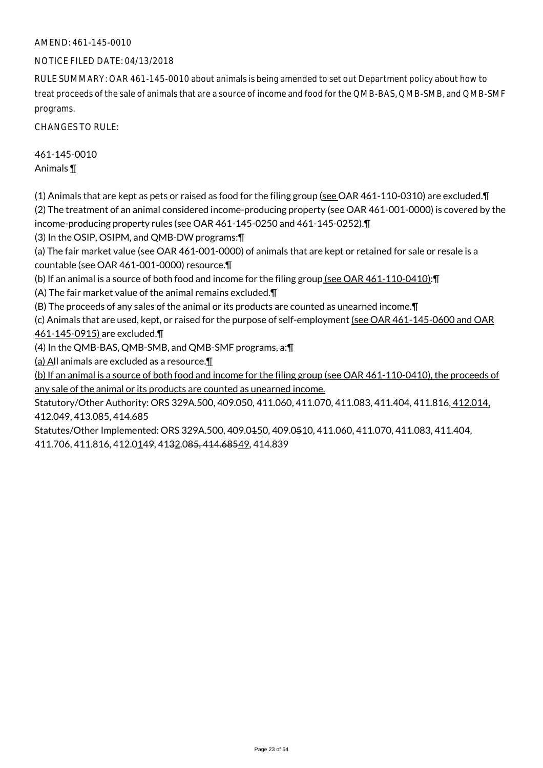AMEND: 461-145-0010

NOTICE FILED DATE: 04/13/2018

RULE SUMMARY: OAR 461-145-0010 about animals is being amended to set out Department policy about how to treat proceeds of the sale of animals that are a source of income and food for the QMB-BAS, QMB-SMB, and QMB-SMF programs.

CHANGES TO RULE:

461-145-0010
Animals ¶

(1) Animals that are kept as pets or raised as food for the filing group (see OAR 461-110-0310) are excluded.¶
(2) The treatment of an animal considered income-producing property (see OAR 461-001-0000) is covered by the income-producing property rules (see OAR 461-145-0250 and 461-145-0252).¶
(3) In the OSIP, OSIPM, and QMB-DW programs:¶
(a) The fair market value (see OAR 461-001-0000) of animals that are kept or retained for sale or resale is a countable (see OAR 461-001-0000) resource.¶
(b) If an animal is a source of both food and income for the filing group (see OAR 461-110-0410):¶
(A) The fair market value of the animal remains excluded.¶
(B) The proceeds of any sales of the animal or its products are counted as unearned income.¶
(c) Animals that are used, kept, or raised for the purpose of self-employment (see OAR 461-145-0600 and OAR 461-145-0915) are excluded.¶
(4) In the QMB-BAS, QMB-SMB, and QMB-SMF programs, a:¶
(a) All animals are excluded as a resource.¶
(b) If an animal is a source of both food and income for the filing group (see OAR 461-110-0410), the proceeds of any sale of the animal or its products are counted as unearned income.
Statutory/Other Authority: ORS 329A.500, 409.050, 411.060, 411.070, 411.083, 411.404, 411.816, 412.014, 412.049, 413.085, 414.685
Statutes/Other Implemented: ORS 329A.500, 409.0150, 409.0510, 411.060, 411.070, 411.083, 411.404, 411.706, 411.816, 412.0149, 4132.085, 414.68549, 414.839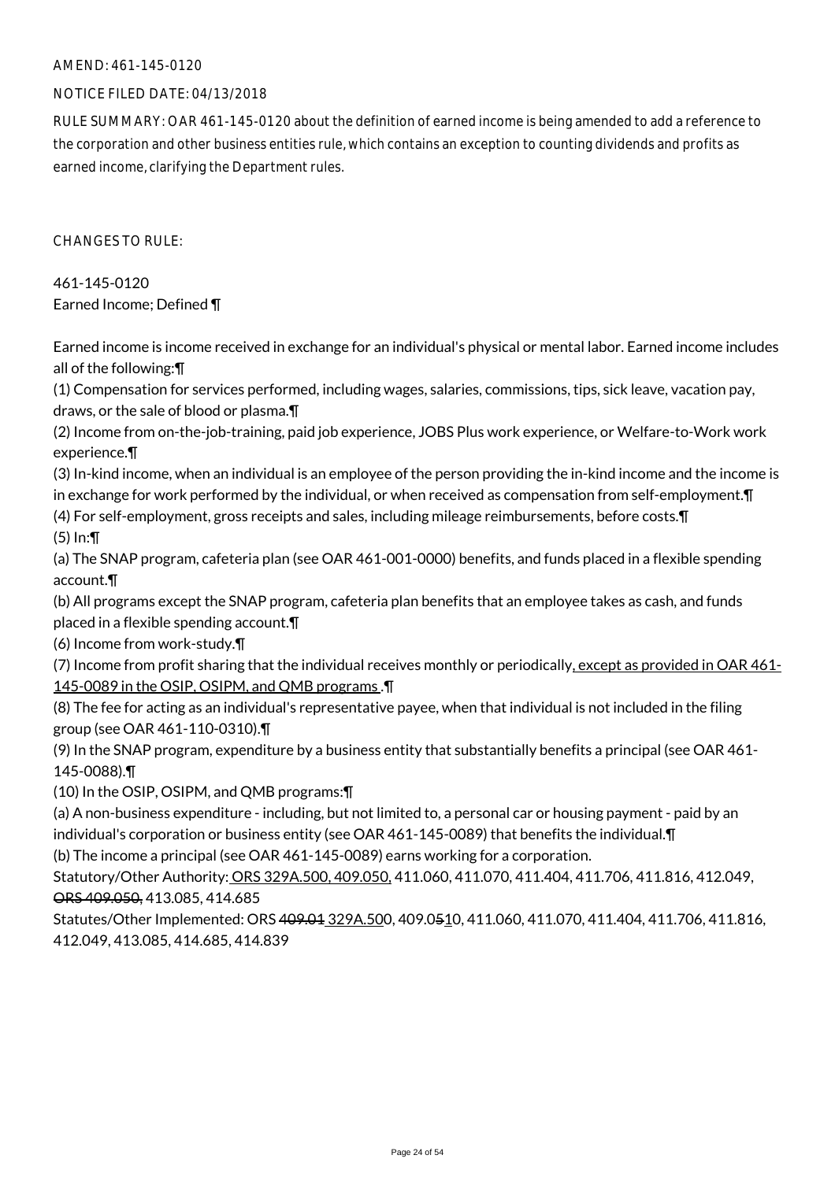AMEND: 461-145-0120

NOTICE FILED DATE: 04/13/2018

RULE SUMMARY: OAR 461-145-0120 about the definition of earned income is being amended to add a reference to the corporation and other business entities rule, which contains an exception to counting dividends and profits as earned income, clarifying the Department rules.

CHANGES TO RULE:

461-145-0120
Earned Income; Defined ¶

Earned income is income received in exchange for an individual's physical or mental labor. Earned income includes all of the following:¶

(1) Compensation for services performed, including wages, salaries, commissions, tips, sick leave, vacation pay, draws, or the sale of blood or plasma.¶

(2) Income from on-the-job-training, paid job experience, JOBS Plus work experience, or Welfare-to-Work work experience.¶

(3) In-kind income, when an individual is an employee of the person providing the in-kind income and the income is in exchange for work performed by the individual, or when received as compensation from self-employment.¶

(4) For self-employment, gross receipts and sales, including mileage reimbursements, before costs.¶

(5) In:¶

(a) The SNAP program, cafeteria plan (see OAR 461-001-0000) benefits, and funds placed in a flexible spending account.¶

(b) All programs except the SNAP program, cafeteria plan benefits that an employee takes as cash, and funds placed in a flexible spending account.¶

(6) Income from work-study.¶

(7) Income from profit sharing that the individual receives monthly or periodically, except as provided in OAR 461-145-0089 in the OSIP, OSIPM, and QMB programs .¶

(8) The fee for acting as an individual's representative payee, when that individual is not included in the filing group (see OAR 461-110-0310).¶

(9) In the SNAP program, expenditure by a business entity that substantially benefits a principal (see OAR 461-145-0088).¶

(10) In the OSIP, OSIPM, and QMB programs:¶

(a) A non-business expenditure - including, but not limited to, a personal car or housing payment - paid by an individual's corporation or business entity (see OAR 461-145-0089) that benefits the individual.¶

(b) The income a principal (see OAR 461-145-0089) earns working for a corporation.

Statutory/Other Authority: ORS 329A.500, 409.050, 411.060, 411.070, 411.404, 411.706, 411.816, 412.049, ~~ORS 409.050,~~ 413.085, 414.685

Statutes/Other Implemented: ORS ~~409.01~~ 329A.500, 409.0~~5~~10, 411.060, 411.070, 411.404, 411.706, 411.816, 412.049, 413.085, 414.685, 414.839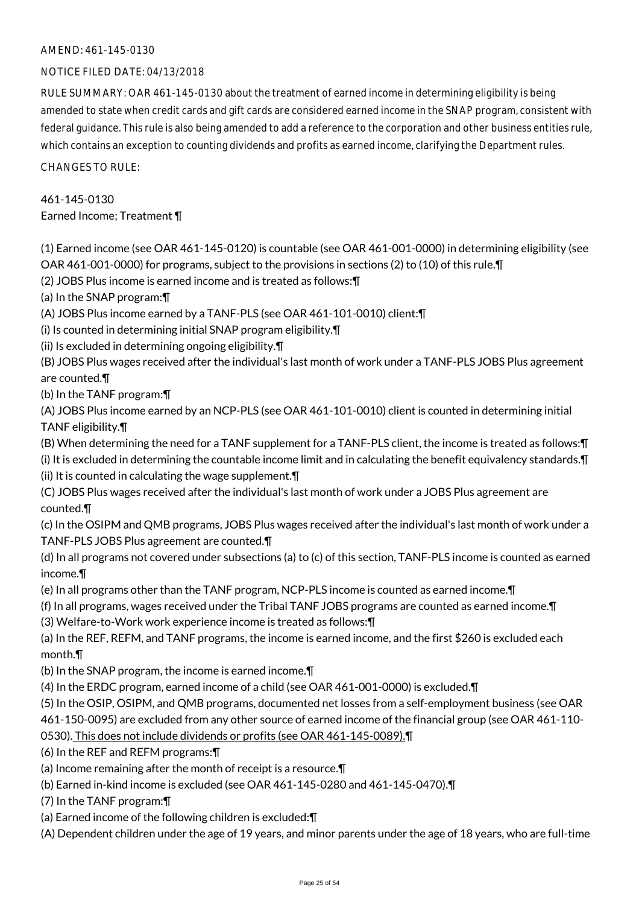AMEND: 461-145-0130

NOTICE FILED DATE: 04/13/2018

RULE SUMMARY: OAR 461-145-0130 about the treatment of earned income in determining eligibility is being amended to state when credit cards and gift cards are considered earned income in the SNAP program, consistent with federal guidance. This rule is also being amended to add a reference to the corporation and other business entities rule, which contains an exception to counting dividends and profits as earned income, clarifying the Department rules.

CHANGES TO RULE:

461-145-0130
Earned Income; Treatment ¶

(1) Earned income (see OAR 461-145-0120) is countable (see OAR 461-001-0000) in determining eligibility (see OAR 461-001-0000) for programs, subject to the provisions in sections (2) to (10) of this rule.¶
(2) JOBS Plus income is earned income and is treated as follows:¶
(a) In the SNAP program:¶
(A) JOBS Plus income earned by a TANF-PLS (see OAR 461-101-0010) client:¶
(i) Is counted in determining initial SNAP program eligibility.¶
(ii) Is excluded in determining ongoing eligibility.¶
(B) JOBS Plus wages received after the individual's last month of work under a TANF-PLS JOBS Plus agreement are counted.¶
(b) In the TANF program:¶
(A) JOBS Plus income earned by an NCP-PLS (see OAR 461-101-0010) client is counted in determining initial TANF eligibility.¶
(B) When determining the need for a TANF supplement for a TANF-PLS client, the income is treated as follows:¶
(i) It is excluded in determining the countable income limit and in calculating the benefit equivalency standards.¶
(ii) It is counted in calculating the wage supplement.¶
(C) JOBS Plus wages received after the individual's last month of work under a JOBS Plus agreement are counted.¶
(c) In the OSIPM and QMB programs, JOBS Plus wages received after the individual's last month of work under a TANF-PLS JOBS Plus agreement are counted.¶
(d) In all programs not covered under subsections (a) to (c) of this section, TANF-PLS income is counted as earned income.¶
(e) In all programs other than the TANF program, NCP-PLS income is counted as earned income.¶
(f) In all programs, wages received under the Tribal TANF JOBS programs are counted as earned income.¶
(3) Welfare-to-Work work experience income is treated as follows:¶
(a) In the REF, REFM, and TANF programs, the income is earned income, and the first $260 is excluded each month.¶
(b) In the SNAP program, the income is earned income.¶
(4) In the ERDC program, earned income of a child (see OAR 461-001-0000) is excluded.¶
(5) In the OSIP, OSIPM, and QMB programs, documented net losses from a self-employment business (see OAR 461-150-0095) are excluded from any other source of earned income of the financial group (see OAR 461-110-0530). This does not include dividends or profits (see OAR 461-145-0089).¶
(6) In the REF and REFM programs:¶
(a) Income remaining after the month of receipt is a resource.¶
(b) Earned in-kind income is excluded (see OAR 461-145-0280 and 461-145-0470).¶
(7) In the TANF program:¶
(a) Earned income of the following children is excluded:¶
(A) Dependent children under the age of 19 years, and minor parents under the age of 18 years, who are full-time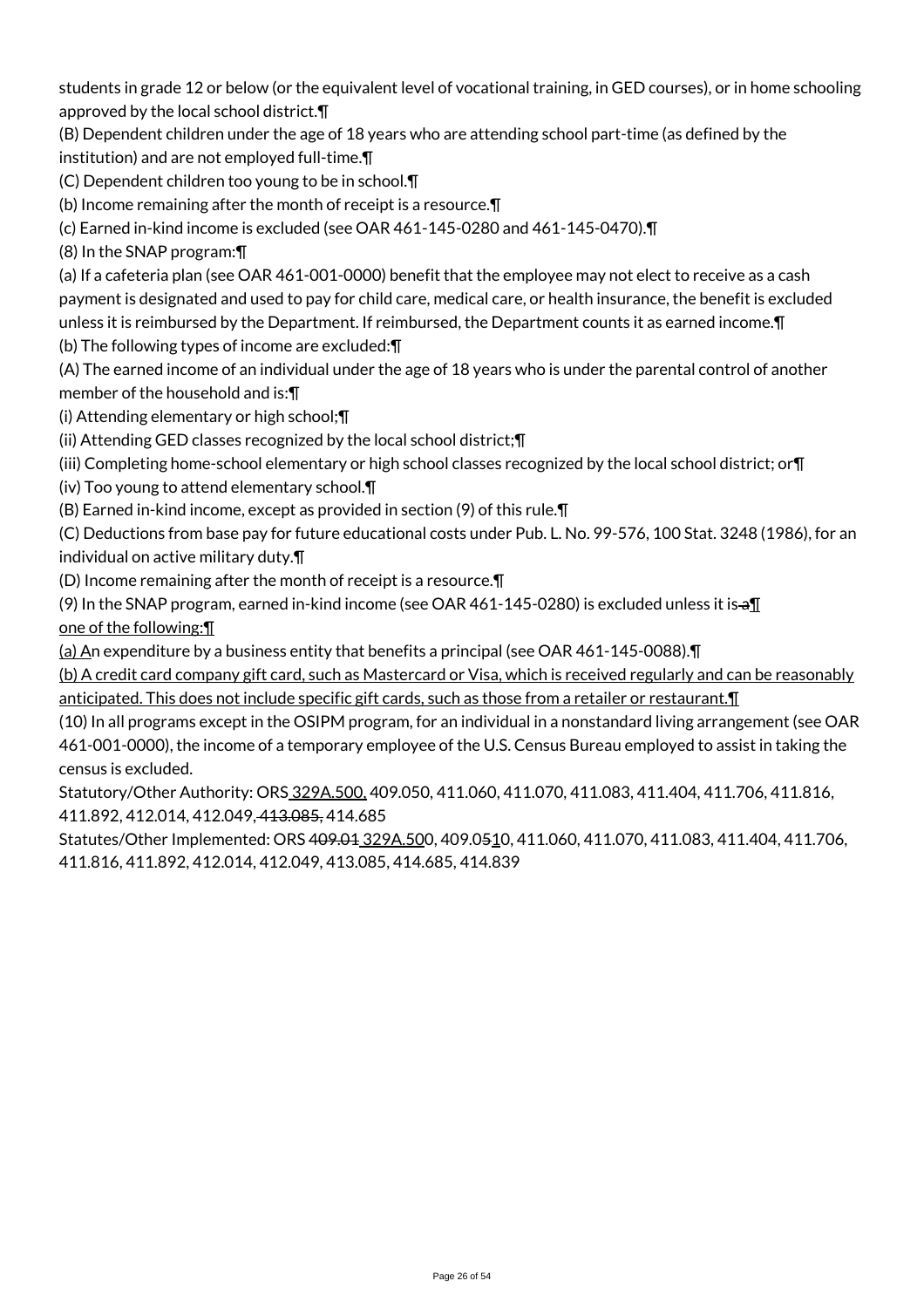students in grade 12 or below (or the equivalent level of vocational training, in GED courses), or in home schooling approved by the local school district.¶

(B) Dependent children under the age of 18 years who are attending school part-time (as defined by the institution) and are not employed full-time.¶

(C) Dependent children too young to be in school.¶

(b) Income remaining after the month of receipt is a resource.¶

(c) Earned in-kind income is excluded (see OAR 461-145-0280 and 461-145-0470).¶

(8) In the SNAP program:¶

(a) If a cafeteria plan (see OAR 461-001-0000) benefit that the employee may not elect to receive as a cash payment is designated and used to pay for child care, medical care, or health insurance, the benefit is excluded unless it is reimbursed by the Department. If reimbursed, the Department counts it as earned income.¶

(b) The following types of income are excluded:¶

(A) The earned income of an individual under the age of 18 years who is under the parental control of another member of the household and is:¶

(i) Attending elementary or high school;¶

(ii) Attending GED classes recognized by the local school district;¶

(iii) Completing home-school elementary or high school classes recognized by the local school district; or¶

(iv) Too young to attend elementary school.¶

(B) Earned in-kind income, except as provided in section (9) of this rule.¶

(C) Deductions from base pay for future educational costs under Pub. L. No. 99-576, 100 Stat. 3248 (1986), for an individual on active military duty.¶

(D) Income remaining after the month of receipt is a resource.¶

(9) In the SNAP program, earned in-kind income (see OAR 461-145-0280) is excluded unless it is ~~a~~¶
one of the following:¶

(a) An expenditure by a business entity that benefits a principal (see OAR 461-145-0088).¶

(b) A credit card company gift card, such as Mastercard or Visa, which is received regularly and can be reasonably anticipated. This does not include specific gift cards, such as those from a retailer or restaurant.¶

(10) In all programs except in the OSIPM program, for an individual in a nonstandard living arrangement (see OAR 461-001-0000), the income of a temporary employee of the U.S. Census Bureau employed to assist in taking the census is excluded.

Statutory/Other Authority: ORS 329A.500, 409.050, 411.060, 411.070, 411.083, 411.404, 411.706, 411.816, 411.892, 412.014, 412.049, ~~413.085,~~ 414.685

Statutes/Other Implemented: ORS ~~409.01~~ 329A.500, 409.0~~5~~10, 411.060, 411.070, 411.083, 411.404, 411.706, 411.816, 411.892, 412.014, 412.049, 413.085, 414.685, 414.839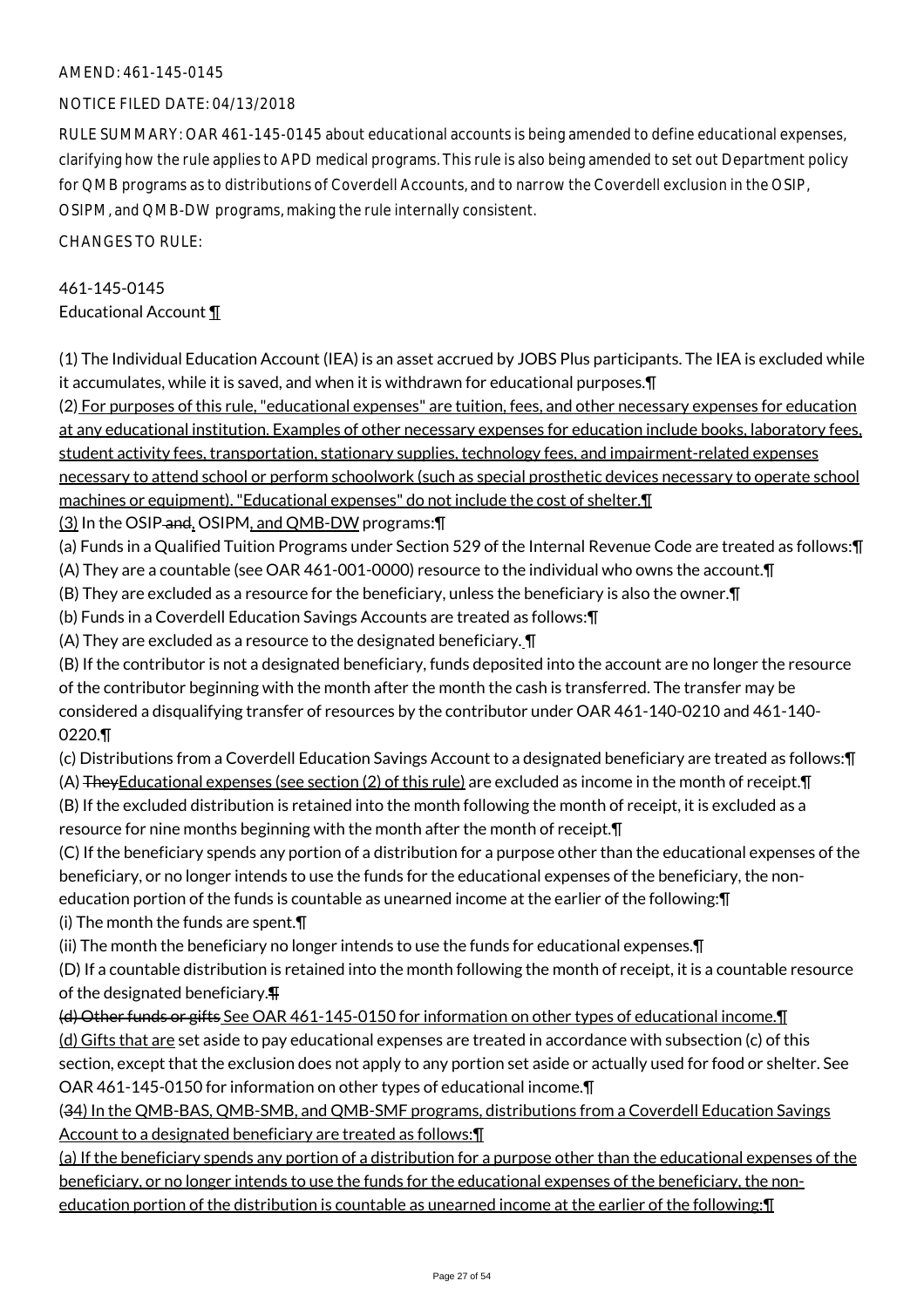AMEND: 461-145-0145

NOTICE FILED DATE: 04/13/2018

RULE SUMMARY: OAR 461-145-0145 about educational accounts is being amended to define educational expenses, clarifying how the rule applies to APD medical programs. This rule is also being amended to set out Department policy for QMB programs as to distributions of Coverdell Accounts, and to narrow the Coverdell exclusion in the OSIP, OSIPM, and QMB-DW programs, making the rule internally consistent.

CHANGES TO RULE:

461-145-0145
Educational Account ¶

(1) The Individual Education Account (IEA) is an asset accrued by JOBS Plus participants. The IEA is excluded while it accumulates, while it is saved, and when it is withdrawn for educational purposes.¶

(2) For purposes of this rule, "educational expenses" are tuition, fees, and other necessary expenses for education at any educational institution. Examples of other necessary expenses for education include books, laboratory fees, student activity fees, transportation, stationary supplies, technology fees, and impairment-related expenses necessary to attend school or perform schoolwork (such as special prosthetic devices necessary to operate school machines or equipment). "Educational expenses" do not include the cost of shelter.¶

(3) In the OSIP and, OSIPM, and QMB-DW programs:¶

(a) Funds in a Qualified Tuition Programs under Section 529 of the Internal Revenue Code are treated as follows:¶

(A) They are a countable (see OAR 461-001-0000) resource to the individual who owns the account.¶

(B) They are excluded as a resource for the beneficiary, unless the beneficiary is also the owner.¶

(b) Funds in a Coverdell Education Savings Accounts are treated as follows:¶

(A) They are excluded as a resource to the designated beneficiary. ¶

(B) If the contributor is not a designated beneficiary, funds deposited into the account are no longer the resource of the contributor beginning with the month after the month the cash is transferred. The transfer may be considered a disqualifying transfer of resources by the contributor under OAR 461-140-0210 and 461-140-0220.¶

(c) Distributions from a Coverdell Education Savings Account to a designated beneficiary are treated as follows:¶

(A) TheyEducational expenses (see section (2) of this rule) are excluded as income in the month of receipt.¶

(B) If the excluded distribution is retained into the month following the month of receipt, it is excluded as a resource for nine months beginning with the month after the month of receipt.¶

(C) If the beneficiary spends any portion of a distribution for a purpose other than the educational expenses of the beneficiary, or no longer intends to use the funds for the educational expenses of the beneficiary, the non-education portion of the funds is countable as unearned income at the earlier of the following:¶

(i) The month the funds are spent.¶

(ii) The month the beneficiary no longer intends to use the funds for educational expenses.¶

(D) If a countable distribution is retained into the month following the month of receipt, it is a countable resource of the designated beneficiary.¶

(d) Other funds or gifts See OAR 461-145-0150 for information on other types of educational income.¶

(d) Gifts that are set aside to pay educational expenses are treated in accordance with subsection (c) of this section, except that the exclusion does not apply to any portion set aside or actually used for food or shelter. See OAR 461-145-0150 for information on other types of educational income.¶

(34) In the QMB-BAS, QMB-SMB, and QMB-SMF programs, distributions from a Coverdell Education Savings Account to a designated beneficiary are treated as follows:¶

(a) If the beneficiary spends any portion of a distribution for a purpose other than the educational expenses of the beneficiary, or no longer intends to use the funds for the educational expenses of the beneficiary, the non-education portion of the distribution is countable as unearned income at the earlier of the following:¶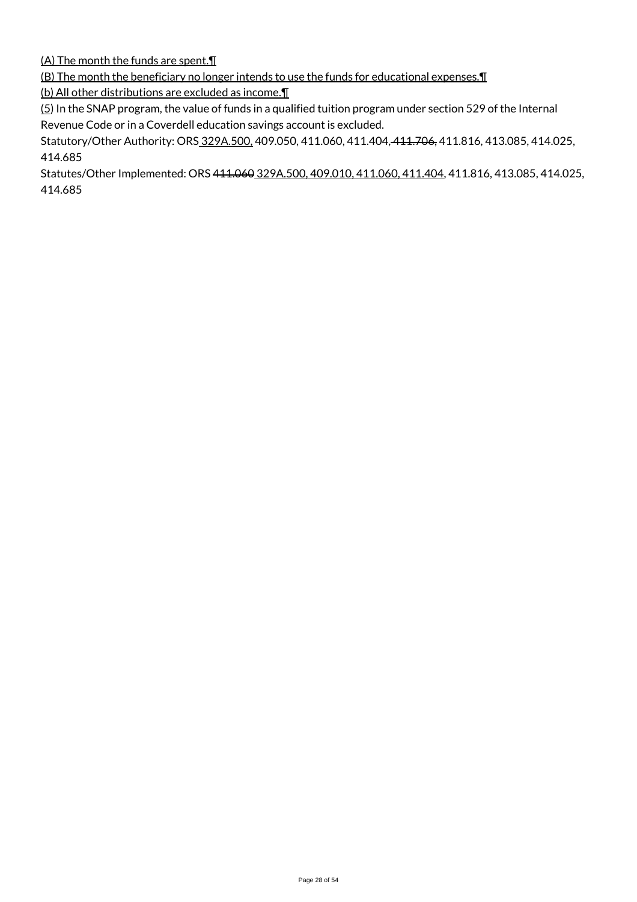(A) The month the funds are spent.¶

(B) The month the beneficiary no longer intends to use the funds for educational expenses.¶

(b) All other distributions are excluded as income.¶

(5) In the SNAP program, the value of funds in a qualified tuition program under section 529 of the Internal Revenue Code or in a Coverdell education savings account is excluded.

Statutory/Other Authority: ORS 329A.500, 409.050, 411.060, 411.404, ~~411.706,~~ 411.816, 413.085, 414.025, 414.685

Statutes/Other Implemented: ORS ~~411.060~~ 329A.500, 409.010, 411.060, 411.404, 411.816, 413.085, 414.025, 414.685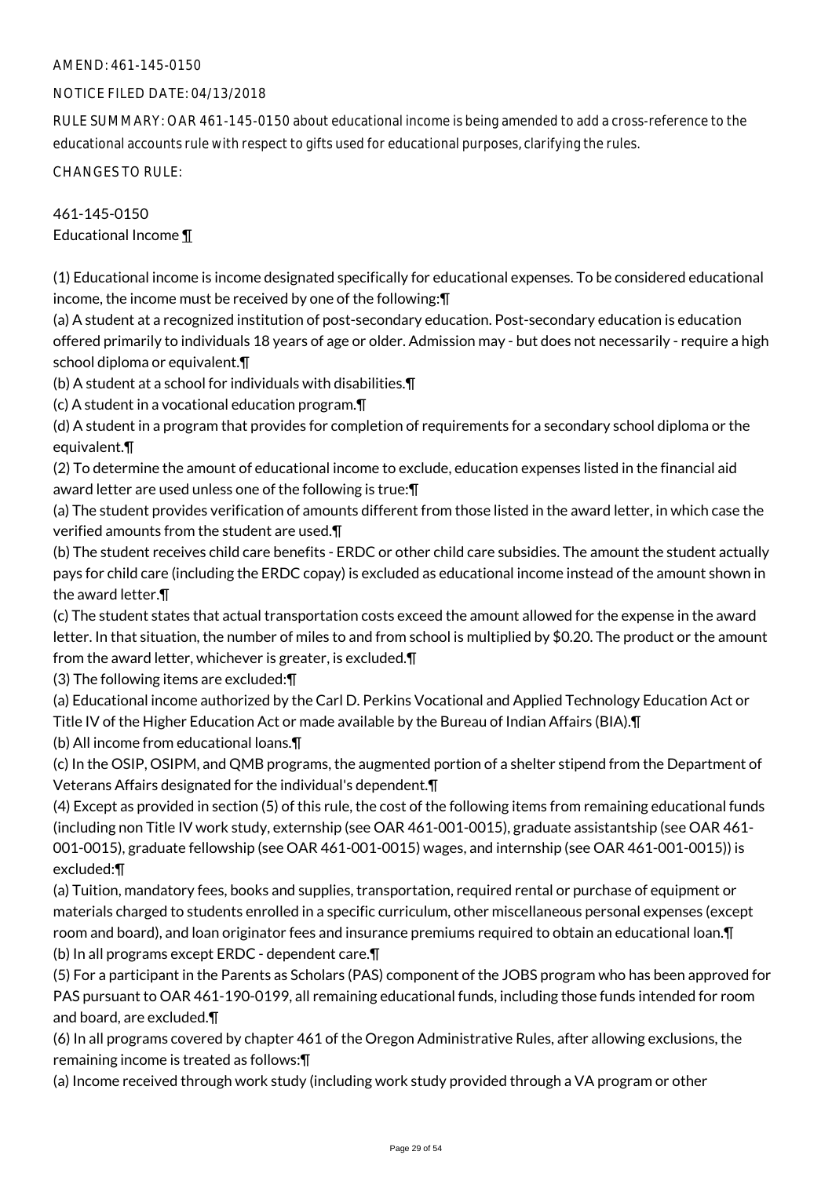AMEND: 461-145-0150

NOTICE FILED DATE: 04/13/2018

RULE SUMMARY: OAR 461-145-0150 about educational income is being amended to add a cross-reference to the educational accounts rule with respect to gifts used for educational purposes, clarifying the rules.

CHANGES TO RULE:

461-145-0150
Educational Income ¶

(1) Educational income is income designated specifically for educational expenses. To be considered educational income, the income must be received by one of the following:¶
(a) A student at a recognized institution of post-secondary education. Post-secondary education is education offered primarily to individuals 18 years of age or older. Admission may - but does not necessarily - require a high school diploma or equivalent.¶
(b) A student at a school for individuals with disabilities.¶
(c) A student in a vocational education program.¶
(d) A student in a program that provides for completion of requirements for a secondary school diploma or the equivalent.¶
(2) To determine the amount of educational income to exclude, education expenses listed in the financial aid award letter are used unless one of the following is true:¶
(a) The student provides verification of amounts different from those listed in the award letter, in which case the verified amounts from the student are used.¶
(b) The student receives child care benefits - ERDC or other child care subsidies. The amount the student actually pays for child care (including the ERDC copay) is excluded as educational income instead of the amount shown in the award letter.¶
(c) The student states that actual transportation costs exceed the amount allowed for the expense in the award letter. In that situation, the number of miles to and from school is multiplied by $0.20. The product or the amount from the award letter, whichever is greater, is excluded.¶
(3) The following items are excluded:¶
(a) Educational income authorized by the Carl D. Perkins Vocational and Applied Technology Education Act or Title IV of the Higher Education Act or made available by the Bureau of Indian Affairs (BIA).¶
(b) All income from educational loans.¶
(c) In the OSIP, OSIPM, and QMB programs, the augmented portion of a shelter stipend from the Department of Veterans Affairs designated for the individual's dependent.¶
(4) Except as provided in section (5) of this rule, the cost of the following items from remaining educational funds (including non Title IV work study, externship (see OAR 461-001-0015), graduate assistantship (see OAR 461-001-0015), graduate fellowship (see OAR 461-001-0015) wages, and internship (see OAR 461-001-0015)) is excluded:¶
(a) Tuition, mandatory fees, books and supplies, transportation, required rental or purchase of equipment or materials charged to students enrolled in a specific curriculum, other miscellaneous personal expenses (except room and board), and loan originator fees and insurance premiums required to obtain an educational loan.¶
(b) In all programs except ERDC - dependent care.¶
(5) For a participant in the Parents as Scholars (PAS) component of the JOBS program who has been approved for PAS pursuant to OAR 461-190-0199, all remaining educational funds, including those funds intended for room and board, are excluded.¶
(6) In all programs covered by chapter 461 of the Oregon Administrative Rules, after allowing exclusions, the remaining income is treated as follows:¶
(a) Income received through work study (including work study provided through a VA program or other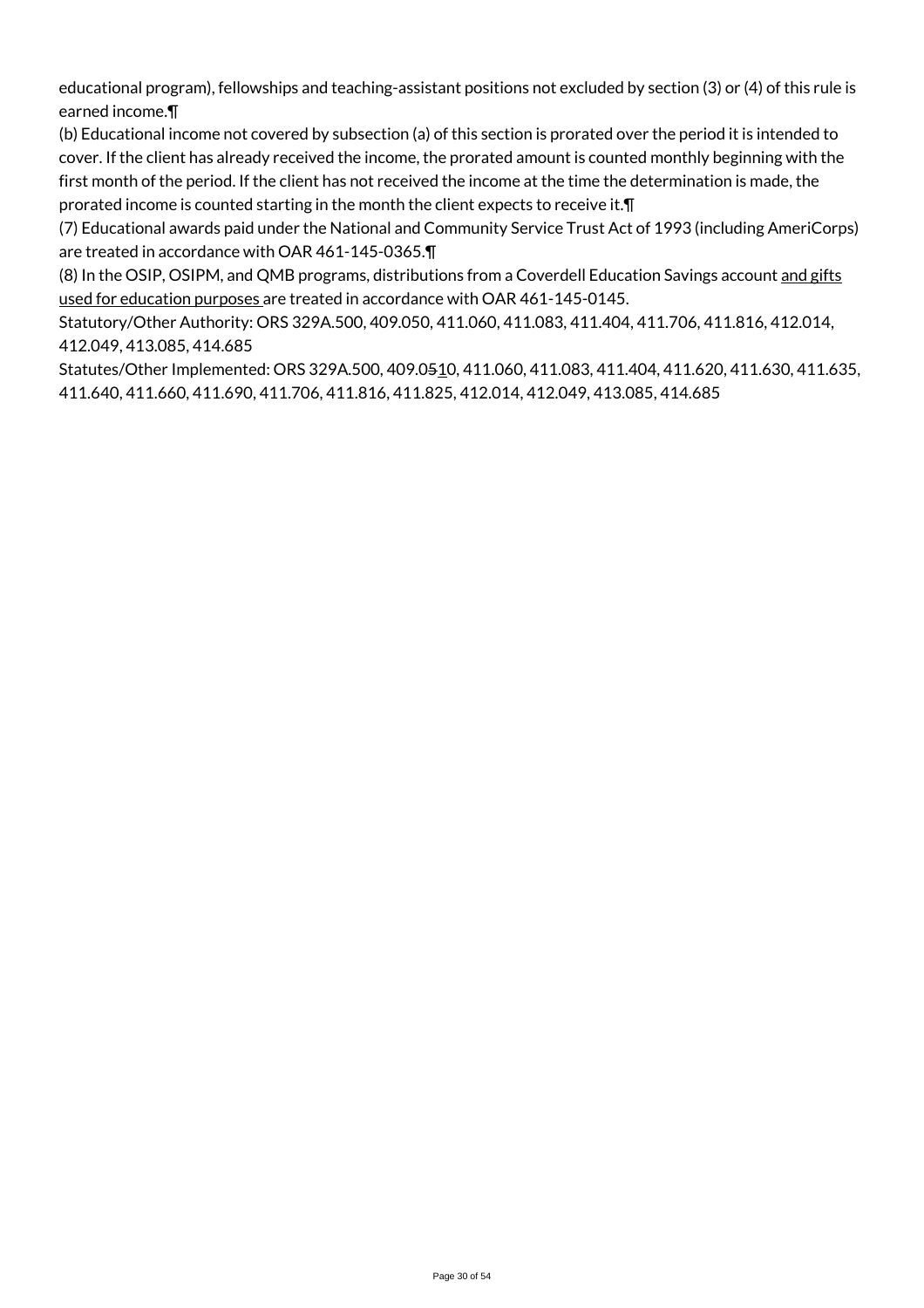educational program), fellowships and teaching-assistant positions not excluded by section (3) or (4) of this rule is earned income.¶

(b) Educational income not covered by subsection (a) of this section is prorated over the period it is intended to cover. If the client has already received the income, the prorated amount is counted monthly beginning with the first month of the period. If the client has not received the income at the time the determination is made, the prorated income is counted starting in the month the client expects to receive it.¶

(7) Educational awards paid under the National and Community Service Trust Act of 1993 (including AmeriCorps) are treated in accordance with OAR 461-145-0365.¶

(8) In the OSIP, OSIPM, and QMB programs, distributions from a Coverdell Education Savings account and gifts used for education purposes are treated in accordance with OAR 461-145-0145.

Statutory/Other Authority: ORS 329A.500, 409.050, 411.060, 411.083, 411.404, 411.706, 411.816, 412.014, 412.049, 413.085, 414.685

Statutes/Other Implemented: ORS 329A.500, 409.0510, 411.060, 411.083, 411.404, 411.620, 411.630, 411.635, 411.640, 411.660, 411.690, 411.706, 411.816, 411.825, 412.014, 412.049, 413.085, 414.685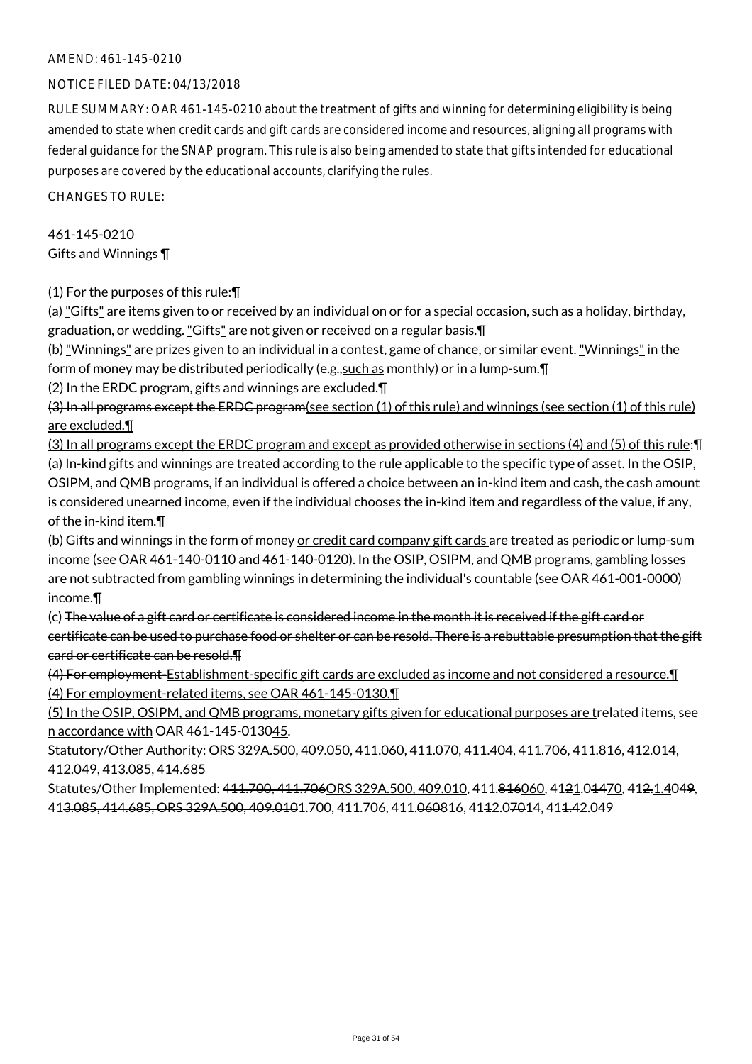AMEND: 461-145-0210

NOTICE FILED DATE: 04/13/2018

RULE SUMMARY: OAR 461-145-0210 about the treatment of gifts and winning for determining eligibility is being amended to state when credit cards and gift cards are considered income and resources, aligning all programs with federal guidance for the SNAP program. This rule is also being amended to state that gifts intended for educational purposes are covered by the educational accounts, clarifying the rules.

CHANGES TO RULE:

461-145-0210
Gifts and Winnings ¶

(1) For the purposes of this rule:¶
(a) "Gifts" are items given to or received by an individual on or for a special occasion, such as a holiday, birthday, graduation, or wedding. "Gifts" are not given or received on a regular basis.¶
(b) "Winnings" are prizes given to an individual in a contest, game of chance, or similar event. "Winnings" in the form of money may be distributed periodically (~~e.g.,~~such as monthly) or in a lump-sum.¶
(2) In the ERDC program, gifts ~~and winnings are excluded.¶~~
~~(3) In all programs except the ERDC program~~(see section (1) of this rule) and winnings (see section (1) of this rule) are excluded.¶
(3) In all programs except the ERDC program and except as provided otherwise in sections (4) and (5) of this rule:¶
(a) In-kind gifts and winnings are treated according to the rule applicable to the specific type of asset. In the OSIP, OSIPM, and QMB programs, if an individual is offered a choice between an in-kind item and cash, the cash amount is considered unearned income, even if the individual chooses the in-kind item and regardless of the value, if any, of the in-kind item.¶
(b) Gifts and winnings in the form of money or credit card company gift cards are treated as periodic or lump-sum income (see OAR 461-140-0110 and 461-140-0120). In the OSIP, OSIPM, and QMB programs, gambling losses are not subtracted from gambling winnings in determining the individual's countable (see OAR 461-001-0000) income.¶
(c) ~~The value of a gift card or certificate is considered income in the month it is received if the gift card or certificate can be used to purchase food or shelter or can be resold. There is a rebuttable presumption that the gift card or certificate can be resold.¶~~
~~(4) For employment-~~Establishment-specific gift cards are excluded as income and not considered a resource.¶
(4) For employment-related items, see OAR 461-145-0130.¶
(5) In the OSIP, OSIPM, and QMB programs, monetary gifts given for educational purposes are t~~r~~elated i~~tems, see~~n accordance with OAR 461-145-01~~30~~45.

Statutory/Other Authority: ORS 329A.500, 409.050, 411.060, 411.070, 411.404, 411.706, 411.816, 412.014, 412.049, 413.085, 414.685

Statutes/Other Implemented: ~~411.700, 411.706~~ORS 329A.500, 409.010, 411.~~816~~060, 41~~2~~1.0~~1~~470, 41~~2.~~1.404~~9~~, 41~~3.085, 414.685, ORS 329A.500, 409.010~~1.700, 411.706, 411.~~060~~816, 41~~1~~2.0~~70~~14, 41~~1.4~~2.049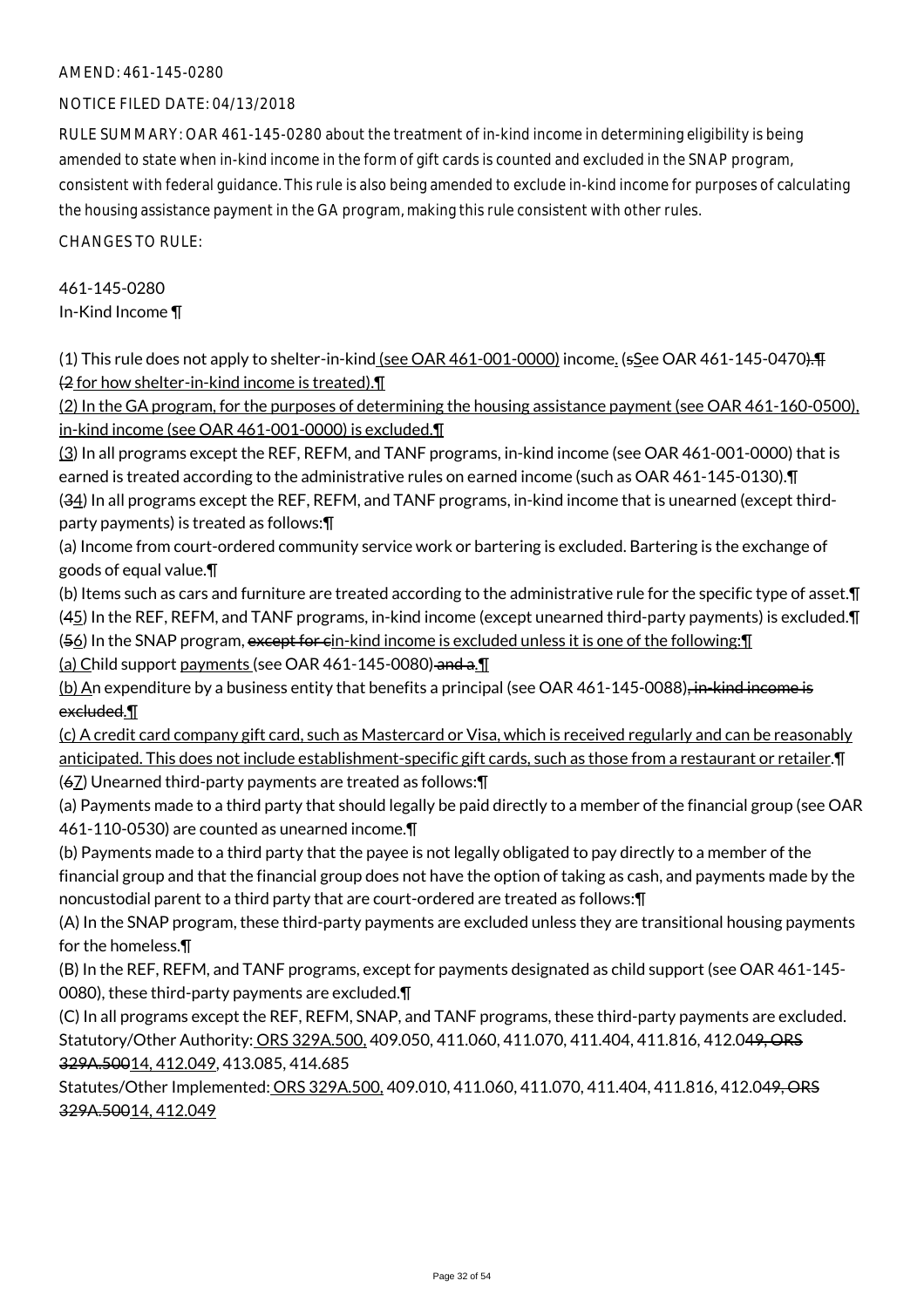AMEND: 461-145-0280

NOTICE FILED DATE: 04/13/2018

RULE SUMMARY: OAR 461-145-0280 about the treatment of in-kind income in determining eligibility is being amended to state when in-kind income in the form of gift cards is counted and excluded in the SNAP program, consistent with federal guidance. This rule is also being amended to exclude in-kind income for purposes of calculating the housing assistance payment in the GA program, making this rule consistent with other rules.

CHANGES TO RULE:

461-145-0280
In-Kind Income ¶

(1) This rule does not apply to shelter-in-kind (see OAR 461-001-0000) income. (sSee OAR 461-145-0470).¶
(2 for how shelter-in-kind income is treated).¶
(2) In the GA program, for the purposes of determining the housing assistance payment (see OAR 461-160-0500), in-kind income (see OAR 461-001-0000) is excluded.¶
(3) In all programs except the REF, REFM, and TANF programs, in-kind income (see OAR 461-001-0000) that is earned is treated according to the administrative rules on earned income (such as OAR 461-145-0130).¶
(34) In all programs except the REF, REFM, and TANF programs, in-kind income that is unearned (except third-party payments) is treated as follows:¶
(a) Income from court-ordered community service work or bartering is excluded. Bartering is the exchange of goods of equal value.¶
(b) Items such as cars and furniture are treated according to the administrative rule for the specific type of asset.¶
(45) In the REF, REFM, and TANF programs, in-kind income (except unearned third-party payments) is excluded.¶
(56) In the SNAP program, except for cin-kind income is excluded unless it is one of the following:¶
(a) Child support payments (see OAR 461-145-0080) and a.¶
(b) An expenditure by a business entity that benefits a principal (see OAR 461-145-0088), in-kind income is excluded.¶
(c) A credit card company gift card, such as Mastercard or Visa, which is received regularly and can be reasonably anticipated. This does not include establishment-specific gift cards, such as those from a restaurant or retailer.¶
(67) Unearned third-party payments are treated as follows:¶
(a) Payments made to a third party that should legally be paid directly to a member of the financial group (see OAR 461-110-0530) are counted as unearned income.¶
(b) Payments made to a third party that the payee is not legally obligated to pay directly to a member of the financial group and that the financial group does not have the option of taking as cash, and payments made by the noncustodial parent to a third party that are court-ordered are treated as follows:¶
(A) In the SNAP program, these third-party payments are excluded unless they are transitional housing payments for the homeless.¶
(B) In the REF, REFM, and TANF programs, except for payments designated as child support (see OAR 461-145-0080), these third-party payments are excluded.¶
(C) In all programs except the REF, REFM, SNAP, and TANF programs, these third-party payments are excluded.
Statutory/Other Authority: ORS 329A.500, 409.050, 411.060, 411.070, 411.404, 411.816, 412.049, ORS 329A.50014, 412.049, 413.085, 414.685
Statutes/Other Implemented: ORS 329A.500, 409.010, 411.060, 411.070, 411.404, 411.816, 412.049, ORS 329A.50014, 412.049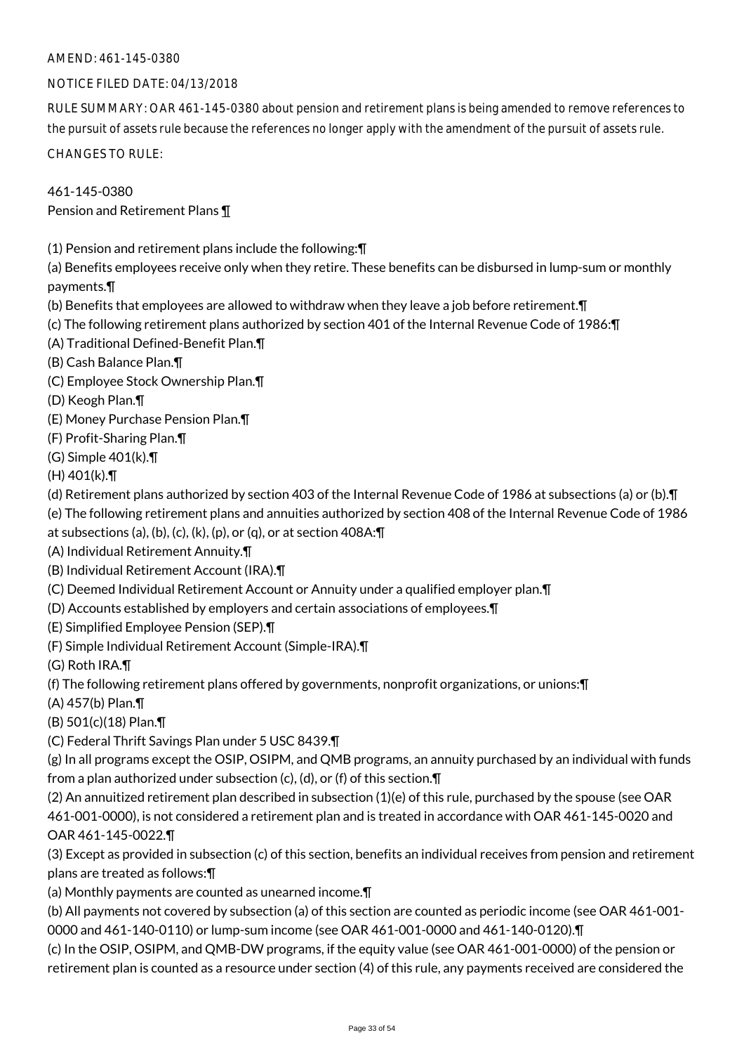AMEND: 461-145-0380

NOTICE FILED DATE: 04/13/2018

RULE SUMMARY: OAR 461-145-0380 about pension and retirement plans is being amended to remove references to the pursuit of assets rule because the references no longer apply with the amendment of the pursuit of assets rule.

CHANGES TO RULE:

461-145-0380
Pension and Retirement Plans ¶

(1) Pension and retirement plans include the following:¶
(a) Benefits employees receive only when they retire. These benefits can be disbursed in lump-sum or monthly payments.¶
(b) Benefits that employees are allowed to withdraw when they leave a job before retirement.¶
(c) The following retirement plans authorized by section 401 of the Internal Revenue Code of 1986:¶
(A) Traditional Defined-Benefit Plan.¶
(B) Cash Balance Plan.¶
(C) Employee Stock Ownership Plan.¶
(D) Keogh Plan.¶
(E) Money Purchase Pension Plan.¶
(F) Profit-Sharing Plan.¶
(G) Simple 401(k).¶
(H) 401(k).¶
(d) Retirement plans authorized by section 403 of the Internal Revenue Code of 1986 at subsections (a) or (b).¶
(e) The following retirement plans and annuities authorized by section 408 of the Internal Revenue Code of 1986 at subsections (a), (b), (c), (k), (p), or (q), or at section 408A:¶
(A) Individual Retirement Annuity.¶
(B) Individual Retirement Account (IRA).¶
(C) Deemed Individual Retirement Account or Annuity under a qualified employer plan.¶
(D) Accounts established by employers and certain associations of employees.¶
(E) Simplified Employee Pension (SEP).¶
(F) Simple Individual Retirement Account (Simple-IRA).¶
(G) Roth IRA.¶
(f) The following retirement plans offered by governments, nonprofit organizations, or unions:¶
(A) 457(b) Plan.¶
(B) 501(c)(18) Plan.¶
(C) Federal Thrift Savings Plan under 5 USC 8439.¶
(g) In all programs except the OSIP, OSIPM, and QMB programs, an annuity purchased by an individual with funds from a plan authorized under subsection (c), (d), or (f) of this section.¶
(2) An annuitized retirement plan described in subsection (1)(e) of this rule, purchased by the spouse (see OAR 461-001-0000), is not considered a retirement plan and is treated in accordance with OAR 461-145-0020 and OAR 461-145-0022.¶
(3) Except as provided in subsection (c) of this section, benefits an individual receives from pension and retirement plans are treated as follows:¶
(a) Monthly payments are counted as unearned income.¶
(b) All payments not covered by subsection (a) of this section are counted as periodic income (see OAR 461-001-0000 and 461-140-0110) or lump-sum income (see OAR 461-001-0000 and 461-140-0120).¶
(c) In the OSIP, OSIPM, and QMB-DW programs, if the equity value (see OAR 461-001-0000) of the pension or retirement plan is counted as a resource under section (4) of this rule, any payments received are considered the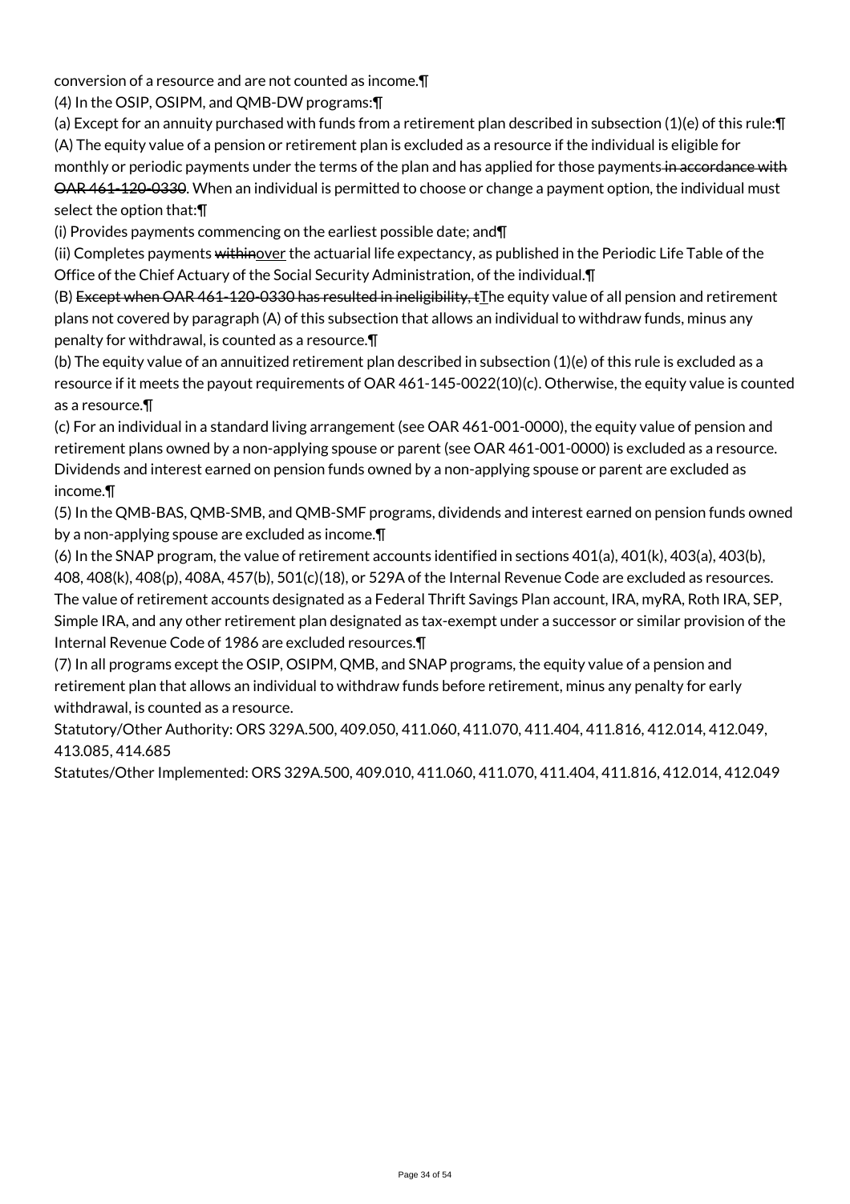conversion of a resource and are not counted as income.¶

(4) In the OSIP, OSIPM, and QMB-DW programs:¶

(a) Except for an annuity purchased with funds from a retirement plan described in subsection (1)(e) of this rule:¶

(A) The equity value of a pension or retirement plan is excluded as a resource if the individual is eligible for monthly or periodic payments under the terms of the plan and has applied for those payments ~~in accordance with OAR 461-120-0330~~. When an individual is permitted to choose or change a payment option, the individual must select the option that:¶

(i) Provides payments commencing on the earliest possible date; and¶

(ii) Completes payments ~~within~~over the actuarial life expectancy, as published in the Periodic Life Table of the Office of the Chief Actuary of the Social Security Administration, of the individual.¶

(B) ~~Except when OAR 461-120-0330 has resulted in ineligibility, t~~The equity value of all pension and retirement plans not covered by paragraph (A) of this subsection that allows an individual to withdraw funds, minus any penalty for withdrawal, is counted as a resource.¶

(b) The equity value of an annuitized retirement plan described in subsection (1)(e) of this rule is excluded as a resource if it meets the payout requirements of OAR 461-145-0022(10)(c). Otherwise, the equity value is counted as a resource.¶

(c) For an individual in a standard living arrangement (see OAR 461-001-0000), the equity value of pension and retirement plans owned by a non-applying spouse or parent (see OAR 461-001-0000) is excluded as a resource. Dividends and interest earned on pension funds owned by a non-applying spouse or parent are excluded as income.¶

(5) In the QMB-BAS, QMB-SMB, and QMB-SMF programs, dividends and interest earned on pension funds owned by a non-applying spouse are excluded as income.¶

(6) In the SNAP program, the value of retirement accounts identified in sections 401(a), 401(k), 403(a), 403(b), 408, 408(k), 408(p), 408A, 457(b), 501(c)(18), or 529A of the Internal Revenue Code are excluded as resources. The value of retirement accounts designated as a Federal Thrift Savings Plan account, IRA, myRA, Roth IRA, SEP, Simple IRA, and any other retirement plan designated as tax-exempt under a successor or similar provision of the Internal Revenue Code of 1986 are excluded resources.¶

(7) In all programs except the OSIP, OSIPM, QMB, and SNAP programs, the equity value of a pension and retirement plan that allows an individual to withdraw funds before retirement, minus any penalty for early withdrawal, is counted as a resource.

Statutory/Other Authority: ORS 329A.500, 409.050, 411.060, 411.070, 411.404, 411.816, 412.014, 412.049, 413.085, 414.685

Statutes/Other Implemented: ORS 329A.500, 409.010, 411.060, 411.070, 411.404, 411.816, 412.014, 412.049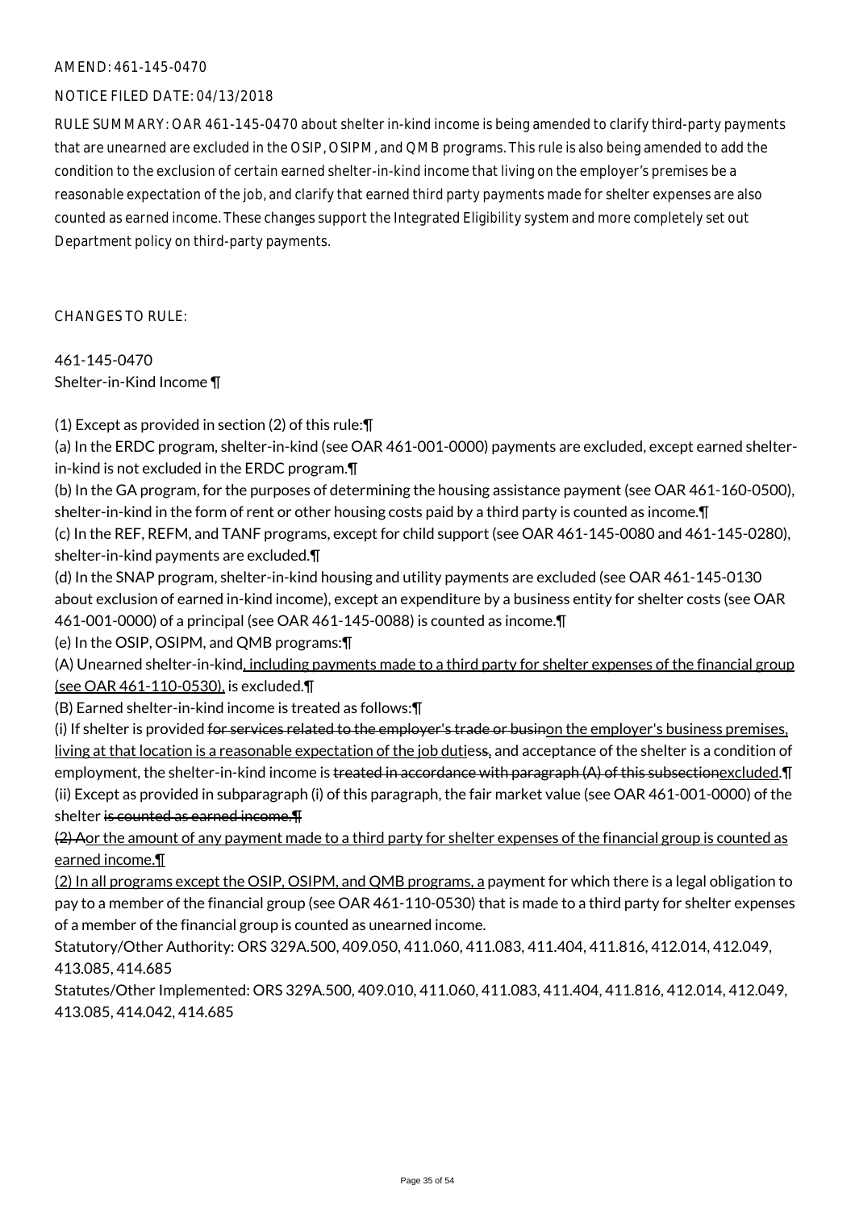AMEND: 461-145-0470

NOTICE FILED DATE: 04/13/2018

RULE SUMMARY: OAR 461-145-0470 about shelter in-kind income is being amended to clarify third-party payments that are unearned are excluded in the OSIP, OSIPM, and QMB programs. This rule is also being amended to add the condition to the exclusion of certain earned shelter-in-kind income that living on the employer's premises be a reasonable expectation of the job, and clarify that earned third party payments made for shelter expenses are also counted as earned income. These changes support the Integrated Eligibility system and more completely set out Department policy on third-party payments.

CHANGES TO RULE:

461-145-0470
Shelter-in-Kind Income ¶

(1) Except as provided in section (2) of this rule:¶

(a) In the ERDC program, shelter-in-kind (see OAR 461-001-0000) payments are excluded, except earned shelter-in-kind is not excluded in the ERDC program.¶

(b) In the GA program, for the purposes of determining the housing assistance payment (see OAR 461-160-0500), shelter-in-kind in the form of rent or other housing costs paid by a third party is counted as income.¶

(c) In the REF, REFM, and TANF programs, except for child support (see OAR 461-145-0080 and 461-145-0280), shelter-in-kind payments are excluded.¶

(d) In the SNAP program, shelter-in-kind housing and utility payments are excluded (see OAR 461-145-0130 about exclusion of earned in-kind income), except an expenditure by a business entity for shelter costs (see OAR 461-001-0000) of a principal (see OAR 461-145-0088) is counted as income.¶

(e) In the OSIP, OSIPM, and QMB programs:¶

(A) Unearned shelter-in-kind, including payments made to a third party for shelter expenses of the financial group (see OAR 461-110-0530), is excluded.¶

(B) Earned shelter-in-kind income is treated as follows:¶

(i) If shelter is provided ~~for services related to the employer's trade or busin~~on the employer's business premises, living at that location is a reasonable expectation of the job duti~~ess~~, and acceptance of the shelter is a condition of employment, the shelter-in-kind income is ~~treated in accordance with paragraph (A) of this subsection~~excluded.¶

(ii) Except as provided in subparagraph (i) of this paragraph, the fair market value (see OAR 461-001-0000) of the shelter ~~is counted as earned income.¶~~

~~(2) A~~or the amount of any payment made to a third party for shelter expenses of the financial group is counted as earned income.¶

(2) In all programs except the OSIP, OSIPM, and QMB programs, a payment for which there is a legal obligation to pay to a member of the financial group (see OAR 461-110-0530) that is made to a third party for shelter expenses of a member of the financial group is counted as unearned income.

Statutory/Other Authority: ORS 329A.500, 409.050, 411.060, 411.083, 411.404, 411.816, 412.014, 412.049, 413.085, 414.685

Statutes/Other Implemented: ORS 329A.500, 409.010, 411.060, 411.083, 411.404, 411.816, 412.014, 412.049, 413.085, 414.042, 414.685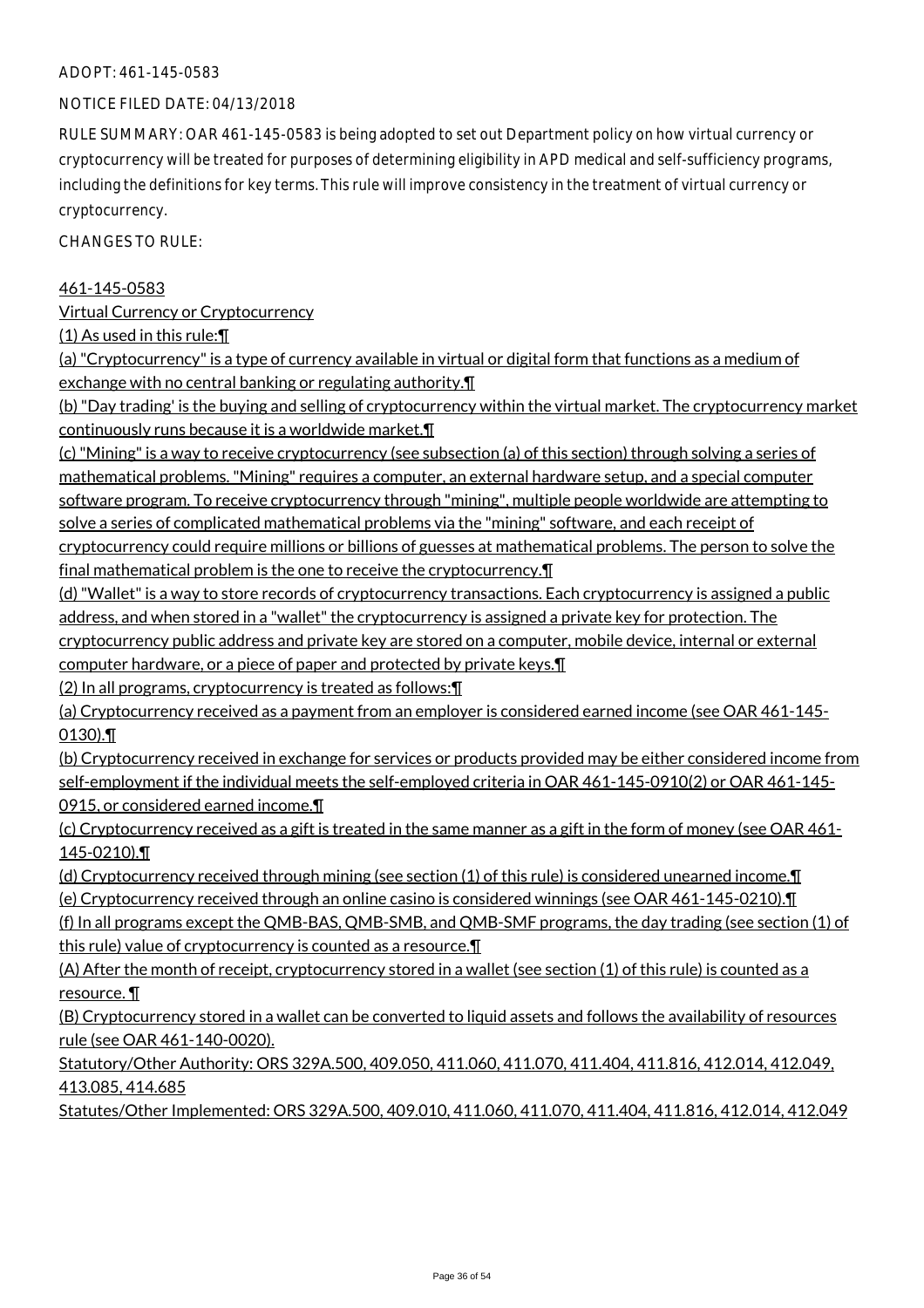ADOPT: 461-145-0583

NOTICE FILED DATE: 04/13/2018

RULE SUMMARY: OAR 461-145-0583 is being adopted to set out Department policy on how virtual currency or cryptocurrency will be treated for purposes of determining eligibility in APD medical and self-sufficiency programs, including the definitions for key terms. This rule will improve consistency in the treatment of virtual currency or cryptocurrency.

CHANGES TO RULE:

461-145-0583

Virtual Currency or Cryptocurrency

(1) As used in this rule:¶

(a) "Cryptocurrency" is a type of currency available in virtual or digital form that functions as a medium of exchange with no central banking or regulating authority.¶

(b) "Day trading' is the buying and selling of cryptocurrency within the virtual market. The cryptocurrency market continuously runs because it is a worldwide market.¶

(c) "Mining" is a way to receive cryptocurrency (see subsection (a) of this section) through solving a series of mathematical problems. "Mining" requires a computer, an external hardware setup, and a special computer software program. To receive cryptocurrency through "mining", multiple people worldwide are attempting to solve a series of complicated mathematical problems via the "mining" software, and each receipt of cryptocurrency could require millions or billions of guesses at mathematical problems. The person to solve the final mathematical problem is the one to receive the cryptocurrency.¶

(d) "Wallet" is a way to store records of cryptocurrency transactions. Each cryptocurrency is assigned a public address, and when stored in a "wallet" the cryptocurrency is assigned a private key for protection. The cryptocurrency public address and private key are stored on a computer, mobile device, internal or external computer hardware, or a piece of paper and protected by private keys.¶

(2) In all programs, cryptocurrency is treated as follows:¶

(a) Cryptocurrency received as a payment from an employer is considered earned income (see OAR 461-145-0130).¶

(b) Cryptocurrency received in exchange for services or products provided may be either considered income from self-employment if the individual meets the self-employed criteria in OAR 461-145-0910(2) or OAR 461-145-0915, or considered earned income.¶

(c) Cryptocurrency received as a gift is treated in the same manner as a gift in the form of money (see OAR 461-145-0210).¶

(d) Cryptocurrency received through mining (see section (1) of this rule) is considered unearned income.¶

(e) Cryptocurrency received through an online casino is considered winnings (see OAR 461-145-0210).¶

(f) In all programs except the QMB-BAS, QMB-SMB, and QMB-SMF programs, the day trading (see section (1) of this rule) value of cryptocurrency is counted as a resource.¶

(A) After the month of receipt, cryptocurrency stored in a wallet (see section (1) of this rule) is counted as a resource. ¶

(B) Cryptocurrency stored in a wallet can be converted to liquid assets and follows the availability of resources rule (see OAR 461-140-0020).

Statutory/Other Authority: ORS 329A.500, 409.050, 411.060, 411.070, 411.404, 411.816, 412.014, 412.049, 413.085, 414.685

Statutes/Other Implemented: ORS 329A.500, 409.010, 411.060, 411.070, 411.404, 411.816, 412.014, 412.049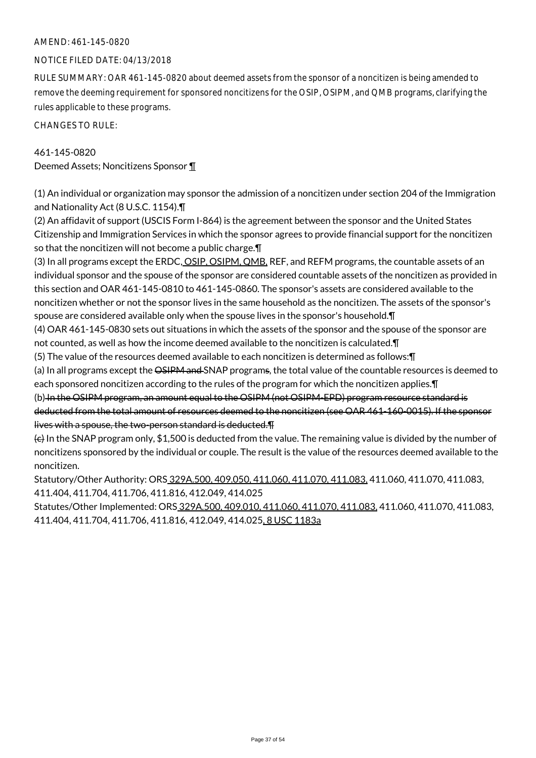AMEND: 461-145-0820

NOTICE FILED DATE: 04/13/2018

RULE SUMMARY: OAR 461-145-0820 about deemed assets from the sponsor of a noncitizen is being amended to remove the deeming requirement for sponsored noncitizens for the OSIP, OSIPM, and QMB programs, clarifying the rules applicable to these programs.

CHANGES TO RULE:

461-145-0820
Deemed Assets; Noncitizens Sponsor ¶

(1) An individual or organization may sponsor the admission of a noncitizen under section 204 of the Immigration and Nationality Act (8 U.S.C. 1154).¶
(2) An affidavit of support (USCIS Form I-864) is the agreement between the sponsor and the United States Citizenship and Immigration Services in which the sponsor agrees to provide financial support for the noncitizen so that the noncitizen will not become a public charge.¶
(3) In all programs except the ERDC, OSIP, OSIPM, QMB, REF, and REFM programs, the countable assets of an individual sponsor and the spouse of the sponsor are considered countable assets of the noncitizen as provided in this section and OAR 461-145-0810 to 461-145-0860. The sponsor's assets are considered available to the noncitizen whether or not the sponsor lives in the same household as the noncitizen. The assets of the sponsor's spouse are considered available only when the spouse lives in the sponsor's household.¶
(4) OAR 461-145-0830 sets out situations in which the assets of the sponsor and the spouse of the sponsor are not counted, as well as how the income deemed available to the noncitizen is calculated.¶
(5) The value of the resources deemed available to each noncitizen is determined as follows:¶
(a) In all programs except the ~~OSIPM and~~ SNAP program~~s~~, the total value of the countable resources is deemed to each sponsored noncitizen according to the rules of the program for which the noncitizen applies.¶
(b) ~~In the OSIPM program, an amount equal to the OSIPM (not OSIPM-EPD) program resource standard is deducted from the total amount of resources deemed to the noncitizen (see OAR 461-160-0015). If the sponsor lives with a spouse, the two-person standard is deducted.¶~~
~~(c)~~ In the SNAP program only, $1,500 is deducted from the value. The remaining value is divided by the number of noncitizens sponsored by the individual or couple. The result is the value of the resources deemed available to the noncitizen.

Statutory/Other Authority: ORS 329A.500, 409.050, 411.060, 411.070, 411.083, 411.060, 411.070, 411.083, 411.404, 411.704, 411.706, 411.816, 412.049, 414.025

Statutes/Other Implemented: ORS 329A.500, 409.010, 411.060, 411.070, 411.083, 411.060, 411.070, 411.083, 411.404, 411.704, 411.706, 411.816, 412.049, 414.025, 8 USC 1183a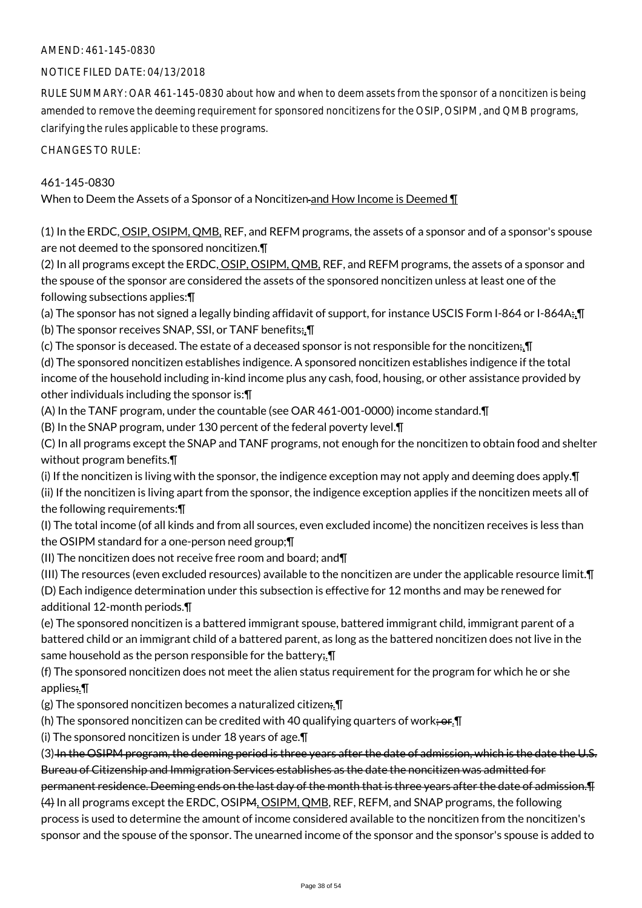AMEND: 461-145-0830

NOTICE FILED DATE: 04/13/2018

RULE SUMMARY: OAR 461-145-0830 about how and when to deem assets from the sponsor of a noncitizen is being amended to remove the deeming requirement for sponsored noncitizens for the OSIP, OSIPM, and QMB programs, clarifying the rules applicable to these programs.

CHANGES TO RULE:

461-145-0830

When to Deem the Assets of a Sponsor of a Noncitizen ~~and How Income is Deemed~~ ¶

(1) In the ERDC, OSIP, OSIPM, QMB, REF, and REFM programs, the assets of a sponsor and of a sponsor's spouse are not deemed to the sponsored noncitizen.¶

(2) In all programs except the ERDC, OSIP, OSIPM, QMB, REF, and REFM programs, the assets of a sponsor and the spouse of the sponsor are considered the assets of the sponsored noncitizen unless at least one of the following subsections applies:¶

(a) The sponsor has not signed a legally binding affidavit of support, for instance USCIS Form I-864 or I-864A~~;~~.¶

(b) The sponsor receives SNAP, SSI, or TANF benefits~~;~~.¶

(c) The sponsor is deceased. The estate of a deceased sponsor is not responsible for the noncitizen~~;~~.¶

(d) The sponsored noncitizen establishes indigence. A sponsored noncitizen establishes indigence if the total income of the household including in-kind income plus any cash, food, housing, or other assistance provided by other individuals including the sponsor is:¶

(A) In the TANF program, under the countable (see OAR 461-001-0000) income standard.¶

(B) In the SNAP program, under 130 percent of the federal poverty level.¶

(C) In all programs except the SNAP and TANF programs, not enough for the noncitizen to obtain food and shelter without program benefits.¶

(i) If the noncitizen is living with the sponsor, the indigence exception may not apply and deeming does apply.¶

(ii) If the noncitizen is living apart from the sponsor, the indigence exception applies if the noncitizen meets all of the following requirements:¶

(I) The total income (of all kinds and from all sources, even excluded income) the noncitizen receives is less than the OSIPM standard for a one-person need group;¶

(II) The noncitizen does not receive free room and board; and¶

(III) The resources (even excluded resources) available to the noncitizen are under the applicable resource limit.¶

(D) Each indigence determination under this subsection is effective for 12 months and may be renewed for additional 12-month periods.¶

(e) The sponsored noncitizen is a battered immigrant spouse, battered immigrant child, immigrant parent of a battered child or an immigrant child of a battered parent, as long as the battered noncitizen does not live in the same household as the person responsible for the battery~~;~~.¶

(f) The sponsored noncitizen does not meet the alien status requirement for the program for which he or she applies~~;~~.¶

(g) The sponsored noncitizen becomes a naturalized citizen~~;~~.¶

(h) The sponsored noncitizen can be credited with 40 qualifying quarters of work~~; or~~.¶

(i) The sponsored noncitizen is under 18 years of age.¶

(3) ~~In the OSIPM program, the deeming period is three years after the date of admission, which is the date the U.S. Bureau of Citizenship and Immigration Services establishes as the date the noncitizen was admitted for permanent residence. Deeming ends on the last day of the month that is three years after the date of admission.¶~~
~~(4)~~ In all programs except the ERDC, OSIP~~M~~, OSIPM, QMB, REF, REFM, and SNAP programs, the following process is used to determine the amount of income considered available to the noncitizen from the noncitizen's sponsor and the spouse of the sponsor. The unearned income of the sponsor and the sponsor's spouse is added to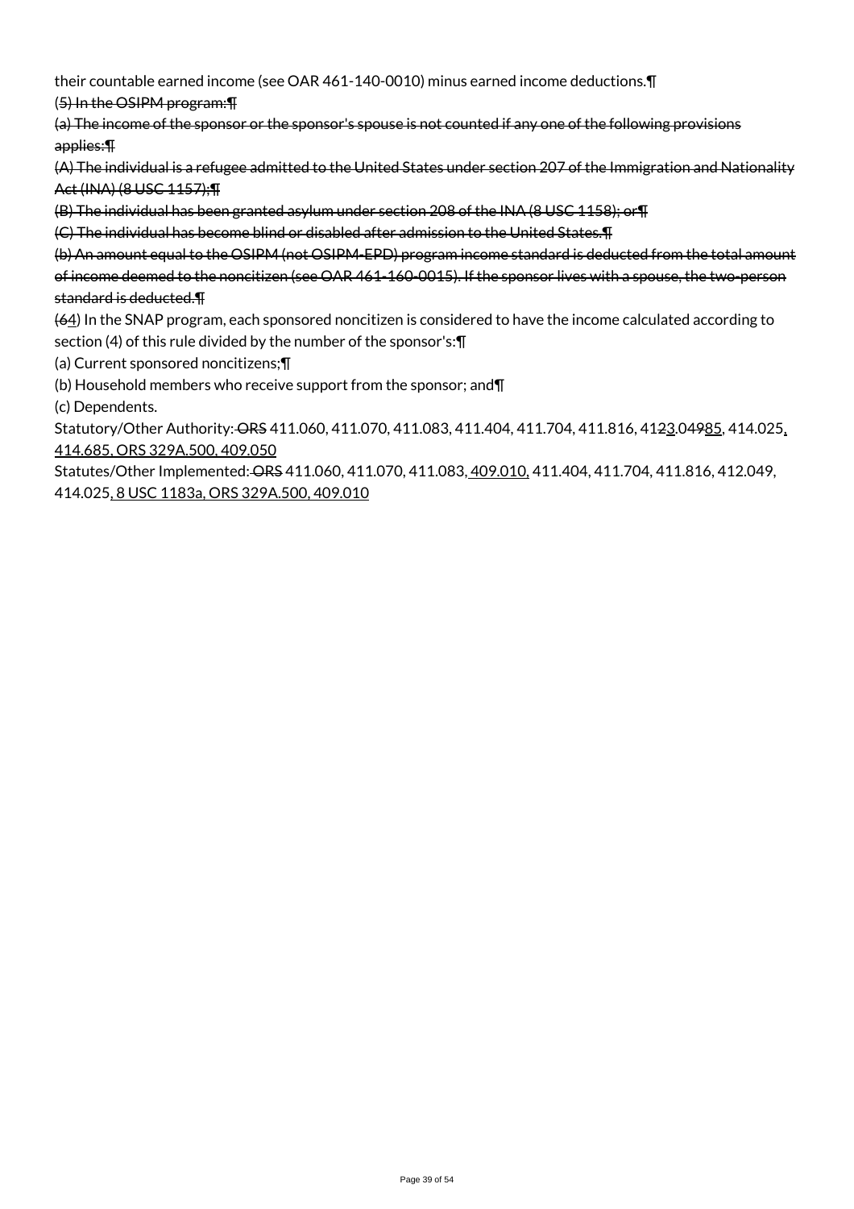their countable earned income (see OAR 461-140-0010) minus earned income deductions.¶

~~(5) In the OSIPM program:¶~~

~~(a) The income of the sponsor or the sponsor's spouse is not counted if any one of the following provisions applies:¶~~

~~(A) The individual is a refugee admitted to the United States under section 207 of the Immigration and Nationality Act (INA) (8 USC 1157);¶~~

~~(B) The individual has been granted asylum under section 208 of the INA (8 USC 1158); or¶~~

~~(C) The individual has become blind or disabled after admission to the United States.¶~~

~~(b) An amount equal to the OSIPM (not OSIPM-EPD) program income standard is deducted from the total amount of income deemed to the noncitizen (see OAR 461-160-0015). If the sponsor lives with a spouse, the two-person standard is deducted.¶~~

(~~6~~<u>4</u>) In the SNAP program, each sponsored noncitizen is considered to have the income calculated according to section (4) of this rule divided by the number of the sponsor's:¶

(a) Current sponsored noncitizens;¶

(b) Household members who receive support from the sponsor; and¶

(c) Dependents.

Statutory/Other Authority: ~~ORS~~ 411.060, 411.070, 411.083, 411.404, 411.704, 411.816, 41~~2~~<u>3</u>.04~~9~~<u>85</u>, 414.025<u>, 414.685, ORS 329A.500, 409.050</u>

Statutes/Other Implemented: ~~ORS~~ 411.060, 411.070, 411.083<u>, 409.010,</u> 411.404, 411.704, 411.816, 412.049, 414.025<u>, 8 USC 1183a, ORS 329A.500, 409.010</u>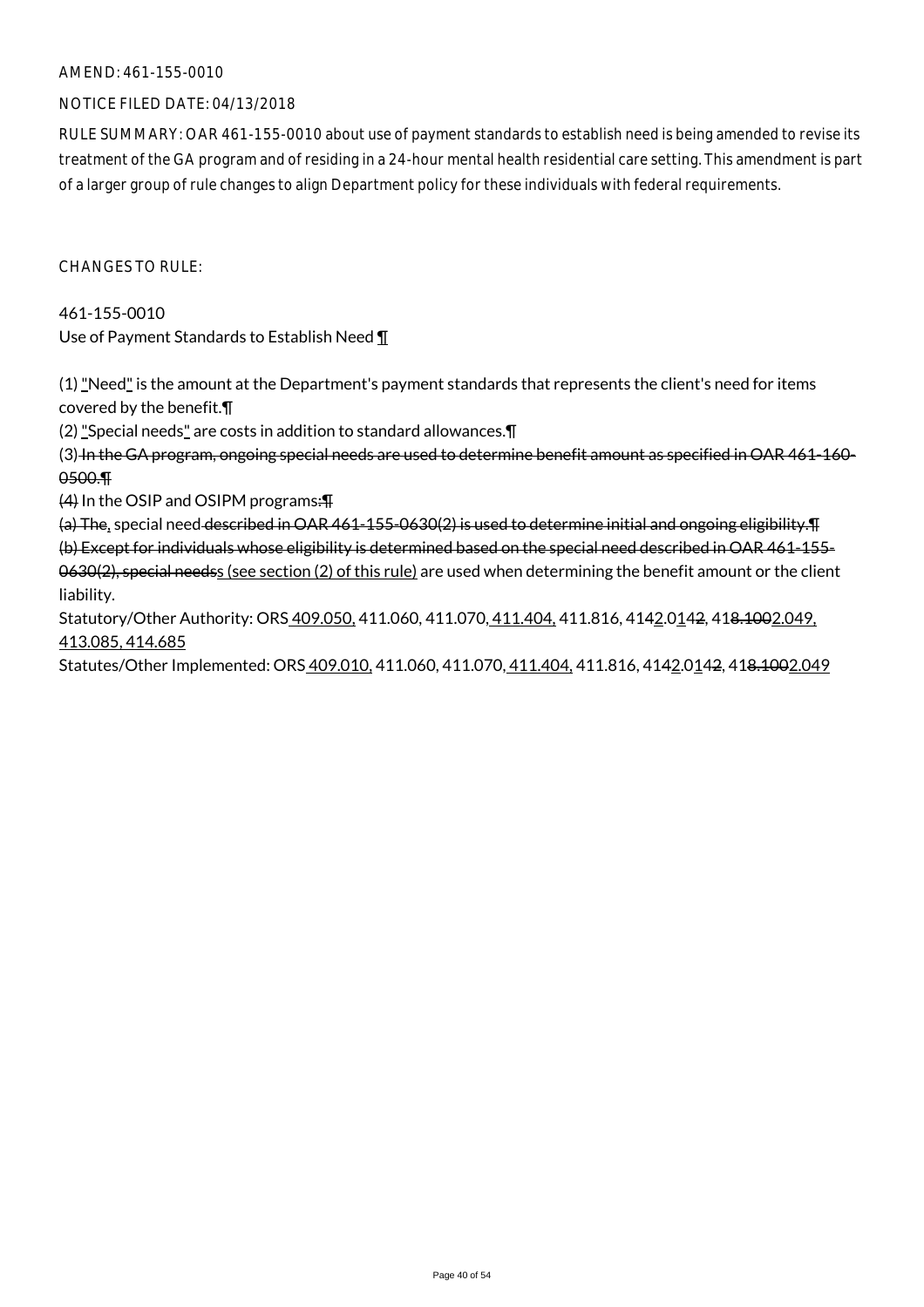AMEND: 461-155-0010

NOTICE FILED DATE: 04/13/2018

RULE SUMMARY: OAR 461-155-0010 about use of payment standards to establish need is being amended to revise its treatment of the GA program and of residing in a 24-hour mental health residential care setting. This amendment is part of a larger group of rule changes to align Department policy for these individuals with federal requirements.

CHANGES TO RULE:

461-155-0010
Use of Payment Standards to Establish Need ¶

(1) "Need" is the amount at the Department's payment standards that represents the client's need for items covered by the benefit.¶
(2) "Special needs" are costs in addition to standard allowances.¶
(3) ~~In the GA program, ongoing special needs are used to determine benefit amount as specified in OAR 461-160-0500.¶~~
~~(4)~~ In the OSIP and OSIPM programs~~:¶~~
~~(a) The~~, special need~~described in OAR 461-155-0630(2) is used to determine initial and ongoing eligibility.¶~~
~~(b) Except for individuals whose eligibility is determined based on the special need described in OAR 461-155-0630(2), special needs~~s (see section (2) of this rule) are used when determining the benefit amount or the client liability.
Statutory/Other Authority: ORS 409.050, 411.060, 411.070, 411.404, 411.816, 4142.0142, 41~~8.100~~2.049, 413.085, 414.685
Statutes/Other Implemented: ORS 409.010, 411.060, 411.070, 411.404, 411.816, 4142.0142, 41~~8.100~~2.049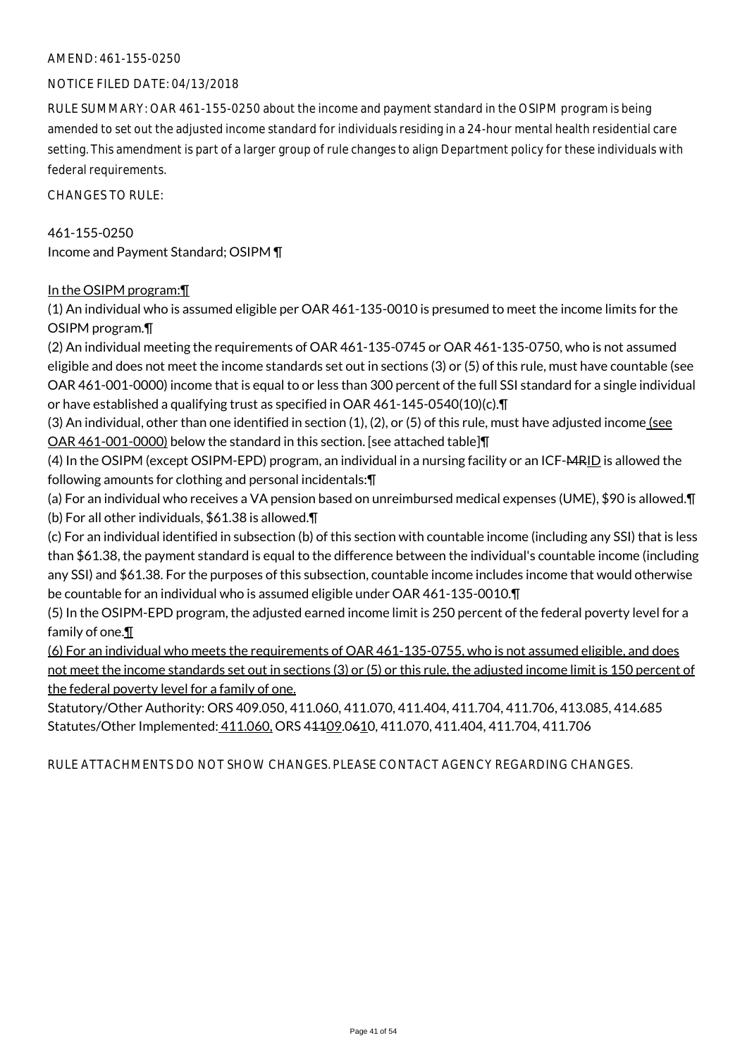AMEND: 461-155-0250

NOTICE FILED DATE: 04/13/2018

RULE SUMMARY: OAR 461-155-0250 about the income and payment standard in the OSIPM program is being amended to set out the adjusted income standard for individuals residing in a 24-hour mental health residential care setting. This amendment is part of a larger group of rule changes to align Department policy for these individuals with federal requirements.

CHANGES TO RULE:

461-155-0250
Income and Payment Standard; OSIPM ¶

In the OSIPM program:¶
(1) An individual who is assumed eligible per OAR 461-135-0010 is presumed to meet the income limits for the OSIPM program.¶
(2) An individual meeting the requirements of OAR 461-135-0745 or OAR 461-135-0750, who is not assumed eligible and does not meet the income standards set out in sections (3) or (5) of this rule, must have countable (see OAR 461-001-0000) income that is equal to or less than 300 percent of the full SSI standard for a single individual or have established a qualifying trust as specified in OAR 461-145-0540(10)(c).¶
(3) An individual, other than one identified in section (1), (2), or (5) of this rule, must have adjusted income (see OAR 461-001-0000) below the standard in this section. [see attached table]¶
(4) In the OSIPM (except OSIPM-EPD) program, an individual in a nursing facility or an ICF-~~MR~~ID is allowed the following amounts for clothing and personal incidentals:¶
(a) For an individual who receives a VA pension based on unreimbursed medical expenses (UME), $90 is allowed.¶
(b) For all other individuals, $61.38 is allowed.¶
(c) For an individual identified in subsection (b) of this section with countable income (including any SSI) that is less than $61.38, the payment standard is equal to the difference between the individual's countable income (including any SSI) and $61.38. For the purposes of this subsection, countable income includes income that would otherwise be countable for an individual who is assumed eligible under OAR 461-135-0010.¶
(5) In the OSIPM-EPD program, the adjusted earned income limit is 250 percent of the federal poverty level for a family of one.¶
(6) For an individual who meets the requirements of OAR 461-135-0755, who is not assumed eligible, and does not meet the income standards set out in sections (3) or (5) or this rule, the adjusted income limit is 150 percent of the federal poverty level for a family of one.
Statutory/Other Authority: ORS 409.050, 411.060, 411.070, 411.404, 411.704, 411.706, 413.085, 414.685
Statutes/Other Implemented: 411.060, ORS 4~~11~~09.0~~6~~10, 411.070, 411.404, 411.704, 411.706

RULE ATTACHMENTS DO NOT SHOW CHANGES. PLEASE CONTACT AGENCY REGARDING CHANGES.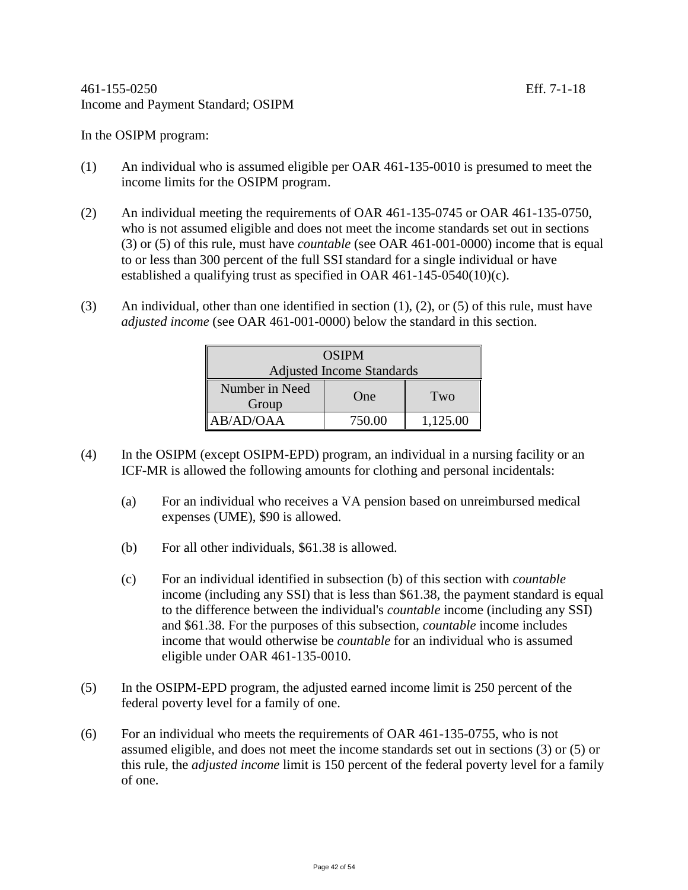461-155-0250 Eff. 7-1-18

Income and Payment Standard; OSIPM

In the OSIPM program:

(1) An individual who is assumed eligible per OAR 461-135-0010 is presumed to meet the income limits for the OSIPM program.

(2) An individual meeting the requirements of OAR 461-135-0745 or OAR 461-135-0750, who is not assumed eligible and does not meet the income standards set out in sections (3) or (5) of this rule, must have *countable* (see OAR 461-001-0000) income that is equal to or less than 300 percent of the full SSI standard for a single individual or have established a qualifying trust as specified in OAR 461-145-0540(10)(c).

(3) An individual, other than one identified in section (1), (2), or (5) of this rule, must have *adjusted income* (see OAR 461-001-0000) below the standard in this section.

| OSIPM Adjusted Income Standards | | |
|---|---|---|
| Number in Need Group | One | Two |
| AB/AD/OAA | 750.00 | 1,125.00 |

(4) In the OSIPM (except OSIPM-EPD) program, an individual in a nursing facility or an ICF-MR is allowed the following amounts for clothing and personal incidentals:

(a) For an individual who receives a VA pension based on unreimbursed medical expenses (UME), $90 is allowed.

(b) For all other individuals, $61.38 is allowed.

(c) For an individual identified in subsection (b) of this section with *countable* income (including any SSI) that is less than $61.38, the payment standard is equal to the difference between the individual's *countable* income (including any SSI) and $61.38. For the purposes of this subsection, *countable* income includes income that would otherwise be *countable* for an individual who is assumed eligible under OAR 461-135-0010.

(5) In the OSIPM-EPD program, the adjusted earned income limit is 250 percent of the federal poverty level for a family of one.

(6) For an individual who meets the requirements of OAR 461-135-0755, who is not assumed eligible, and does not meet the income standards set out in sections (3) or (5) or this rule, the *adjusted income* limit is 150 percent of the federal poverty level for a family of one.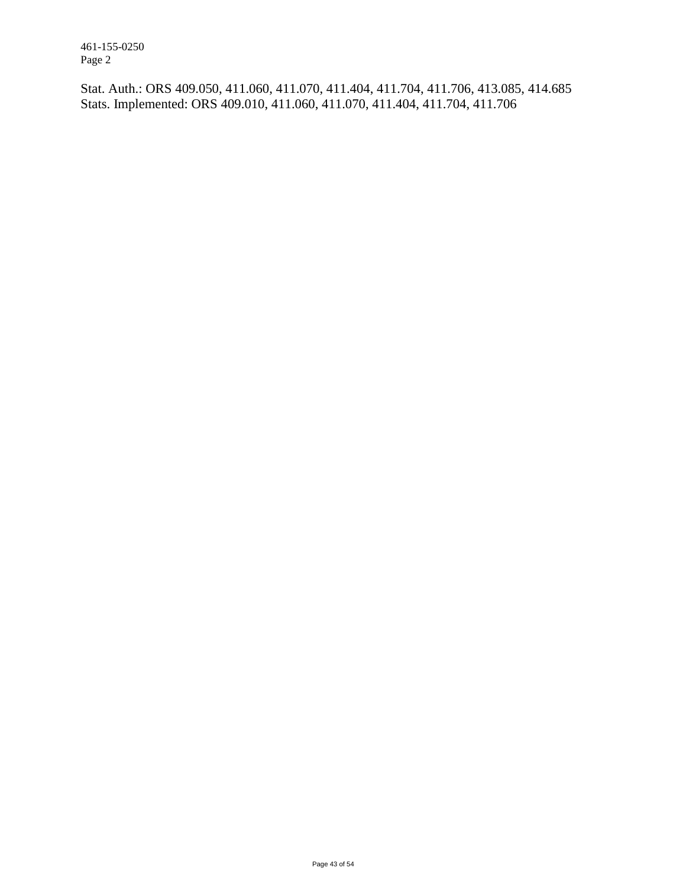Stat. Auth.: ORS 409.050, 411.060, 411.070, 411.404, 411.704, 411.706, 413.085, 414.685
Stats. Implemented: ORS 409.010, 411.060, 411.070, 411.404, 411.704, 411.706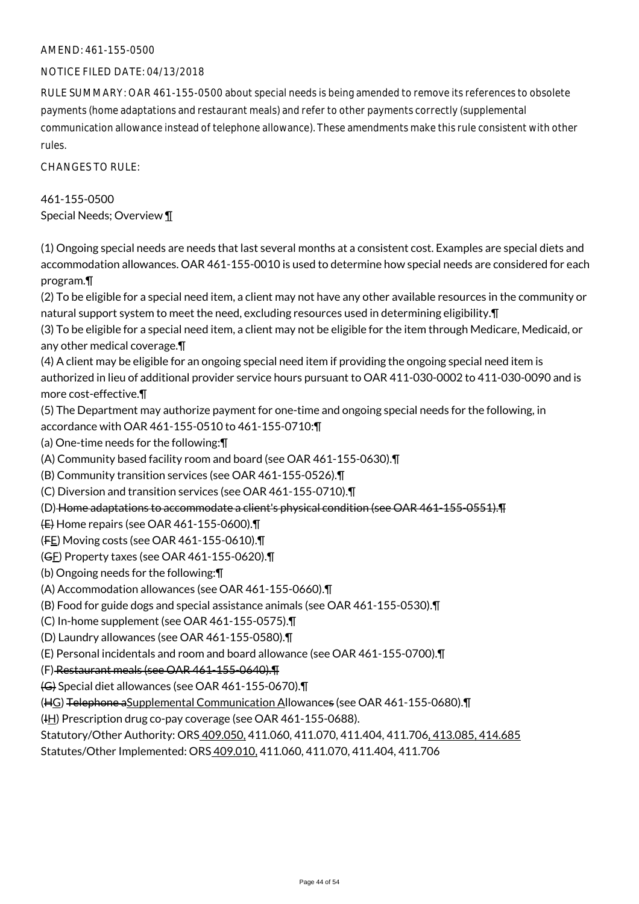AMEND: 461-155-0500

NOTICE FILED DATE: 04/13/2018

RULE SUMMARY: OAR 461-155-0500 about special needs is being amended to remove its references to obsolete payments (home adaptations and restaurant meals) and refer to other payments correctly (supplemental communication allowance instead of telephone allowance). These amendments make this rule consistent with other rules.

CHANGES TO RULE:

461-155-0500
Special Needs; Overview ¶

(1) Ongoing special needs are needs that last several months at a consistent cost. Examples are special diets and accommodation allowances. OAR 461-155-0010 is used to determine how special needs are considered for each program.¶
(2) To be eligible for a special need item, a client may not have any other available resources in the community or natural support system to meet the need, excluding resources used in determining eligibility.¶
(3) To be eligible for a special need item, a client may not be eligible for the item through Medicare, Medicaid, or any other medical coverage.¶
(4) A client may be eligible for an ongoing special need item if providing the ongoing special need item is authorized in lieu of additional provider service hours pursuant to OAR 411-030-0002 to 411-030-0090 and is more cost-effective.¶
(5) The Department may authorize payment for one-time and ongoing special needs for the following, in accordance with OAR 461-155-0510 to 461-155-0710:¶
(a) One-time needs for the following:¶
(A) Community based facility room and board (see OAR 461-155-0630).¶
(B) Community transition services (see OAR 461-155-0526).¶
(C) Diversion and transition services (see OAR 461-155-0710).¶
(D)~~ Home adaptations to accommodate a client's physical condition (see OAR 461-155-0551).¶~~
~~(E)~~ Home repairs (see OAR 461-155-0600).¶
(~~F~~<u>E</u>) Moving costs (see OAR 461-155-0610).¶
(~~G~~<u>F</u>) Property taxes (see OAR 461-155-0620).¶
(b) Ongoing needs for the following:¶
(A) Accommodation allowances (see OAR 461-155-0660).¶
(B) Food for guide dogs and special assistance animals (see OAR 461-155-0530).¶
(C) In-home supplement (see OAR 461-155-0575).¶
(D) Laundry allowances (see OAR 461-155-0580).¶
(E) Personal incidentals and room and board allowance (see OAR 461-155-0700).¶
(F)~~ Restaurant meals (see OAR 461-155-0640).¶~~
~~(G)~~ Special diet allowances (see OAR 461-155-0670).¶
(~~H~~<u>G</u>) ~~Telephone a~~<u>Supplemental Communication A</u>llowance~~s~~ (see OAR 461-155-0680).¶
(~~I~~<u>H</u>) Prescription drug co-pay coverage (see OAR 461-155-0688).
Statutory/Other Authority: ORS<u> 409.050,</u> 411.060, 411.070, 411.404, 411.706<u>, 413.085, 414.685</u>
Statutes/Other Implemented: ORS<u> 409.010,</u> 411.060, 411.070, 411.404, 411.706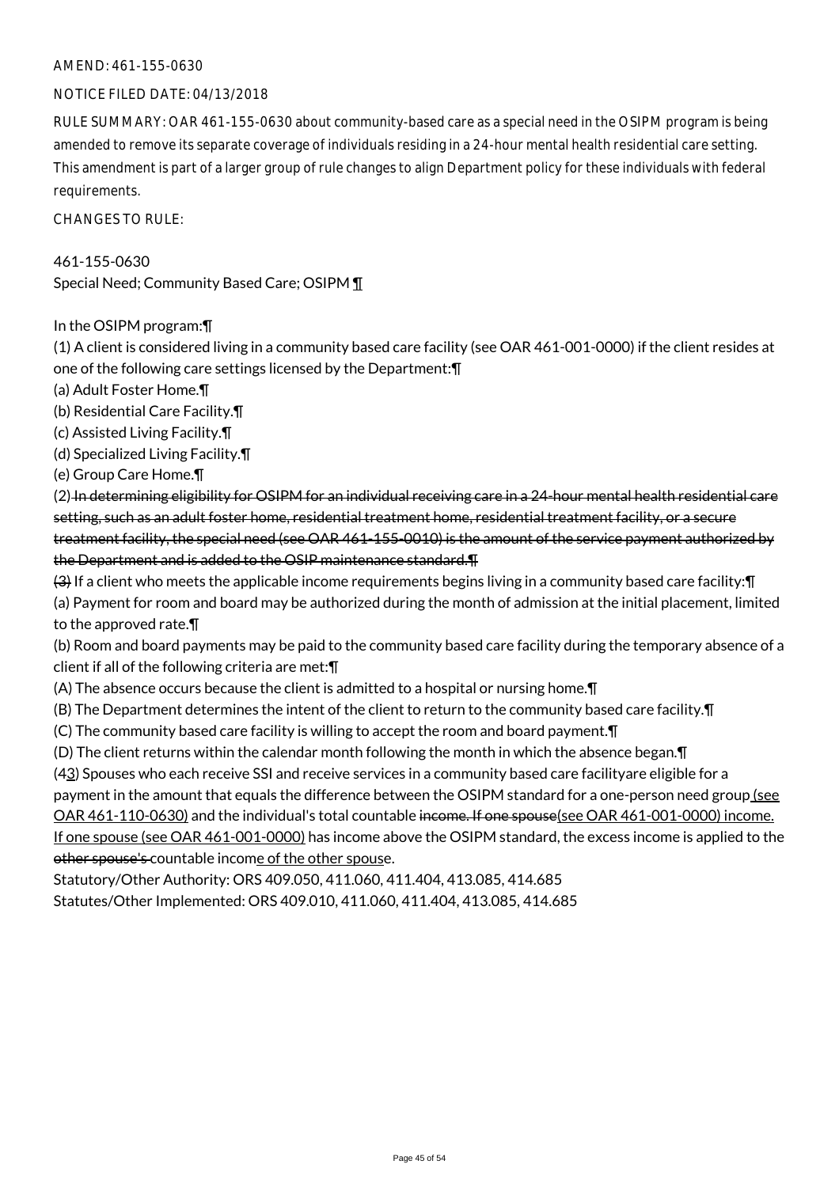AMEND: 461-155-0630

NOTICE FILED DATE: 04/13/2018

RULE SUMMARY: OAR 461-155-0630 about community-based care as a special need in the OSIPM program is being amended to remove its separate coverage of individuals residing in a 24-hour mental health residential care setting. This amendment is part of a larger group of rule changes to align Department policy for these individuals with federal requirements.

CHANGES TO RULE:

461-155-0630
Special Need; Community Based Care; OSIPM ¶

In the OSIPM program:¶
(1) A client is considered living in a community based care facility (see OAR 461-001-0000) if the client resides at one of the following care settings licensed by the Department:¶
(a) Adult Foster Home.¶
(b) Residential Care Facility.¶
(c) Assisted Living Facility.¶
(d) Specialized Living Facility.¶
(e) Group Care Home.¶
(2) ~~In determining eligibility for OSIPM for an individual receiving care in a 24-hour mental health residential care setting, such as an adult foster home, residential treatment home, residential treatment facility, or a secure treatment facility, the special need (see OAR 461-155-0010) is the amount of the service payment authorized by the Department and is added to the OSIP maintenance standard.¶~~
~~(3)~~ If a client who meets the applicable income requirements begins living in a community based care facility:¶
(a) Payment for room and board may be authorized during the month of admission at the initial placement, limited to the approved rate.¶
(b) Room and board payments may be paid to the community based care facility during the temporary absence of a client if all of the following criteria are met:¶
(A) The absence occurs because the client is admitted to a hospital or nursing home.¶
(B) The Department determines the intent of the client to return to the community based care facility.¶
(C) The community based care facility is willing to accept the room and board payment.¶
(D) The client returns within the calendar month following the month in which the absence began.¶
(4<u>3</u>) Spouses who each receive SSI and receive services in a community based care facilityare eligible for a payment in the amount that equals the difference between the OSIPM standard for a one-person need group<u> (see OAR 461-110-0630)</u> and the individual's total countable ~~income. If one spouse~~<u>(see OAR 461-001-0000) income. If one spouse (see OAR 461-001-0000)</u> has income above the OSIPM standard, the excess income is applied to the ~~other spouse's~~ countable incom<u>e of the other spous</u>e.
Statutory/Other Authority: ORS 409.050, 411.060, 411.404, 413.085, 414.685
Statutes/Other Implemented: ORS 409.010, 411.060, 411.404, 413.085, 414.685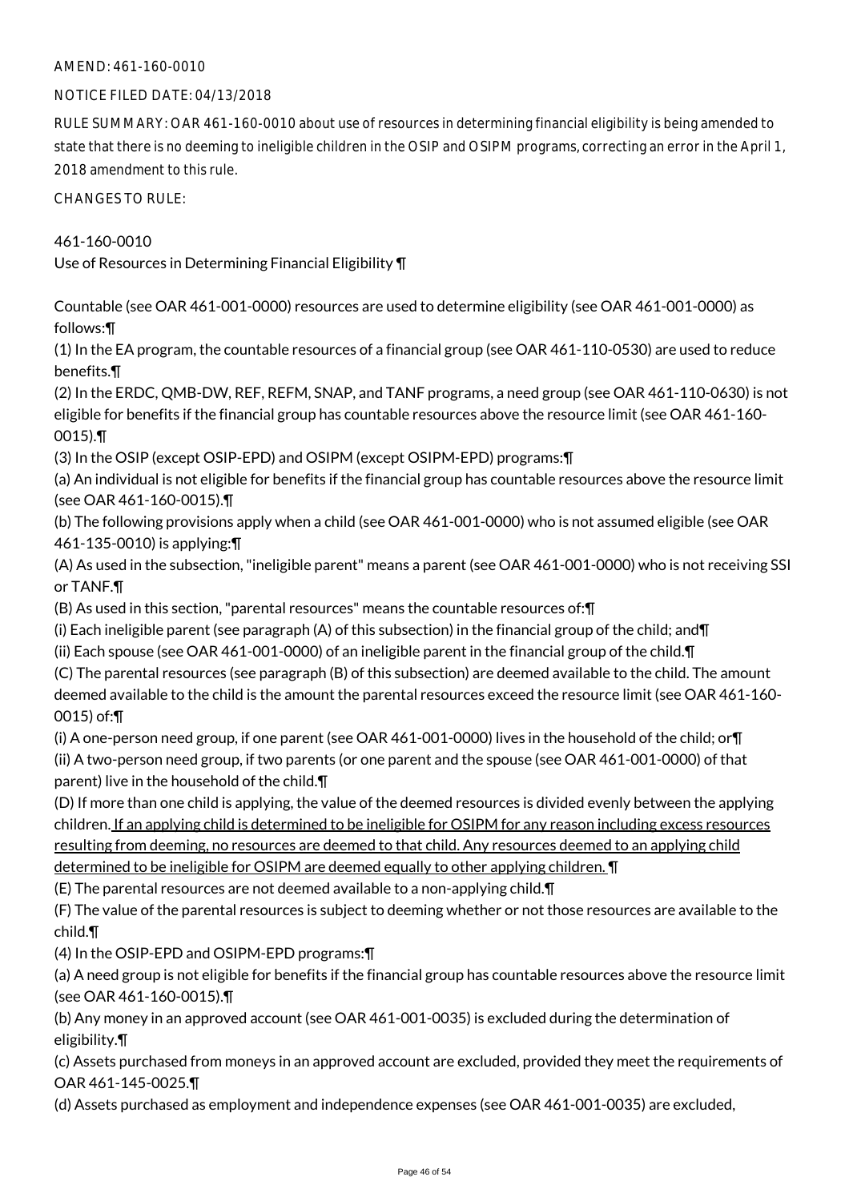AMEND: 461-160-0010

NOTICE FILED DATE: 04/13/2018

RULE SUMMARY: OAR 461-160-0010 about use of resources in determining financial eligibility is being amended to state that there is no deeming to ineligible children in the OSIP and OSIPM programs, correcting an error in the April 1, 2018 amendment to this rule.

CHANGES TO RULE:

461-160-0010
Use of Resources in Determining Financial Eligibility ¶

Countable (see OAR 461-001-0000) resources are used to determine eligibility (see OAR 461-001-0000) as follows:¶
(1) In the EA program, the countable resources of a financial group (see OAR 461-110-0530) are used to reduce benefits.¶
(2) In the ERDC, QMB-DW, REF, REFM, SNAP, and TANF programs, a need group (see OAR 461-110-0630) is not eligible for benefits if the financial group has countable resources above the resource limit (see OAR 461-160-0015).¶
(3) In the OSIP (except OSIP-EPD) and OSIPM (except OSIPM-EPD) programs:¶
(a) An individual is not eligible for benefits if the financial group has countable resources above the resource limit (see OAR 461-160-0015).¶
(b) The following provisions apply when a child (see OAR 461-001-0000) who is not assumed eligible (see OAR 461-135-0010) is applying:¶
(A) As used in the subsection, "ineligible parent" means a parent (see OAR 461-001-0000) who is not receiving SSI or TANF.¶
(B) As used in this section, "parental resources" means the countable resources of:¶
(i) Each ineligible parent (see paragraph (A) of this subsection) in the financial group of the child; and¶
(ii) Each spouse (see OAR 461-001-0000) of an ineligible parent in the financial group of the child.¶
(C) The parental resources (see paragraph (B) of this subsection) are deemed available to the child. The amount deemed available to the child is the amount the parental resources exceed the resource limit (see OAR 461-160-0015) of:¶
(i) A one-person need group, if one parent (see OAR 461-001-0000) lives in the household of the child; or¶
(ii) A two-person need group, if two parents (or one parent and the spouse (see OAR 461-001-0000) of that parent) live in the household of the child.¶
(D) If more than one child is applying, the value of the deemed resources is divided evenly between the applying children. If an applying child is determined to be ineligible for OSIPM for any reason including excess resources resulting from deeming, no resources are deemed to that child. Any resources deemed to an applying child determined to be ineligible for OSIPM are deemed equally to other applying children. ¶
(E) The parental resources are not deemed available to a non-applying child.¶
(F) The value of the parental resources is subject to deeming whether or not those resources are available to the child.¶
(4) In the OSIP-EPD and OSIPM-EPD programs:¶
(a) A need group is not eligible for benefits if the financial group has countable resources above the resource limit (see OAR 461-160-0015).¶
(b) Any money in an approved account (see OAR 461-001-0035) is excluded during the determination of eligibility.¶
(c) Assets purchased from moneys in an approved account are excluded, provided they meet the requirements of OAR 461-145-0025.¶
(d) Assets purchased as employment and independence expenses (see OAR 461-001-0035) are excluded,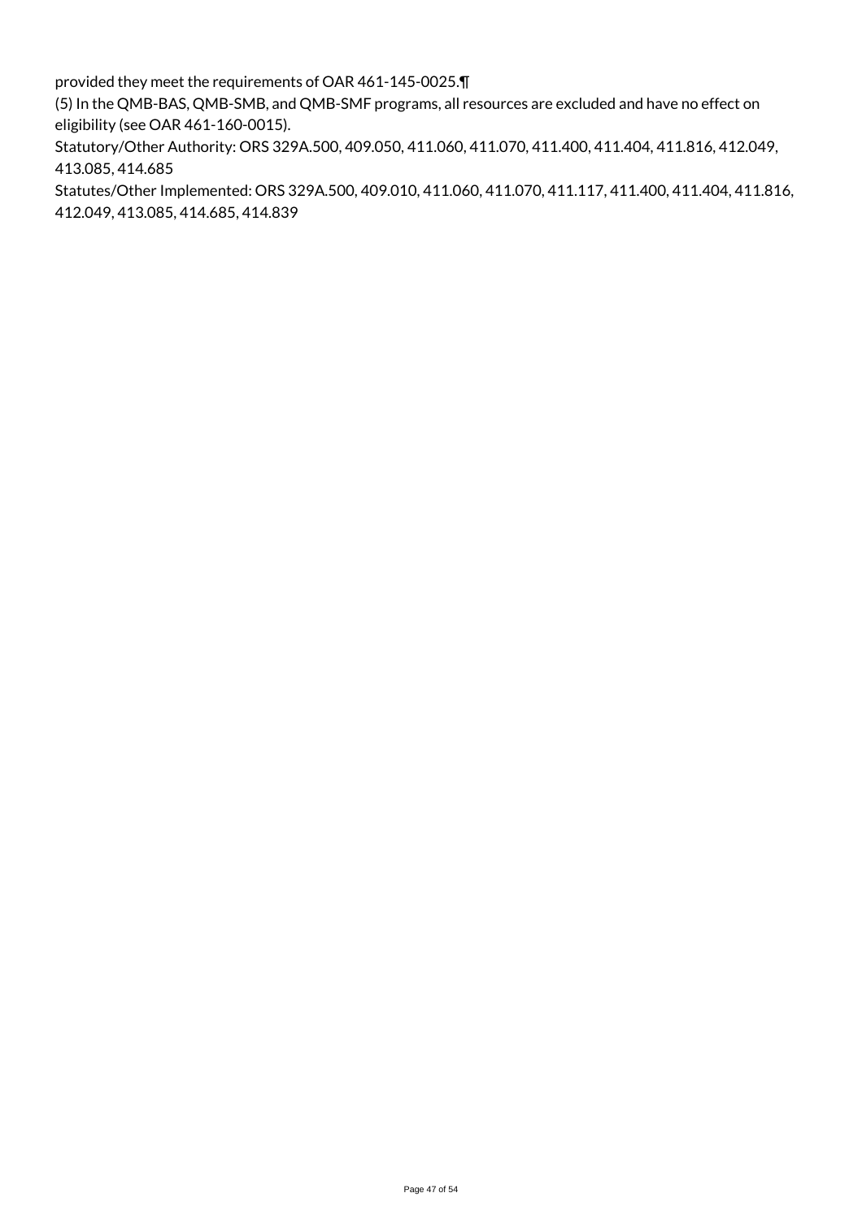provided they meet the requirements of OAR 461-145-0025.¶

(5) In the QMB-BAS, QMB-SMB, and QMB-SMF programs, all resources are excluded and have no effect on eligibility (see OAR 461-160-0015).

Statutory/Other Authority: ORS 329A.500, 409.050, 411.060, 411.070, 411.400, 411.404, 411.816, 412.049, 413.085, 414.685

Statutes/Other Implemented: ORS 329A.500, 409.010, 411.060, 411.070, 411.117, 411.400, 411.404, 411.816, 412.049, 413.085, 414.685, 414.839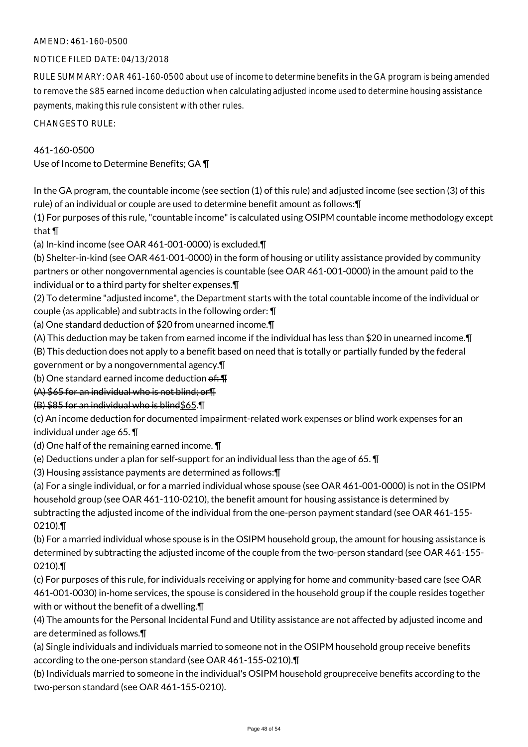AMEND: 461-160-0500

NOTICE FILED DATE: 04/13/2018

RULE SUMMARY: OAR 461-160-0500 about use of income to determine benefits in the GA program is being amended to remove the $85 earned income deduction when calculating adjusted income used to determine housing assistance payments, making this rule consistent with other rules.

CHANGES TO RULE:

461-160-0500
Use of Income to Determine Benefits; GA ¶

In the GA program, the countable income (see section (1) of this rule) and adjusted income (see section (3) of this rule) of an individual or couple are used to determine benefit amount as follows:¶
(1) For purposes of this rule, "countable income" is calculated using OSIPM countable income methodology except that ¶
(a) In-kind income (see OAR 461-001-0000) is excluded.¶
(b) Shelter-in-kind (see OAR 461-001-0000) in the form of housing or utility assistance provided by community partners or other nongovernmental agencies is countable (see OAR 461-001-0000) in the amount paid to the individual or to a third party for shelter expenses.¶
(2) To determine "adjusted income", the Department starts with the total countable income of the individual or couple (as applicable) and subtracts in the following order: ¶
(a) One standard deduction of $20 from unearned income.¶
(A) This deduction may be taken from earned income if the individual has less than $20 in unearned income.¶
(B) This deduction does not apply to a benefit based on need that is totally or partially funded by the federal government or by a nongovernmental agency.¶
(b) One standard earned income deduction ~~of: ¶~~
~~(A) $65 for an individual who is not blind; or¶~~
~~(B) $85 for an individual who is blind~~$65.¶
(c) An income deduction for documented impairment-related work expenses or blind work expenses for an individual under age 65. ¶
(d) One half of the remaining earned income. ¶
(e) Deductions under a plan for self-support for an individual less than the age of 65. ¶
(3) Housing assistance payments are determined as follows:¶
(a) For a single individual, or for a married individual whose spouse (see OAR 461-001-0000) is not in the OSIPM household group (see OAR 461-110-0210), the benefit amount for housing assistance is determined by subtracting the adjusted income of the individual from the one-person payment standard (see OAR 461-155-0210).¶
(b) For a married individual whose spouse is in the OSIPM household group, the amount for housing assistance is determined by subtracting the adjusted income of the couple from the two-person standard (see OAR 461-155-0210).¶
(c) For purposes of this rule, for individuals receiving or applying for home and community-based care (see OAR 461-001-0030) in-home services, the spouse is considered in the household group if the couple resides together with or without the benefit of a dwelling.¶
(4) The amounts for the Personal Incidental Fund and Utility assistance are not affected by adjusted income and are determined as follows.¶
(a) Single individuals and individuals married to someone not in the OSIPM household group receive benefits according to the one-person standard (see OAR 461-155-0210).¶
(b) Individuals married to someone in the individual's OSIPM household groupreceive benefits according to the two-person standard (see OAR 461-155-0210).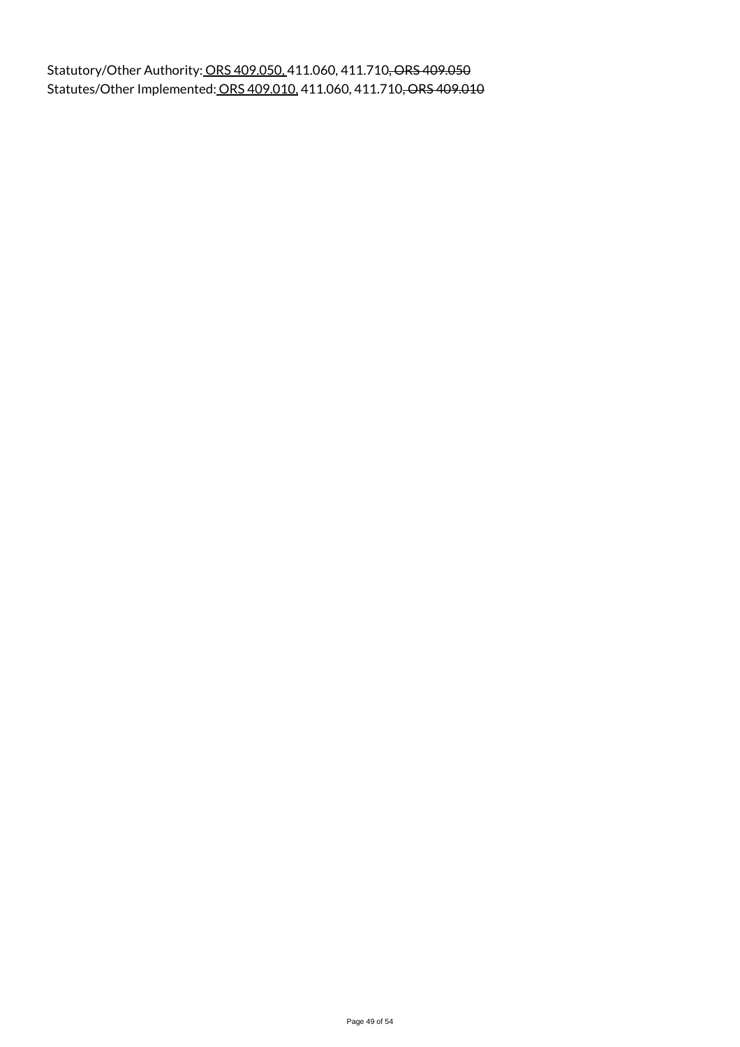Statutory/Other Authority: <u>ORS 409.050,</u> 411.060, 411.710~~, ORS 409.050~~
Statutes/Other Implemented: <u>ORS 409.010,</u> 411.060, 411.710~~, ORS 409.010~~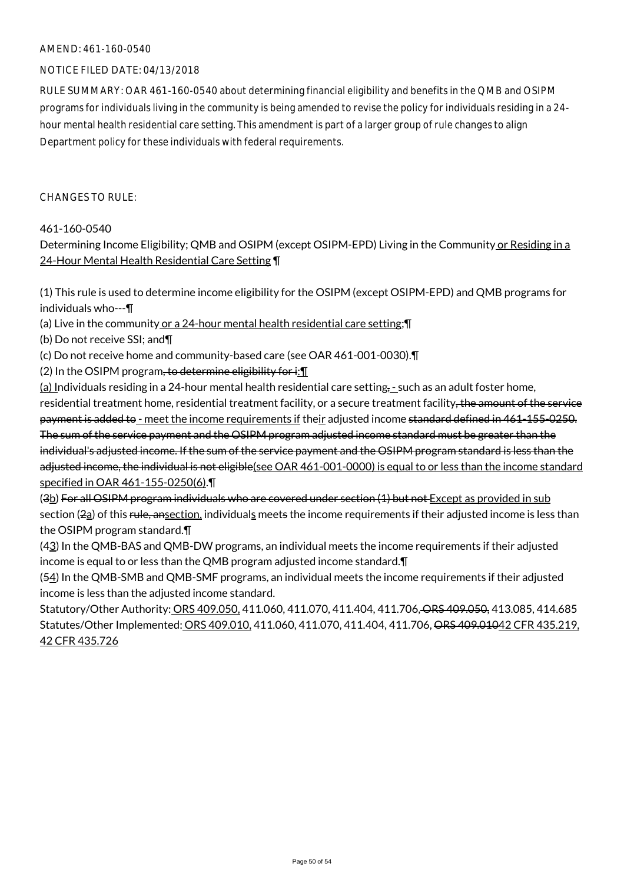AMEND: 461-160-0540

NOTICE FILED DATE: 04/13/2018

RULE SUMMARY: OAR 461-160-0540 about determining financial eligibility and benefits in the QMB and OSIPM programs for individuals living in the community is being amended to revise the policy for individuals residing in a 24-hour mental health residential care setting. This amendment is part of a larger group of rule changes to align Department policy for these individuals with federal requirements.

CHANGES TO RULE:

461-160-0540

Determining Income Eligibility; QMB and OSIPM (except OSIPM-EPD) Living in the Community or Residing in a 24-Hour Mental Health Residential Care Setting ¶

(1) This rule is used to determine income eligibility for the OSIPM (except OSIPM-EPD) and QMB programs for individuals who---¶

(a) Live in the community or a 24-hour mental health residential care setting;¶

(b) Do not receive SSI; and¶

(c) Do not receive home and community-based care (see OAR 461-001-0030).¶

(2) In the OSIPM program~~, to determine eligibility for i~~:¶

(a) Individuals residing in a 24-hour mental health residential care setting~~,~~ - such as an adult foster home, residential treatment home, residential treatment facility, or a secure treatment facility~~, the amount of the service payment is added to~~ - meet the income requirements if their adjusted income ~~standard defined in 461-155-0250. The sum of the service payment and the OSIPM program adjusted income standard must be greater than the individual's adjusted income. If the sum of the service payment and the OSIPM program standard is less than the adjusted income, the individual is not eligible~~(see OAR 461-001-0000) is equal to or less than the income standard specified in OAR 461-155-0250(6).¶

(~~3~~b) ~~For all OSIPM program individuals who are covered under section (1) but not~~ Except as provided in sub section (~~2~~a) of this ~~rule, an~~section, individuals meet~~s~~ the income requirements if their adjusted income is less than the OSIPM program standard.¶

(~~4~~3) In the QMB-BAS and QMB-DW programs, an individual meets the income requirements if their adjusted income is equal to or less than the QMB program adjusted income standard.¶

(~~5~~4) In the QMB-SMB and QMB-SMF programs, an individual meets the income requirements if their adjusted income is less than the adjusted income standard.

Statutory/Other Authority: ORS 409.050, 411.060, 411.070, 411.404, 411.706, ~~ORS 409.050,~~ 413.085, 414.685

Statutes/Other Implemented: ORS 409.010, 411.060, 411.070, 411.404, 411.706, ~~ORS 409.010~~42 CFR 435.219, 42 CFR 435.726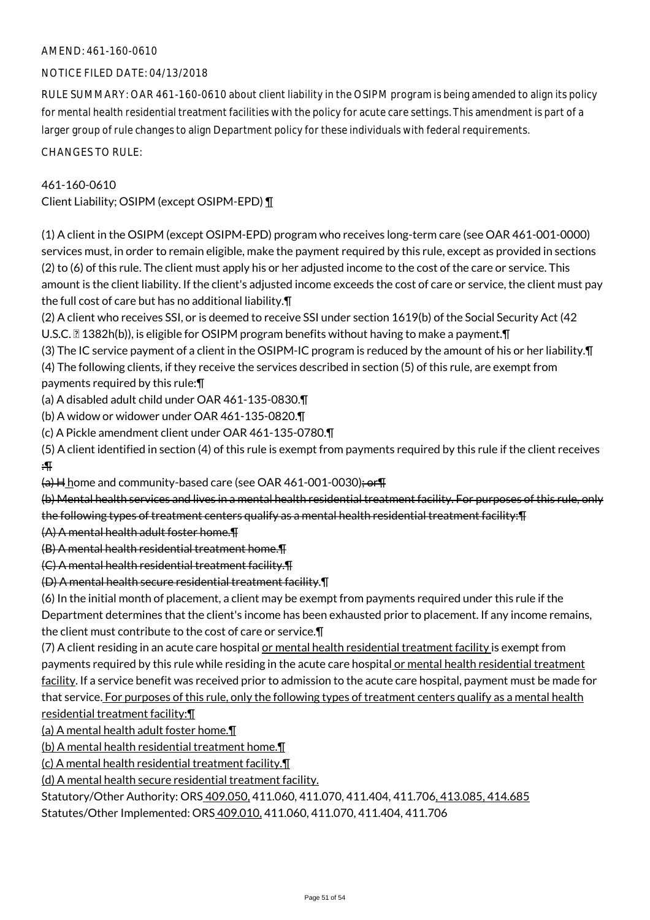AMEND: 461-160-0610

NOTICE FILED DATE: 04/13/2018

RULE SUMMARY: OAR 461-160-0610 about client liability in the OSIPM program is being amended to align its policy for mental health residential treatment facilities with the policy for acute care settings. This amendment is part of a larger group of rule changes to align Department policy for these individuals with federal requirements.

CHANGES TO RULE:

461-160-0610
Client Liability; OSIPM (except OSIPM-EPD) ¶

(1) A client in the OSIPM (except OSIPM-EPD) program who receives long-term care (see OAR 461-001-0000) services must, in order to remain eligible, make the payment required by this rule, except as provided in sections (2) to (6) of this rule. The client must apply his or her adjusted income to the cost of the care or service. This amount is the client liability. If the client's adjusted income exceeds the cost of care or service, the client must pay the full cost of care but has no additional liability.¶
(2) A client who receives SSI, or is deemed to receive SSI under section 1619(b) of the Social Security Act (42 U.S.C. § 1382h(b)), is eligible for OSIPM program benefits without having to make a payment.¶
(3) The IC service payment of a client in the OSIPM-IC program is reduced by the amount of his or her liability.¶
(4) The following clients, if they receive the services described in section (5) of this rule, are exempt from payments required by this rule:¶
(a) A disabled adult child under OAR 461-135-0830.¶
(b) A widow or widower under OAR 461-135-0820.¶
(c) A Pickle amendment client under OAR 461-135-0780.¶
(5) A client identified in section (4) of this rule is exempt from payments required by this rule if the client receives ~~:¶~~
~~(a) H~~ home and community-based care (see OAR 461-001-0030)~~; or¶~~
~~(b) Mental health services and lives in a mental health residential treatment facility. For purposes of this rule, only the following types of treatment centers qualify as a mental health residential treatment facility:¶~~
~~(A) A mental health adult foster home.¶~~
~~(B) A mental health residential treatment home.¶~~
~~(C) A mental health residential treatment facility.¶~~
~~(D) A mental health secure residential treatment facility.~~ ¶
(6) In the initial month of placement, a client may be exempt from payments required under this rule if the Department determines that the client's income has been exhausted prior to placement. If any income remains, the client must contribute to the cost of care or service.¶
(7) A client residing in an acute care hospital <u>or mental health residential treatment facility</u> is exempt from payments required by this rule while residing in the acute care hospital <u>or mental health residential treatment facility</u>. If a service benefit was received prior to admission to the acute care hospital, payment must be made for that service. <u>For purposes of this rule, only the following types of treatment centers qualify as a mental health residential treatment facility:¶</u>
<u>(a) A mental health adult foster home.¶</u>
<u>(b) A mental health residential treatment home.¶</u>
<u>(c) A mental health residential treatment facility.¶</u>
<u>(d) A mental health secure residential treatment facility.</u>
Statutory/Other Authority: ORS <u>409.050,</u> 411.060, 411.070, 411.404, 411.706<u>, 413.085, 414.685</u>
Statutes/Other Implemented: ORS <u>409.010,</u> 411.060, 411.070, 411.404, 411.706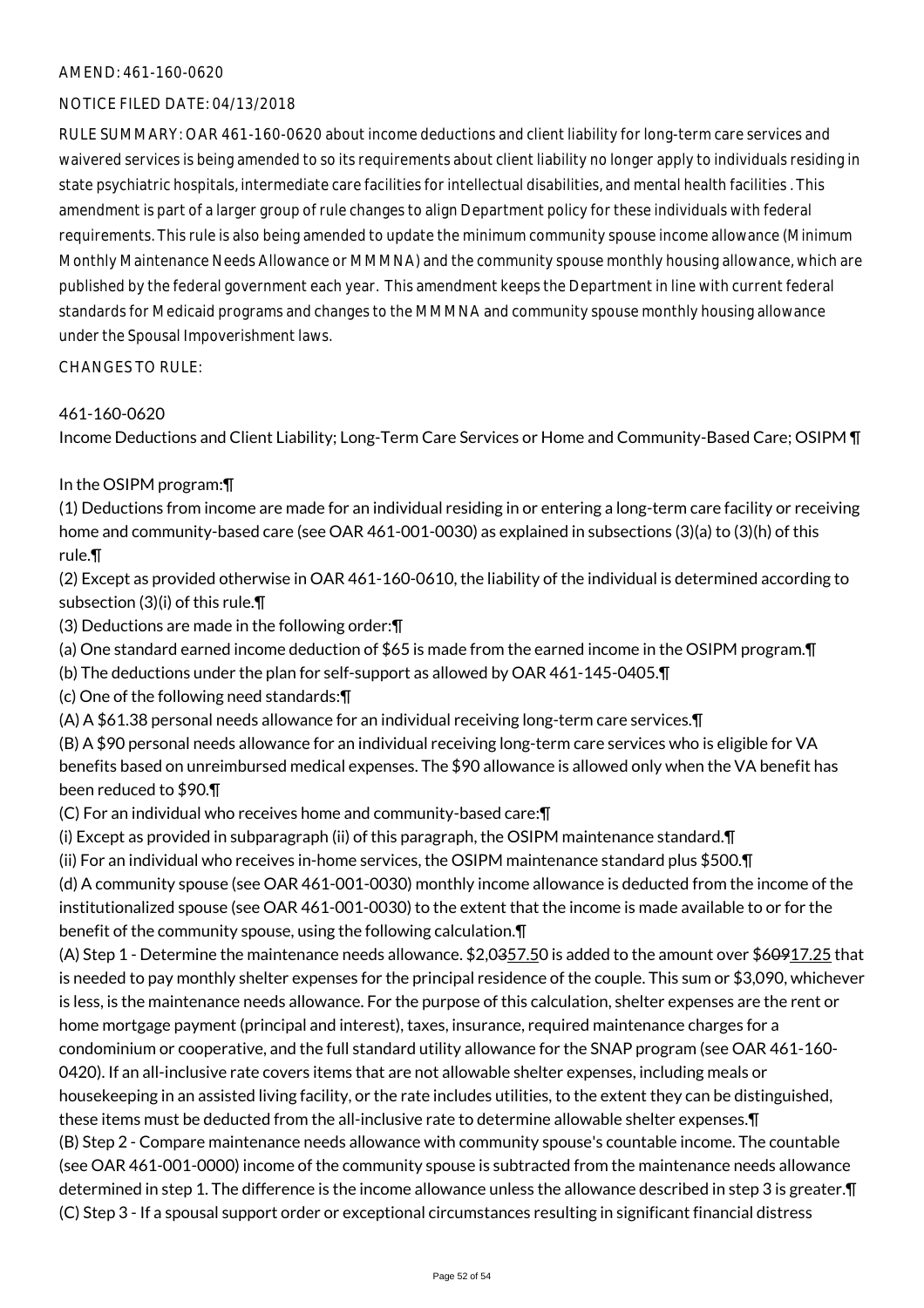AMEND: 461-160-0620

NOTICE FILED DATE: 04/13/2018

RULE SUMMARY: OAR 461-160-0620 about income deductions and client liability for long-term care services and waivered services is being amended to so its requirements about client liability no longer apply to individuals residing in state psychiatric hospitals, intermediate care facilities for intellectual disabilities, and mental health facilities . This amendment is part of a larger group of rule changes to align Department policy for these individuals with federal requirements. This rule is also being amended to update the minimum community spouse income allowance (Minimum Monthly Maintenance Needs Allowance or MMMNA) and the community spouse monthly housing allowance, which are published by the federal government each year. This amendment keeps the Department in line with current federal standards for Medicaid programs and changes to the MMMNA and community spouse monthly housing allowance under the Spousal Impoverishment laws.

CHANGES TO RULE:

461-160-0620

Income Deductions and Client Liability; Long-Term Care Services or Home and Community-Based Care; OSIPM ¶

In the OSIPM program:¶

(1) Deductions from income are made for an individual residing in or entering a long-term care facility or receiving home and community-based care (see OAR 461-001-0030) as explained in subsections (3)(a) to (3)(h) of this rule.¶

(2) Except as provided otherwise in OAR 461-160-0610, the liability of the individual is determined according to subsection (3)(i) of this rule.¶

(3) Deductions are made in the following order:¶

(a) One standard earned income deduction of $65 is made from the earned income in the OSIPM program.¶

(b) The deductions under the plan for self-support as allowed by OAR 461-145-0405.¶

(c) One of the following need standards:¶

(A) A $61.38 personal needs allowance for an individual receiving long-term care services.¶

(B) A $90 personal needs allowance for an individual receiving long-term care services who is eligible for VA benefits based on unreimbursed medical expenses. The $90 allowance is allowed only when the VA benefit has been reduced to $90.¶

(C) For an individual who receives home and community-based care:¶

(i) Except as provided in subparagraph (ii) of this paragraph, the OSIPM maintenance standard.¶

(ii) For an individual who receives in-home services, the OSIPM maintenance standard plus $500.¶

(d) A community spouse (see OAR 461-001-0030) monthly income allowance is deducted from the income of the institutionalized spouse (see OAR 461-001-0030) to the extent that the income is made available to or for the benefit of the community spouse, using the following calculation.¶

(A) Step 1 - Determine the maintenance needs allowance. $2,0~~35~~57.50 is added to the amount over $6~~09~~17.25 that is needed to pay monthly shelter expenses for the principal residence of the couple. This sum or $3,090, whichever is less, is the maintenance needs allowance. For the purpose of this calculation, shelter expenses are the rent or home mortgage payment (principal and interest), taxes, insurance, required maintenance charges for a condominium or cooperative, and the full standard utility allowance for the SNAP program (see OAR 461-160-0420). If an all-inclusive rate covers items that are not allowable shelter expenses, including meals or housekeeping in an assisted living facility, or the rate includes utilities, to the extent they can be distinguished, these items must be deducted from the all-inclusive rate to determine allowable shelter expenses.¶

(B) Step 2 - Compare maintenance needs allowance with community spouse's countable income. The countable (see OAR 461-001-0000) income of the community spouse is subtracted from the maintenance needs allowance determined in step 1. The difference is the income allowance unless the allowance described in step 3 is greater.¶

(C) Step 3 - If a spousal support order or exceptional circumstances resulting in significant financial distress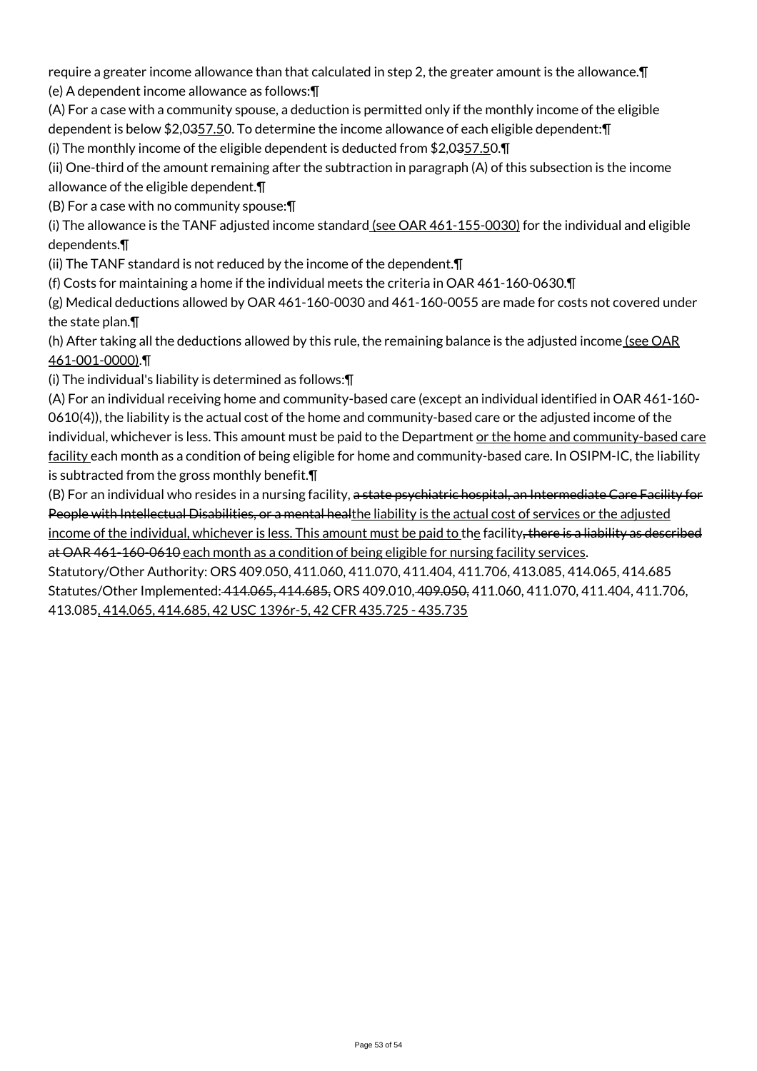require a greater income allowance than that calculated in step 2, the greater amount is the allowance.¶

(e) A dependent income allowance as follows:¶

(A) For a case with a community spouse, a deduction is permitted only if the monthly income of the eligible dependent is below $2,0357.50. To determine the income allowance of each eligible dependent:¶

(i) The monthly income of the eligible dependent is deducted from $2,0357.50.¶

(ii) One-third of the amount remaining after the subtraction in paragraph (A) of this subsection is the income allowance of the eligible dependent.¶

(B) For a case with no community spouse:¶

(i) The allowance is the TANF adjusted income standard (see OAR 461-155-0030) for the individual and eligible dependents.¶

(ii) The TANF standard is not reduced by the income of the dependent.¶

(f) Costs for maintaining a home if the individual meets the criteria in OAR 461-160-0630.¶

(g) Medical deductions allowed by OAR 461-160-0030 and 461-160-0055 are made for costs not covered under the state plan.¶

(h) After taking all the deductions allowed by this rule, the remaining balance is the adjusted income (see OAR 461-001-0000).¶

(i) The individual's liability is determined as follows:¶

(A) For an individual receiving home and community-based care (except an individual identified in OAR 461-160-0610(4)), the liability is the actual cost of the home and community-based care or the adjusted income of the individual, whichever is less. This amount must be paid to the Department or the home and community-based care facility each month as a condition of being eligible for home and community-based care. In OSIPM-IC, the liability is subtracted from the gross monthly benefit.¶

(B) For an individual who resides in a nursing facility, ~~a state psychiatric hospital, an Intermediate Care Facility for People with Intellectual Disabilities, or a mental heal~~the liability is the actual cost of services or the adjusted income of the individual, whichever is less. This amount must be paid to the facility~~, there is a liability as described at OAR 461-160-0610~~ each month as a condition of being eligible for nursing facility services.

Statutory/Other Authority: ORS 409.050, 411.060, 411.070, 411.404, 411.706, 413.085, 414.065, 414.685

Statutes/Other Implemented: ~~414.065, 414.685,~~ ORS 409.010, ~~409.050,~~ 411.060, 411.070, 411.404, 411.706, 413.085, 414.065, 414.685, 42 USC 1396r-5, 42 CFR 435.725 - 435.735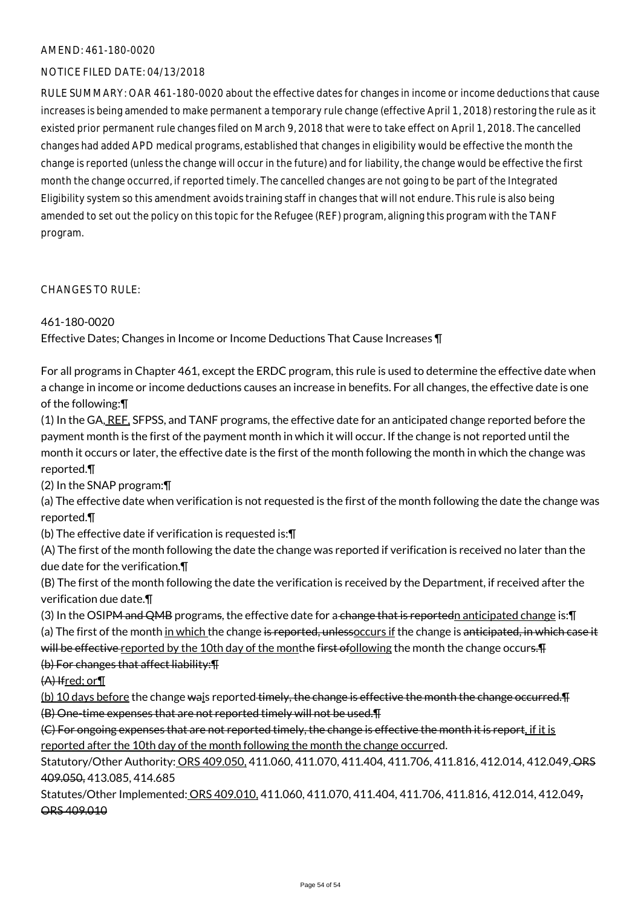AMEND: 461-180-0020

NOTICE FILED DATE: 04/13/2018

RULE SUMMARY: OAR 461-180-0020 about the effective dates for changes in income or income deductions that cause increases is being amended to make permanent a temporary rule change (effective April 1, 2018) restoring the rule as it existed prior permanent rule changes filed on March 9, 2018 that were to take effect on April 1, 2018. The cancelled changes had added APD medical programs, established that changes in eligibility would be effective the month the change is reported (unless the change will occur in the future) and for liability, the change would be effective the first month the change occurred, if reported timely. The cancelled changes are not going to be part of the Integrated Eligibility system so this amendment avoids training staff in changes that will not endure. This rule is also being amended to set out the policy on this topic for the Refugee (REF) program, aligning this program with the TANF program.

CHANGES TO RULE:

461-180-0020
Effective Dates; Changes in Income or Income Deductions That Cause Increases ¶

For all programs in Chapter 461, except the ERDC program, this rule is used to determine the effective date when a change in income or income deductions causes an increase in benefits. For all changes, the effective date is one of the following:¶
(1) In the GA, REF, SFPSS, and TANF programs, the effective date for an anticipated change reported before the payment month is the first of the payment month in which it will occur. If the change is not reported until the month it occurs or later, the effective date is the first of the month following the month in which the change was reported.¶
(2) In the SNAP program:¶
(a) The effective date when verification is not requested is the first of the month following the date the change was reported.¶
(b) The effective date if verification is requested is:¶
(A) The first of the month following the date the change was reported if verification is received no later than the due date for the verification.¶
(B) The first of the month following the date the verification is received by the Department, if received after the verification due date.¶
(3) In the OSIPM and QMB programs, the effective date for a change that is reportedn anticipated change is:¶
(a) The first of the month in which the change is reported, unlessoccurs if the change is anticipated, in which case it will be effective reported by the 10th day of the monthe first ofollowing the month the change occurs.¶
(b) For changes that affect liability:¶
(A) Ifred; or¶
(b) 10 days before the change wais reported timely, the change is effective the month the change occurred.¶
(B) One-time expenses that are not reported timely will not be used.¶
(C) For ongoing expenses that are not reported timely, the change is effective the month it is report, if it is reported after the 10th day of the month following the month the change occurred.
Statutory/Other Authority: ORS 409.050, 411.060, 411.070, 411.404, 411.706, 411.816, 412.014, 412.049, ORS 409.050, 413.085, 414.685
Statutes/Other Implemented: ORS 409.010, 411.060, 411.070, 411.404, 411.706, 411.816, 412.014, 412.049, ORS 409.010